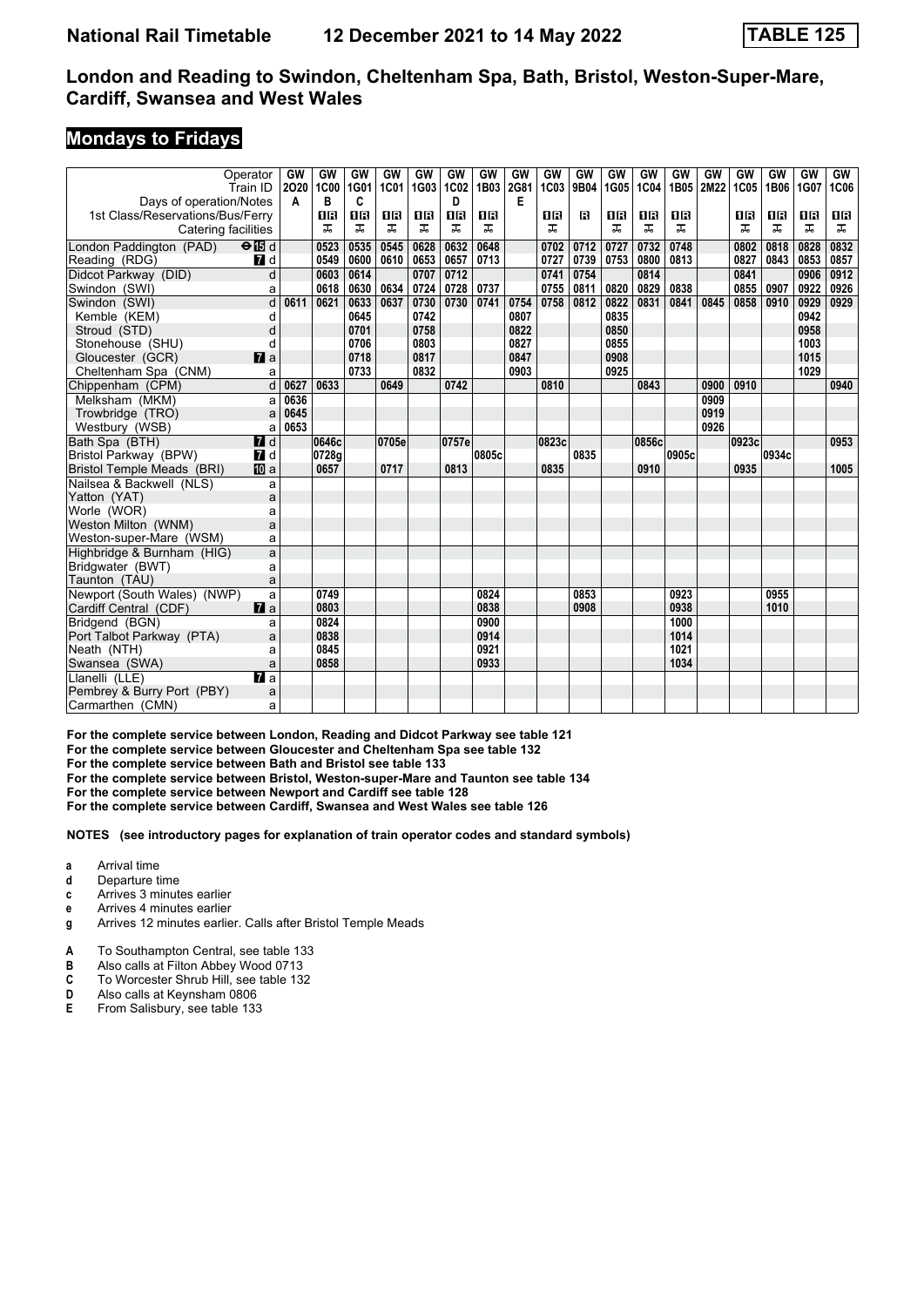# London and Reading to Swindon, Cheltenham Spa, Bath, Bristol, Weston-Super-Mare, Cardiff, Swansea and West Wales

National Rail Timetable 12 December 2021 to 14 May 2022 — TABLE 125

## Mondays to Fridays

| Operator | | GW | GW | GW | GW | GW | GW | GW | GW | GW | GW | GW | GW | GW | GW | GW | GW | GW | GW |
|---|---|---|---|---|---|---|---|---|---|---|---|---|---|---|---|---|---|---|---|
| Train ID | | 2O20 | 1C00 | 1G01 | 1C01 | 1G03 | 1C02 | 1B03 | 2G81 | 1C03 | 9B04 | 1G05 | 1C04 | 1B05 | 2M22 | 1C05 | 1B06 | 1G07 | 1C06 |
| Days of operation/Notes | | A | B | C | | | D | | E | | | | | | | | | | |
| 1st Class/Reservations/Bus/Ferry | | | 1R | 1R | 1R | 1R | 1R | 1R | | 1R | R | 1R | 1R | 1R | | 1R | 1R | 1R | 1R |
| Catering facilities | | | ✠ | ✠ | ✠ | ✠ | ✠ | ✠ | | ✠ | | ✠ | ✠ | ✠ | | ✠ | ✠ | ✠ | ✠ |
| London Paddington (PAD) ⊖ 15 | d | | 0523 | 0535 | 0545 | 0628 | 0632 | 0648 | | 0702 | 0712 | 0727 | 0732 | 0748 | | 0802 | 0818 | 0828 | 0832 |
| Reading (RDG) 7 | d | | 0549 | 0600 | 0610 | 0653 | 0657 | 0713 | | 0727 | 0739 | 0753 | 0800 | 0813 | | 0827 | 0843 | 0853 | 0857 |
| Didcot Parkway (DID) | d | | 0603 | 0614 | | 0707 | 0712 | | | 0741 | 0754 | | 0814 | | | 0841 | | 0906 | 0912 |
| Swindon (SWI) | a | | 0618 | 0630 | 0634 | 0724 | 0728 | 0737 | | 0755 | 0811 | 0820 | 0829 | 0838 | | 0855 | 0907 | 0922 | 0926 |
| Swindon (SWI) | d | 0611 | 0621 | 0633 | 0637 | 0730 | 0730 | 0741 | 0754 | 0758 | 0812 | 0822 | 0831 | 0841 | 0845 | 0858 | 0910 | 0929 | 0929 |
| Kemble (KEM) | d | | | 0645 | | 0742 | | | 0807 | | | 0835 | | | | | | 0942 | |
| Stroud (STD) | d | | | 0701 | | 0758 | | | 0822 | | | 0850 | | | | | | 0958 | |
| Stonehouse (SHU) | d | | | 0706 | | 0803 | | | 0827 | | | 0855 | | | | | | 1003 | |
| Gloucester (GCR) 7 | a | | | 0718 | | 0817 | | | 0847 | | | 0908 | | | | | | 1015 | |
| Cheltenham Spa (CNM) | a | | | 0733 | | 0832 | | | 0903 | | | 0925 | | | | | | 1029 | |
| Chippenham (CPM) | d | 0627 | 0633 | | 0649 | | 0742 | | | 0810 | | | 0843 | | 0900 | 0910 | | | 0940 |
| Melksham (MKM) | a | 0636 | | | | | | | | | | | | | 0909 | | | | |
| Trowbridge (TRO) | a | 0645 | | | | | | | | | | | | | 0919 | | | | |
| Westbury (WSB) | a | 0653 | | | | | | | | | | | | | 0926 | | | | |
| Bath Spa (BTH) 7 | d | | 0646c | | 0705e | | 0757e | | | 0823c | | | 0856c | | | 0923c | | | 0953 |
| Bristol Parkway (BPW) 7 | d | | 0728g | | | | | 0805c | | | 0835 | | | 0905c | | | 0934c | | |
| Bristol Temple Meads (BRI) 10 | a | | 0657 | | 0717 | | 0813 | | | 0835 | | | 0910 | | | 0935 | | | 1005 |
| Nailsea & Backwell (NLS) | a | | | | | | | | | | | | | | | | | | |
| Yatton (YAT) | a | | | | | | | | | | | | | | | | | | |
| Worle (WOR) | a | | | | | | | | | | | | | | | | | | |
| Weston Milton (WNM) | a | | | | | | | | | | | | | | | | | | |
| Weston-super-Mare (WSM) | a | | | | | | | | | | | | | | | | | | |
| Highbridge & Burnham (HIG) | a | | | | | | | | | | | | | | | | | | |
| Bridgwater (BWT) | a | | | | | | | | | | | | | | | | | | |
| Taunton (TAU) | a | | | | | | | | | | | | | | | | | | |
| Newport (South Wales) (NWP) | a | | 0749 | | | | | 0824 | | | 0853 | | | 0923 | | | 0955 | | |
| Cardiff Central (CDF) 7 | a | | 0803 | | | | | 0838 | | | 0908 | | | 0938 | | | 1010 | | |
| Bridgend (BGN) | a | | 0824 | | | | | 0900 | | | | | | 1000 | | | | | |
| Port Talbot Parkway (PTA) | a | | 0838 | | | | | 0914 | | | | | | 1014 | | | | | |
| Neath (NTH) | a | | 0845 | | | | | 0921 | | | | | | 1021 | | | | | |
| Swansea (SWA) | a | | 0858 | | | | | 0933 | | | | | | 1034 | | | | | |
| Llanelli (LLE) 7 | a | | | | | | | | | | | | | | | | | | |
| Pembrey & Burry Port (PBY) | a | | | | | | | | | | | | | | | | | | |
| Carmarthen (CMN) | a | | | | | | | | | | | | | | | | | | |

**For the complete service between London, Reading and Didcot Parkway see table 121**
**For the complete service between Gloucester and Cheltenham Spa see table 132**
**For the complete service between Bath and Bristol see table 133**
**For the complete service between Bristol, Weston-super-Mare and Taunton see table 134**
**For the complete service between Newport and Cardiff see table 128**
**For the complete service between Cardiff, Swansea and West Wales see table 126**

**NOTES (see introductory pages for explanation of train operator codes and standard symbols)**

- **a** Arrival time
- **d** Departure time
- **c** Arrives 3 minutes earlier
- **e** Arrives 4 minutes earlier
- **g** Arrives 12 minutes earlier. Calls after Bristol Temple Meads

- **A** To Southampton Central, see table 133
- **B** Also calls at Filton Abbey Wood 0713
- **C** To Worcester Shrub Hill, see table 132
- **D** Also calls at Keynsham 0806
- **E** From Salisbury, see table 133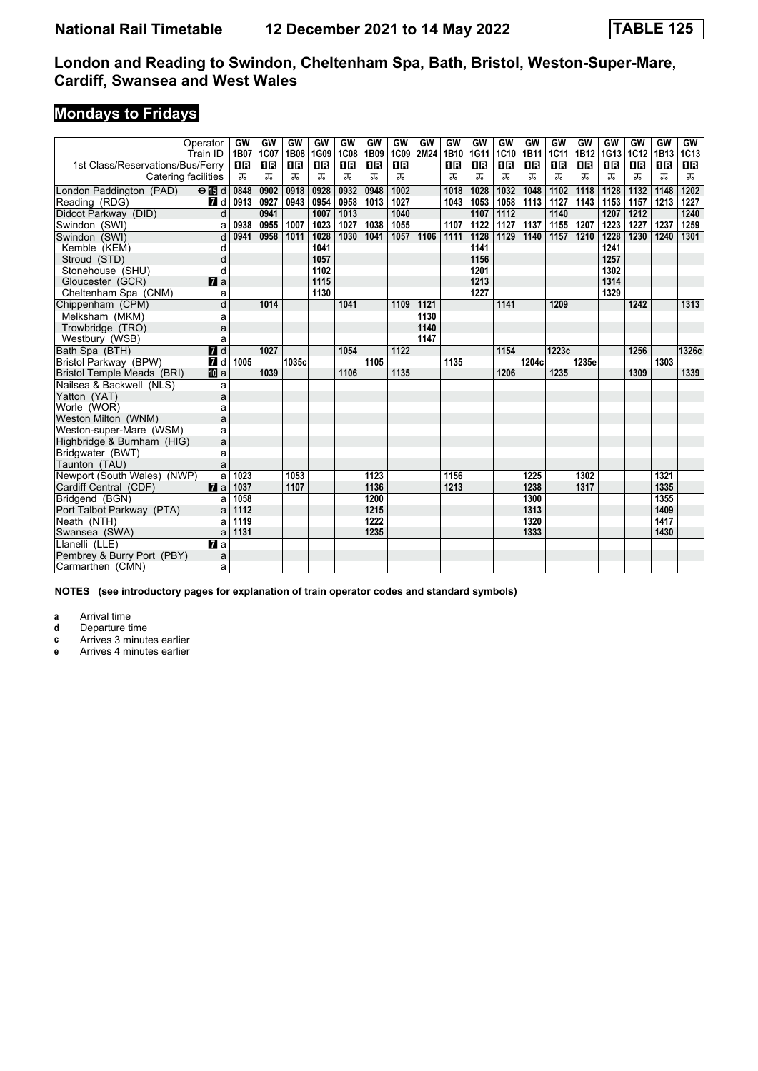## London and Reading to Swindon, Cheltenham Spa, Bath, Bristol, Weston-Super-Mare, Cardiff, Swansea and West Wales

## Mondays to Fridays

| Operator | | GW | GW | GW | GW | GW | GW | GW | GW | GW | GW | GW | GW | GW | GW | GW | GW | GW | GW |
|---|---|---|---|---|---|---|---|---|---|---|---|---|---|---|---|---|---|---|---|
| Train ID | | 1B07 | 1C07 | 1B08 | 1G09 | 1C08 | 1B09 | 1C09 | 2M24 | 1B10 | 1G11 | 1C10 | 1B11 | 1C11 | 1B12 | 1G13 | 1C12 | 1B13 | 1C13 |
| 1st Class/Reservations/Bus/Ferry | | 1R | 1R | 1R | 1R | 1R | 1R | 1R | | 1R | 1R | 1R | 1R | 1R | 1R | 1R | 1R | 1R | 1R |
| Catering facilities | | ⊼ | ⊼ | ⊼ | ⊼ | ⊼ | ⊼ | ⊼ | | ⊼ | ⊼ | ⊼ | ⊼ | ⊼ | ⊼ | ⊼ | ⊼ | ⊼ | ⊼ |
| London Paddington (PAD) | ⊖15 d | 0848 | 0902 | 0918 | 0928 | 0932 | 0948 | 1002 | | 1018 | 1028 | 1032 | 1048 | 1102 | 1118 | 1128 | 1132 | 1148 | 1202 |
| Reading (RDG) | 7 d | 0913 | 0927 | 0943 | 0954 | 0958 | 1013 | 1027 | | 1043 | 1053 | 1058 | 1113 | 1127 | 1143 | 1153 | 1157 | 1213 | 1227 |
| Didcot Parkway (DID) | d | | 0941 | | 1007 | 1013 | | 1040 | | | 1107 | 1112 | | 1140 | | 1207 | 1212 | | 1240 |
| Swindon (SWI) | a | 0938 | 0955 | 1007 | 1023 | 1027 | 1038 | 1055 | | 1107 | 1122 | 1127 | 1137 | 1155 | 1207 | 1223 | 1227 | 1237 | 1259 |
| Swindon (SWI) | d | 0941 | 0958 | 1011 | 1028 | 1030 | 1041 | 1057 | 1106 | 1111 | 1128 | 1129 | 1140 | 1157 | 1210 | 1228 | 1230 | 1240 | 1301 |
| Kemble (KEM) | d | | | | 1041 | | | | | | 1141 | | | | | 1241 | | | |
| Stroud (STD) | d | | | | 1057 | | | | | | 1156 | | | | | 1257 | | | |
| Stonehouse (SHU) | d | | | | 1102 | | | | | | 1201 | | | | | 1302 | | | |
| Gloucester (GCR) | 7 a | | | | 1115 | | | | | | 1213 | | | | | 1314 | | | |
| Cheltenham Spa (CNM) | a | | | | 1130 | | | | | | 1227 | | | | | 1329 | | | |
| Chippenham (CPM) | d | | 1014 | | | 1041 | | 1109 | 1121 | | | 1141 | | 1209 | | | 1242 | | 1313 |
| Melksham (MKM) | a | | | | | | | | 1130 | | | | | | | | | | |
| Trowbridge (TRO) | a | | | | | | | | 1140 | | | | | | | | | | |
| Westbury (WSB) | a | | | | | | | | 1147 | | | | | | | | | | |
| Bath Spa (BTH) | 7 d | | 1027 | | | 1054 | | 1122 | | | | 1154 | | 1223c | | | 1256 | | 1326c |
| Bristol Parkway (BPW) | 7 d | 1005 | | 1035c | | | 1105 | | | 1135 | | | 1204c | | 1235e | | | 1303 | |
| Bristol Temple Meads (BRI) | 10 a | | 1039 | | | 1106 | | 1135 | | | | 1206 | | 1235 | | | 1309 | | 1339 |
| Nailsea & Backwell (NLS) | a | | | | | | | | | | | | | | | | | | |
| Yatton (YAT) | a | | | | | | | | | | | | | | | | | | |
| Worle (WOR) | a | | | | | | | | | | | | | | | | | | |
| Weston Milton (WNM) | a | | | | | | | | | | | | | | | | | | |
| Weston-super-Mare (WSM) | a | | | | | | | | | | | | | | | | | | |
| Highbridge & Burnham (HIG) | a | | | | | | | | | | | | | | | | | | |
| Bridgwater (BWT) | a | | | | | | | | | | | | | | | | | | |
| Taunton (TAU) | a | | | | | | | | | | | | | | | | | | |
| Newport (South Wales) (NWP) | a | 1023 | | 1053 | | | 1123 | | | 1156 | | | 1225 | | 1302 | | | 1321 | |
| Cardiff Central (CDF) | 7 a | 1037 | | 1107 | | | 1136 | | | 1213 | | | 1238 | | 1317 | | | 1335 | |
| Bridgend (BGN) | a | 1058 | | | | | 1200 | | | | | | 1300 | | | | | 1355 | |
| Port Talbot Parkway (PTA) | a | 1112 | | | | | 1215 | | | | | | 1313 | | | | | 1409 | |
| Neath (NTH) | a | 1119 | | | | | 1222 | | | | | | 1320 | | | | | 1417 | |
| Swansea (SWA) | a | 1131 | | | | | 1235 | | | | | | 1333 | | | | | 1430 | |
| Llanelli (LLE) | 7 a | | | | | | | | | | | | | | | | | | |
| Pembrey & Burry Port (PBY) | a | | | | | | | | | | | | | | | | | | |
| Carmarthen (CMN) | a | | | | | | | | | | | | | | | | | | |

**NOTES (see introductory pages for explanation of train operator codes and standard symbols)**

- **a** Arrival time
- **d** Departure time
- **c** Arrives 3 minutes earlier
- **e** Arrives 4 minutes earlier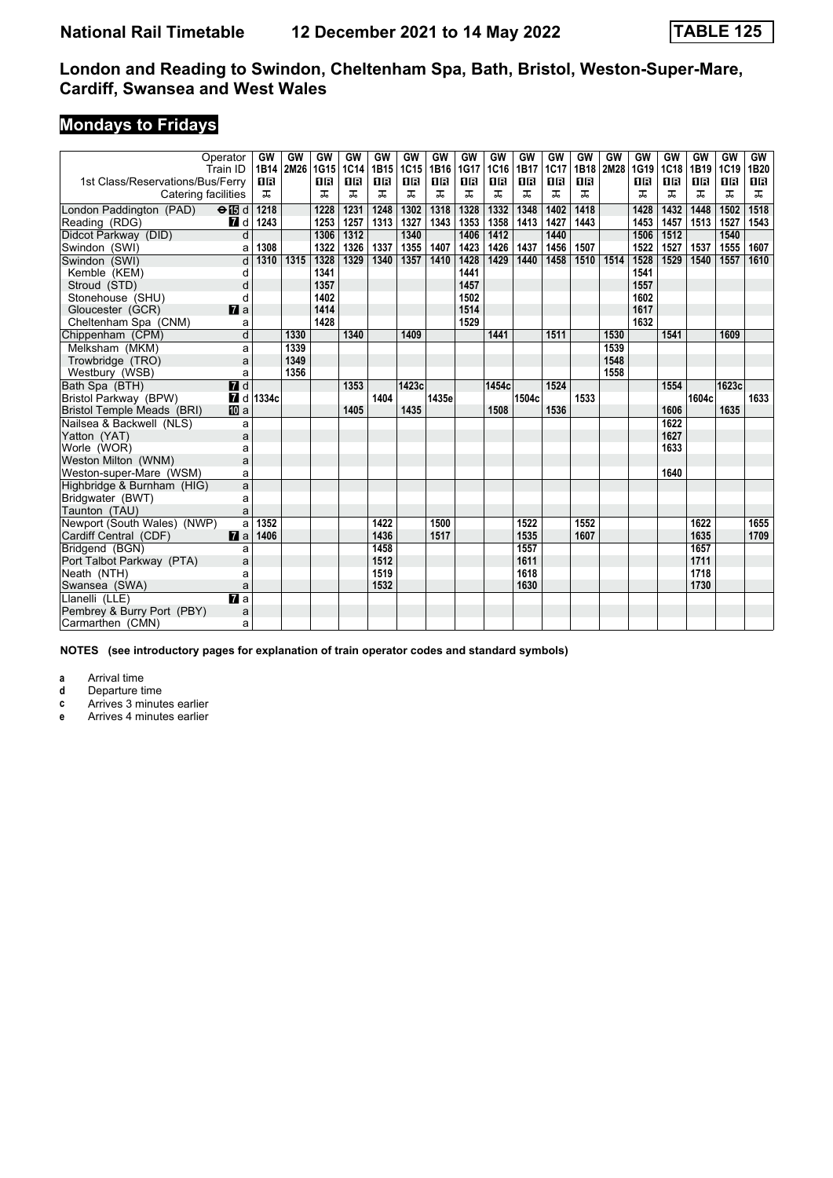# National Rail Timetable 12 December 2021 to 14 May 2022 TABLE 125

## London and Reading to Swindon, Cheltenham Spa, Bath, Bristol, Weston-Super-Mare, Cardiff, Swansea and West Wales

## Mondays to Fridays

| Operator | | GW | GW | GW | GW | GW | GW | GW | GW | GW | GW | GW | GW | GW | GW | GW | GW | GW | GW |
|---|---|---|---|---|---|---|---|---|---|---|---|---|---|---|---|---|---|---|---|
| Train ID | | 1B14 | 2M26 | 1G15 | 1C14 | 1B15 | 1C15 | 1B16 | 1G17 | 1C16 | 1B17 | 1C17 | 1B18 | 2M28 | 1G19 | 1C18 | 1B19 | 1C19 | 1B20 |
| 1st Class/Reservations/Bus/Ferry | | 1R | | 1R | 1R | 1R | 1R | 1R | 1R | 1R | 1R | 1R | 1R | | 1R | 1R | 1R | 1R | 1R |
| Catering facilities | | ⊼ | | ⊼ | ⊼ | ⊼ | ⊼ | ⊼ | ⊼ | ⊼ | ⊼ | ⊼ | ⊼ | | ⊼ | ⊼ | ⊼ | ⊼ | ⊼ |
| London Paddington (PAD) ⊖15 | d | 1218 | | 1228 | 1231 | 1248 | 1302 | 1318 | 1328 | 1332 | 1348 | 1402 | 1418 | | 1428 | 1432 | 1448 | 1502 | 1518 |
| Reading (RDG) 7 | d | 1243 | | 1253 | 1257 | 1313 | 1327 | 1343 | 1353 | 1358 | 1413 | 1427 | 1443 | | 1453 | 1457 | 1513 | 1527 | 1543 |
| Didcot Parkway (DID) | d | | | 1306 | 1312 | | 1340 | | 1406 | 1412 | | 1440 | | | 1506 | 1512 | | 1540 | |
| Swindon (SWI) | a | 1308 | | 1322 | 1326 | 1337 | 1355 | 1407 | 1423 | 1426 | 1437 | 1456 | 1507 | | 1522 | 1527 | 1537 | 1555 | 1607 |
| Swindon (SWI) | d | 1310 | 1315 | 1328 | 1329 | 1340 | 1357 | 1410 | 1428 | 1429 | 1440 | 1458 | 1510 | 1514 | 1528 | 1529 | 1540 | 1557 | 1610 |
| Kemble (KEM) | d | | | 1341 | | | | | 1441 | | | | | | 1541 | | | | |
| Stroud (STD) | d | | | 1357 | | | | | 1457 | | | | | | 1557 | | | | |
| Stonehouse (SHU) | d | | | 1402 | | | | | 1502 | | | | | | 1602 | | | | |
| Gloucester (GCR) 7 | a | | | 1414 | | | | | 1514 | | | | | | 1617 | | | | |
| Cheltenham Spa (CNM) | a | | | 1428 | | | | | 1529 | | | | | | 1632 | | | | |
| Chippenham (CPM) | d | | 1330 | | 1340 | | 1409 | | | 1441 | | 1511 | | 1530 | | 1541 | | 1609 | |
| Melksham (MKM) | a | | 1339 | | | | | | | | | | | 1539 | | | | | |
| Trowbridge (TRO) | a | | 1349 | | | | | | | | | | | 1548 | | | | | |
| Westbury (WSB) | a | | 1356 | | | | | | | | | | | 1558 | | | | | |
| Bath Spa (BTH) 7 | d | | | | 1353 | | 1423c | | | 1454c | | 1524 | | | | 1554 | | 1623c | |
| Bristol Parkway (BPW) 7 | d | 1334c | | | | 1404 | | 1435e | | | 1504c | | 1533 | | | | 1604c | | 1633 |
| Bristol Temple Meads (BRI) 10 | a | | | | 1405 | | 1435 | | | 1508 | | 1536 | | | | 1606 | | 1635 | |
| Nailsea & Backwell (NLS) | a | | | | | | | | | | | | | | | 1622 | | | |
| Yatton (YAT) | a | | | | | | | | | | | | | | | 1627 | | | |
| Worle (WOR) | a | | | | | | | | | | | | | | | 1633 | | | |
| Weston Milton (WNM) | a | | | | | | | | | | | | | | | | | | |
| Weston-super-Mare (WSM) | a | | | | | | | | | | | | | | | 1640 | | | |
| Highbridge & Burnham (HIG) | a | | | | | | | | | | | | | | | | | | |
| Bridgwater (BWT) | a | | | | | | | | | | | | | | | | | | |
| Taunton (TAU) | a | | | | | | | | | | | | | | | | | | |
| Newport (South Wales) (NWP) | a | 1352 | | | | 1422 | | 1500 | | | 1522 | | 1552 | | | | 1622 | | 1655 |
| Cardiff Central (CDF) 7 | a | 1406 | | | | 1436 | | 1517 | | | 1535 | | 1607 | | | | 1635 | | 1709 |
| Bridgend (BGN) | a | | | | | 1458 | | | | | 1557 | | | | | | 1657 | | |
| Port Talbot Parkway (PTA) | a | | | | | 1512 | | | | | 1611 | | | | | | 1711 | | |
| Neath (NTH) | a | | | | | 1519 | | | | | 1618 | | | | | | 1718 | | |
| Swansea (SWA) | a | | | | | 1532 | | | | | 1630 | | | | | | 1730 | | |
| Llanelli (LLE) 7 | a | | | | | | | | | | | | | | | | | | |
| Pembrey & Burry Port (PBY) | a | | | | | | | | | | | | | | | | | | |
| Carmarthen (CMN) | a | | | | | | | | | | | | | | | | | | |

**NOTES (see introductory pages for explanation of train operator codes and standard symbols)**

- **a** Arrival time
- **d** Departure time
- **c** Arrives 3 minutes earlier
- **e** Arrives 4 minutes earlier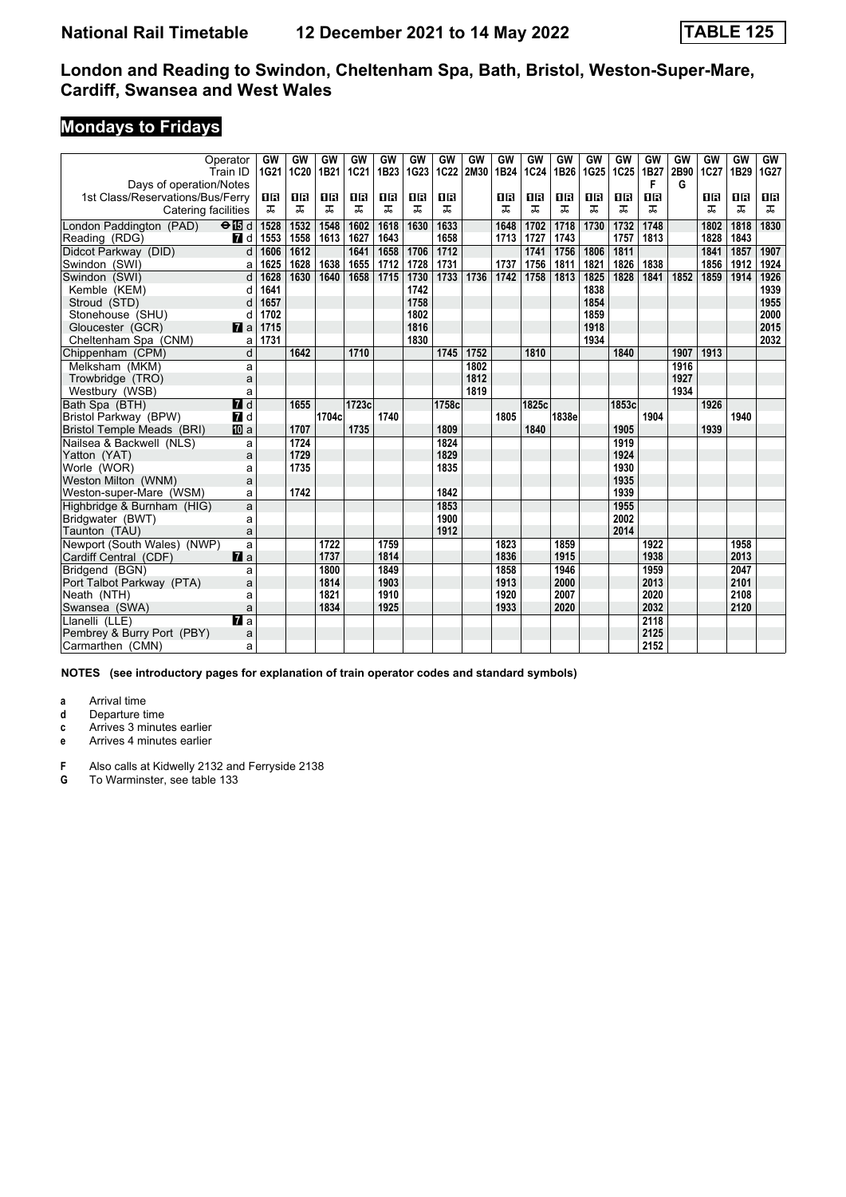# National Rail Timetable 12 December 2021 to 14 May 2022 TABLE 125

## London and Reading to Swindon, Cheltenham Spa, Bath, Bristol, Weston-Super-Mare, Cardiff, Swansea and West Wales

## Mondays to Fridays

| Operator | | GW | GW | GW | GW | GW | GW | GW | GW | GW | GW | GW | GW | GW | GW | GW | GW | GW | GW |
|---|---|---|---|---|---|---|---|---|---|---|---|---|---|---|---|---|---|---|---|
| Train ID | | 1G21 | 1C20 | 1B21 | 1C21 | 1B23 | 1G23 | 1C22 | 2M30 | 1B24 | 1C24 | 1B26 | 1G25 | 1C25 | 1B27 | 2B90 | 1C27 | 1B29 | 1G27 |
| Days of operation/Notes | | | | | | | | | | | | | | | F | G | | | |
| 1st Class/Reservations/Bus/Ferry | | 1R | 1R | 1R | 1R | 1R | 1R | 1R | | 1R | 1R | 1R | 1R | 1R | 1R | | 1R | 1R | 1R |
| Catering facilities | | ⚹ | ⚹ | ⚹ | ⚹ | ⚹ | ⚹ | ⚹ | | ⚹ | ⚹ | ⚹ | ⚹ | ⚹ | ⚹ | | ⚹ | ⚹ | ⚹ |
| London Paddington (PAD) ⊖15 | d | 1528 | 1532 | 1548 | 1602 | 1618 | 1630 | 1633 | | 1648 | 1702 | 1718 | 1730 | 1732 | 1748 | | 1802 | 1818 | 1830 |
| Reading (RDG) 7 | d | 1553 | 1558 | 1613 | 1627 | 1643 | | 1658 | | 1713 | 1727 | 1743 | | 1757 | 1813 | | 1828 | 1843 | |
| Didcot Parkway (DID) | d | 1606 | 1612 | | 1641 | 1658 | 1706 | 1712 | | | 1741 | 1756 | 1806 | 1811 | | | 1841 | 1857 | 1907 |
| Swindon (SWI) | a | 1625 | 1628 | 1638 | 1655 | 1712 | 1728 | 1731 | | 1737 | 1756 | 1811 | 1821 | 1826 | 1838 | | 1856 | 1912 | 1924 |
| Swindon (SWI) | d | 1628 | 1630 | 1640 | 1658 | 1715 | 1730 | 1733 | 1736 | 1742 | 1758 | 1813 | 1825 | 1828 | 1841 | 1852 | 1859 | 1914 | 1926 |
| Kemble (KEM) | d | 1641 | | | | | 1742 | | | | | | 1838 | | | | | | 1939 |
| Stroud (STD) | d | 1657 | | | | | 1758 | | | | | | 1854 | | | | | | 1955 |
| Stonehouse (SHU) | d | 1702 | | | | | 1802 | | | | | | 1859 | | | | | | 2000 |
| Gloucester (GCR) 7 | a | 1715 | | | | | 1816 | | | | | | 1918 | | | | | | 2015 |
| Cheltenham Spa (CNM) | a | 1731 | | | | | 1830 | | | | | | 1934 | | | | | | 2032 |
| Chippenham (CPM) | d | | 1642 | | 1710 | | | 1745 | 1752 | | 1810 | | | 1840 | | 1907 | 1913 | | |
| Melksham (MKM) | a | | | | | | | | 1802 | | | | | | | 1916 | | | |
| Trowbridge (TRO) | a | | | | | | | | 1812 | | | | | | | 1927 | | | |
| Westbury (WSB) | a | | | | | | | | 1819 | | | | | | | 1934 | | | |
| Bath Spa (BTH) 7 | d | | 1655 | | 1723c | | | 1758c | | | 1825c | | | 1853c | | | 1926 | | |
| Bristol Parkway (BPW) 7 | d | | | 1704c | | 1740 | | | | 1805 | | 1838e | | | 1904 | | | 1940 | |
| Bristol Temple Meads (BRI) 10 | a | | 1707 | | 1735 | | | 1809 | | | 1840 | | | 1905 | | | 1939 | | |
| Nailsea & Backwell (NLS) | a | | 1724 | | | | | 1824 | | | | | | 1919 | | | | | |
| Yatton (YAT) | a | | 1729 | | | | | 1829 | | | | | | 1924 | | | | | |
| Worle (WOR) | a | | 1735 | | | | | 1835 | | | | | | 1930 | | | | | |
| Weston Milton (WNM) | a | | | | | | | | | | | | | 1935 | | | | | |
| Weston-super-Mare (WSM) | a | | 1742 | | | | | 1842 | | | | | | 1939 | | | | | |
| Highbridge & Burnham (HIG) | a | | | | | | | 1853 | | | | | | 1955 | | | | | |
| Bridgwater (BWT) | a | | | | | | | 1900 | | | | | | 2002 | | | | | |
| Taunton (TAU) | a | | | | | | | 1912 | | | | | | 2014 | | | | | |
| Newport (South Wales) (NWP) | a | | | 1722 | | 1759 | | | | 1823 | | 1859 | | | 1922 | | | 1958 | |
| Cardiff Central (CDF) 7 | a | | | 1737 | | 1814 | | | | 1836 | | 1915 | | | 1938 | | | 2013 | |
| Bridgend (BGN) | a | | | 1800 | | 1849 | | | | 1858 | | 1946 | | | 1959 | | | 2047 | |
| Port Talbot Parkway (PTA) | a | | | 1814 | | 1903 | | | | 1913 | | 2000 | | | 2013 | | | 2101 | |
| Neath (NTH) | a | | | 1821 | | 1910 | | | | 1920 | | 2007 | | | 2020 | | | 2108 | |
| Swansea (SWA) | a | | | 1834 | | 1925 | | | | 1933 | | 2020 | | | 2032 | | | 2120 | |
| Llanelli (LLE) 7 | a | | | | | | | | | | | | | | 2118 | | | | |
| Pembrey & Burry Port (PBY) | a | | | | | | | | | | | | | | 2125 | | | | |
| Carmarthen (CMN) | a | | | | | | | | | | | | | | 2152 | | | | |

**NOTES (see introductory pages for explanation of train operator codes and standard symbols)**

- **a** Arrival time
- **d** Departure time
- **c** Arrives 3 minutes earlier
- **e** Arrives 4 minutes earlier

- **F** Also calls at Kidwelly 2132 and Ferryside 2138
- **G** To Warminster, see table 133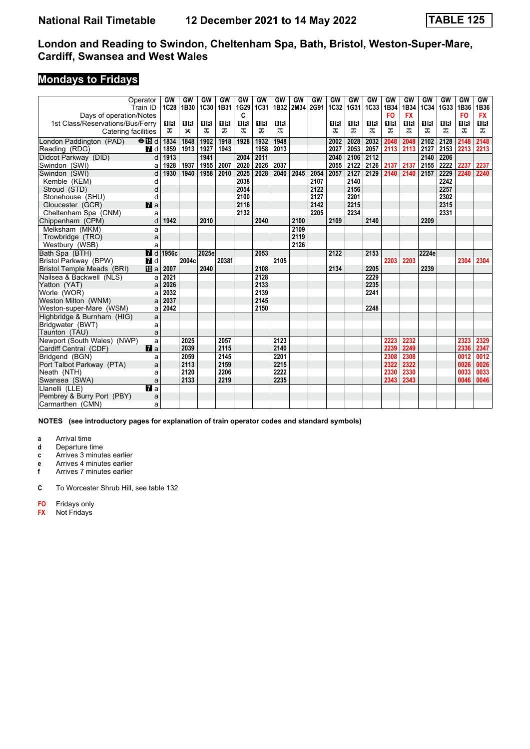# National Rail Timetable — 12 December 2021 to 14 May 2022 — TABLE 125

## London and Reading to Swindon, Cheltenham Spa, Bath, Bristol, Weston-Super-Mare, Cardiff, Swansea and West Wales

### Mondays to Fridays

| Operator | | GW | GW | GW | GW | GW | GW | GW | GW | GW | GW | GW | GW | GW | GW | GW | GW | GW | GW |
|---|---|---|---|---|---|---|---|---|---|---|---|---|---|---|---|---|---|---|---|
| Train ID | | 1C28 | 1B30 | 1C30 | 1B31 | 1G29 | 1C31 | 1B32 | 2M34 | 2G91 | 1C32 | 1G31 | 1C33 | 1B34 | 1B34 | 1C34 | 1G33 | 1B36 | 1B36 |
| Days of operation/Notes | | | | | | C | | | | | | | | FO | FX | | | FO | FX |
| 1st Class/Reservations/Bus/Ferry | | 1R | 1R | 1R | 1R | 1R | 1R | 1R | | | 1R | 1R | 1R | 1R | 1R | 1R | 1R | 1R | 1R |
| Catering facilities | | ⊼ | ✕ | ⊼ | ⊼ | ⊼ | ⊼ | ⊼ | | | ⊼ | ⊼ | ⊼ | ⊼ | ⊼ | ⊼ | ⊼ | ⊼ | ⊼ |
| London Paddington (PAD) ⊖ 15 | d | 1834 | 1848 | 1902 | 1918 | 1928 | 1932 | 1948 | | | 2002 | 2028 | 2032 | 2048 | 2048 | 2102 | 2128 | 2148 | 2148 |
| Reading (RDG) 7 | d | 1859 | 1913 | 1927 | 1943 | | 1958 | 2013 | | | 2027 | 2053 | 2057 | 2113 | 2113 | 2127 | 2153 | 2213 | 2213 |
| Didcot Parkway (DID) | d | 1913 | | 1941 | | 2004 | 2011 | | | | 2040 | 2106 | 2112 | | | 2140 | 2206 | | |
| Swindon (SWI) | a | 1928 | 1937 | 1955 | 2007 | 2020 | 2026 | 2037 | | | 2055 | 2122 | 2126 | 2137 | 2137 | 2155 | 2222 | 2237 | 2237 |
| Swindon (SWI) | d | 1930 | 1940 | 1958 | 2010 | 2025 | 2028 | 2040 | 2045 | 2054 | 2057 | 2127 | 2129 | 2140 | 2140 | 2157 | 2229 | 2240 | 2240 |
| Kemble (KEM) | d | | | | | 2038 | | | | 2107 | | 2140 | | | | | 2242 | | |
| Stroud (STD) | d | | | | | 2054 | | | | 2122 | | 2156 | | | | | 2257 | | |
| Stonehouse (SHU) | d | | | | | 2100 | | | | 2127 | | 2201 | | | | | 2302 | | |
| Gloucester (GCR) 7 | a | | | | | 2116 | | | | 2142 | | 2215 | | | | | 2315 | | |
| Cheltenham Spa (CNM) | a | | | | | 2132 | | | | 2205 | | 2234 | | | | | 2331 | | |
| Chippenham (CPM) | d | 1942 | | 2010 | | | 2040 | | 2100 | | 2109 | | 2140 | | | 2209 | | | |
| Melksham (MKM) | a | | | | | | | | 2109 | | | | | | | | | | |
| Trowbridge (TRO) | a | | | | | | | | 2119 | | | | | | | | | | |
| Westbury (WSB) | a | | | | | | | | 2126 | | | | | | | | | | |
| Bath Spa (BTH) 7 | d | 1956c | | 2025e | | | 2053 | | | | 2122 | | 2153 | | | 2224e | | | |
| Bristol Parkway (BPW) 7 | d | | 2004c | | 2038f | | | 2105 | | | | | | 2203 | 2203 | | | 2304 | 2304 |
| Bristol Temple Meads (BRI) 10 | a | 2007 | | 2040 | | | 2108 | | | | 2134 | | 2205 | | | 2239 | | | |
| Nailsea & Backwell (NLS) | a | 2021 | | | | | 2128 | | | | | | 2229 | | | | | | |
| Yatton (YAT) | a | 2026 | | | | | 2133 | | | | | | 2235 | | | | | | |
| Worle (WOR) | a | 2032 | | | | | 2139 | | | | | | 2241 | | | | | | |
| Weston Milton (WNM) | a | 2037 | | | | | 2145 | | | | | | | | | | | | |
| Weston-super-Mare (WSM) | a | 2042 | | | | | 2150 | | | | | | 2248 | | | | | | |
| Highbridge & Burnham (HIG) | a | | | | | | | | | | | | | | | | | | |
| Bridgwater (BWT) | a | | | | | | | | | | | | | | | | | | |
| Taunton (TAU) | a | | | | | | | | | | | | | | | | | | |
| Newport (South Wales) (NWP) | a | | 2025 | | 2057 | | | 2123 | | | | | | 2223 | 2232 | | | 2323 | 2329 |
| Cardiff Central (CDF) 7 | a | | 2039 | | 2115 | | | 2140 | | | | | | 2239 | 2249 | | | 2336 | 2347 |
| Bridgend (BGN) | a | | 2059 | | 2145 | | | 2201 | | | | | | 2308 | 2308 | | | 0012 | 0012 |
| Port Talbot Parkway (PTA) | a | | 2113 | | 2159 | | | 2215 | | | | | | 2322 | 2322 | | | 0026 | 0026 |
| Neath (NTH) | a | | 2120 | | 2206 | | | 2222 | | | | | | 2330 | 2330 | | | 0033 | 0033 |
| Swansea (SWA) | a | | 2133 | | 2219 | | | 2235 | | | | | | 2343 | 2343 | | | 0046 | 0046 |
| Llanelli (LLE) 7 | a | | | | | | | | | | | | | | | | | | |
| Pembrey & Burry Port (PBY) | a | | | | | | | | | | | | | | | | | | |
| Carmarthen (CMN) | a | | | | | | | | | | | | | | | | | | |

**NOTES (see introductory pages for explanation of train operator codes and standard symbols)**

- **a** Arrival time
- **d** Departure time
- **c** Arrives 3 minutes earlier
- **e** Arrives 4 minutes earlier
- **f** Arrives 7 minutes earlier

- **C** To Worcester Shrub Hill, see table 132

- **FO** Fridays only
- **FX** Not Fridays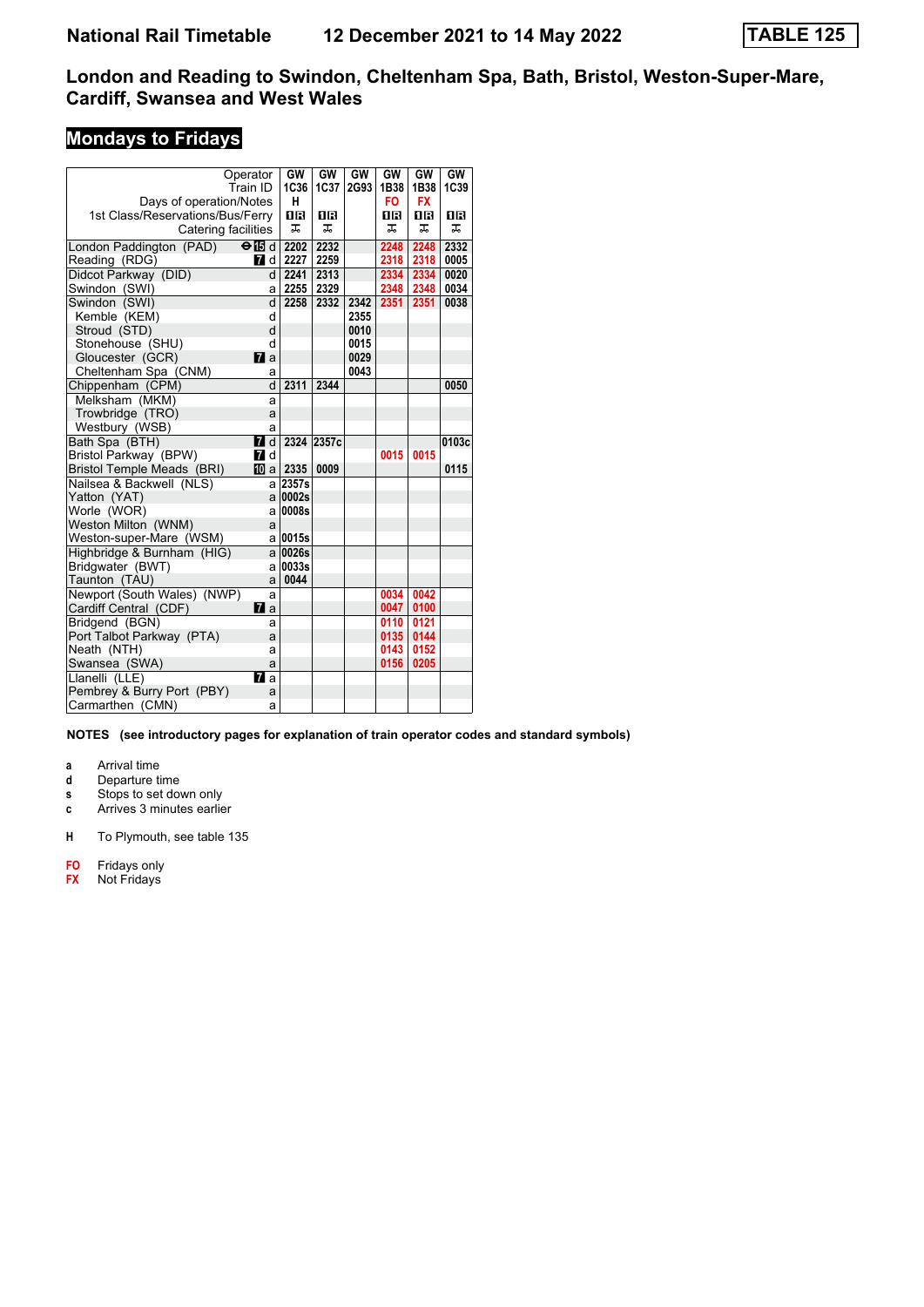# National Rail Timetable 12 December 2021 to 14 May 2022 TABLE 125

## London and Reading to Swindon, Cheltenham Spa, Bath, Bristol, Weston-Super-Mare, Cardiff, Swansea and West Wales

## Mondays to Fridays

| Operator | | GW | GW | GW | GW | GW | GW |
|---|---|---|---|---|---|---|---|
| Train ID | | 1C36 | 1C37 | 2G93 | 1B38 | 1B38 | 1C39 |
| Days of operation/Notes | | H | | | FO | FX | |
| 1st Class/Reservations/Bus/Ferry | | 1R | 1R | | 1R | 1R | 1R |
| Catering facilities | | | | | | | |
| London Paddington (PAD) ⊖ 15 | d | 2202 | 2232 | | 2248 | 2248 | 2332 |
| Reading (RDG) 7 | d | 2227 | 2259 | | 2318 | 2318 | 0005 |
| Didcot Parkway (DID) | d | 2241 | 2313 | | 2334 | 2334 | 0020 |
| Swindon (SWI) | a | 2255 | 2329 | | 2348 | 2348 | 0034 |
| Swindon (SWI) | d | 2258 | 2332 | 2342 | 2351 | 2351 | 0038 |
| Kemble (KEM) | d | | | 2355 | | | |
| Stroud (STD) | d | | | 0010 | | | |
| Stonehouse (SHU) | d | | | 0015 | | | |
| Gloucester (GCR) 7 | a | | | 0029 | | | |
| Cheltenham Spa (CNM) | a | | | 0043 | | | |
| Chippenham (CPM) | d | 2311 | 2344 | | | | 0050 |
| Melksham (MKM) | a | | | | | | |
| Trowbridge (TRO) | a | | | | | | |
| Westbury (WSB) | a | | | | | | |
| Bath Spa (BTH) 7 | d | 2324 | 2357c | | | | 0103c |
| Bristol Parkway (BPW) 7 | d | | | | 0015 | 0015 | |
| Bristol Temple Meads (BRI) 10 | a | 2335 | 0009 | | | | 0115 |
| Nailsea & Backwell (NLS) | a | 2357s | | | | | |
| Yatton (YAT) | a | 0002s | | | | | |
| Worle (WOR) | a | 0008s | | | | | |
| Weston Milton (WNM) | a | | | | | | |
| Weston-super-Mare (WSM) | a | 0015s | | | | | |
| Highbridge & Burnham (HIG) | a | 0026s | | | | | |
| Bridgwater (BWT) | a | 0033s | | | | | |
| Taunton (TAU) | a | 0044 | | | | | |
| Newport (South Wales) (NWP) | a | | | | 0034 | 0042 | |
| Cardiff Central (CDF) 7 | a | | | | 0047 | 0100 | |
| Bridgend (BGN) | a | | | | 0110 | 0121 | |
| Port Talbot Parkway (PTA) | a | | | | 0135 | 0144 | |
| Neath (NTH) | a | | | | 0143 | 0152 | |
| Swansea (SWA) | a | | | | 0156 | 0205 | |
| Llanelli (LLE) 7 | a | | | | | | |
| Pembrey & Burry Port (PBY) | a | | | | | | |
| Carmarthen (CMN) | a | | | | | | |

**NOTES (see introductory pages for explanation of train operator codes and standard symbols)**

- **a** Arrival time
- **d** Departure time
- **s** Stops to set down only
- **c** Arrives 3 minutes earlier

- **H** To Plymouth, see table 135

- **FO** Fridays only
- **FX** Not Fridays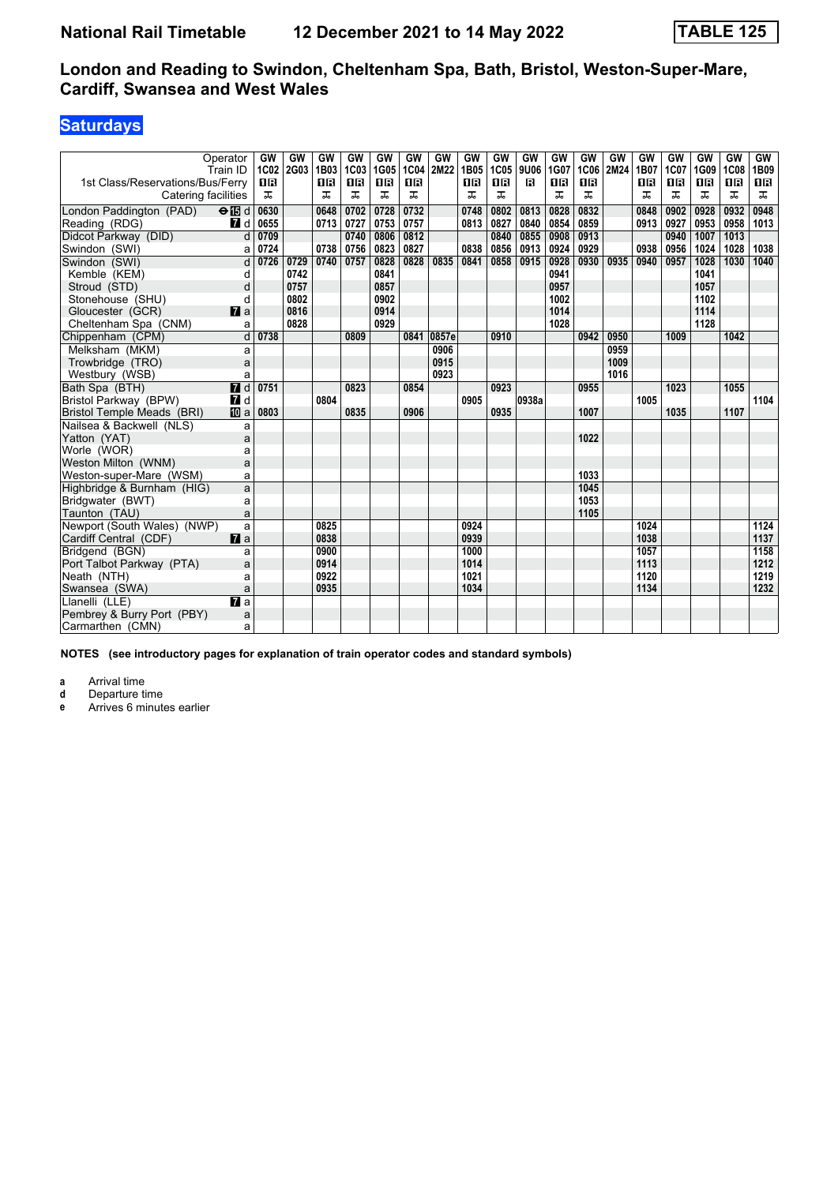# National Rail Timetable 12 December 2021 to 14 May 2022 TABLE 125

## London and Reading to Swindon, Cheltenham Spa, Bath, Bristol, Weston-Super-Mare, Cardiff, Swansea and West Wales

### Saturdays

| Operator | | GW | GW | GW | GW | GW | GW | GW | GW | GW | GW | GW | GW | GW | GW | GW | GW | GW | GW |
|---|---|---|---|---|---|---|---|---|---|---|---|---|---|---|---|---|---|---|---|
| Train ID | | 1C02 | 2G03 | 1B03 | 1C03 | 1G05 | 1C04 | 2M22 | 1B05 | 1C05 | 9U06 | 1G07 | 1C06 | 2M24 | 1B07 | 1C07 | 1G09 | 1C08 | 1B09 |
| 1st Class/Reservations/Bus/Ferry | | 1R | | 1R | 1R | 1R | 1R | | 1R | 1R | R | 1R | 1R | | 1R | 1R | 1R | 1R | 1R |
| Catering facilities | | ⊼ | | ⊼ | ⊼ | ⊼ | ⊼ | | ⊼ | ⊼ | | ⊼ | ⊼ | | ⊼ | ⊼ | ⊼ | ⊼ | ⊼ |
| London Paddington (PAD) ⊖ 15 | d | 0630 | | 0648 | 0702 | 0728 | 0732 | | 0748 | 0802 | 0813 | 0828 | 0832 | | 0848 | 0902 | 0928 | 0932 | 0948 |
| Reading (RDG) 7 | d | 0655 | | 0713 | 0727 | 0753 | 0757 | | 0813 | 0827 | 0840 | 0854 | 0859 | | 0913 | 0927 | 0953 | 0958 | 1013 |
| Didcot Parkway (DID) | d | 0709 | | | 0740 | 0806 | 0812 | | | 0840 | 0855 | 0908 | 0913 | | | 0940 | 1007 | 1013 | |
| Swindon (SWI) | a | 0724 | | 0738 | 0756 | 0823 | 0827 | | 0838 | 0856 | 0913 | 0924 | 0929 | | 0938 | 0956 | 1024 | 1028 | 1038 |
| Swindon (SWI) | d | 0726 | 0729 | 0740 | 0757 | 0828 | 0828 | 0835 | 0841 | 0858 | 0915 | 0928 | 0930 | 0935 | 0940 | 0957 | 1028 | 1030 | 1040 |
| Kemble (KEM) | d | | 0742 | | | 0841 | | | | | | 0941 | | | | | 1041 | | |
| Stroud (STD) | d | | 0757 | | | 0857 | | | | | | 0957 | | | | | 1057 | | |
| Stonehouse (SHU) | d | | 0802 | | | 0902 | | | | | | 1002 | | | | | 1102 | | |
| Gloucester (GCR) 7 | a | | 0816 | | | 0914 | | | | | | 1014 | | | | | 1114 | | |
| Cheltenham Spa (CNM) | a | | 0828 | | | 0929 | | | | | | 1028 | | | | | 1128 | | |
| Chippenham (CPM) | d | 0738 | | | 0809 | | 0841 | 0857e | | 0910 | | | 0942 | 0950 | | 1009 | | 1042 | |
| Melksham (MKM) | a | | | | | | | 0906 | | | | | | 0959 | | | | | |
| Trowbridge (TRO) | a | | | | | | | 0915 | | | | | | 1009 | | | | | |
| Westbury (WSB) | a | | | | | | | 0923 | | | | | | 1016 | | | | | |
| Bath Spa (BTH) 7 | d | 0751 | | | 0823 | | 0854 | | | 0923 | | | 0955 | | | 1023 | | 1055 | |
| Bristol Parkway (BPW) 7 | d | | | 0804 | | | | | 0905 | | 0938a | | | | 1005 | | | | 1104 |
| Bristol Temple Meads (BRI) 10 | a | 0803 | | | 0835 | | 0906 | | | 0935 | | | 1007 | | | 1035 | | 1107 | |
| Nailsea & Backwell (NLS) | a | | | | | | | | | | | | | | | | | | |
| Yatton (YAT) | a | | | | | | | | | | | | 1022 | | | | | | |
| Worle (WOR) | a | | | | | | | | | | | | | | | | | | |
| Weston Milton (WNM) | a | | | | | | | | | | | | | | | | | | |
| Weston-super-Mare (WSM) | a | | | | | | | | | | | | 1033 | | | | | | |
| Highbridge & Burnham (HIG) | a | | | | | | | | | | | | 1045 | | | | | | |
| Bridgwater (BWT) | a | | | | | | | | | | | | 1053 | | | | | | |
| Taunton (TAU) | a | | | | | | | | | | | | 1105 | | | | | | |
| Newport (South Wales) (NWP) | a | | | 0825 | | | | | 0924 | | | | | | 1024 | | | | 1124 |
| Cardiff Central (CDF) 7 | a | | | 0838 | | | | | 0939 | | | | | | 1038 | | | | 1137 |
| Bridgend (BGN) | a | | | 0900 | | | | | 1000 | | | | | | 1057 | | | | 1158 |
| Port Talbot Parkway (PTA) | a | | | 0914 | | | | | 1014 | | | | | | 1113 | | | | 1212 |
| Neath (NTH) | a | | | 0922 | | | | | 1021 | | | | | | 1120 | | | | 1219 |
| Swansea (SWA) | a | | | 0935 | | | | | 1034 | | | | | | 1134 | | | | 1232 |
| Llanelli (LLE) 7 | a | | | | | | | | | | | | | | | | | | |
| Pembrey & Burry Port (PBY) | a | | | | | | | | | | | | | | | | | | |
| Carmarthen (CMN) | a | | | | | | | | | | | | | | | | | | |

**NOTES (see introductory pages for explanation of train operator codes and standard symbols)**

- **a** Arrival time
- **d** Departure time
- **e** Arrives 6 minutes earlier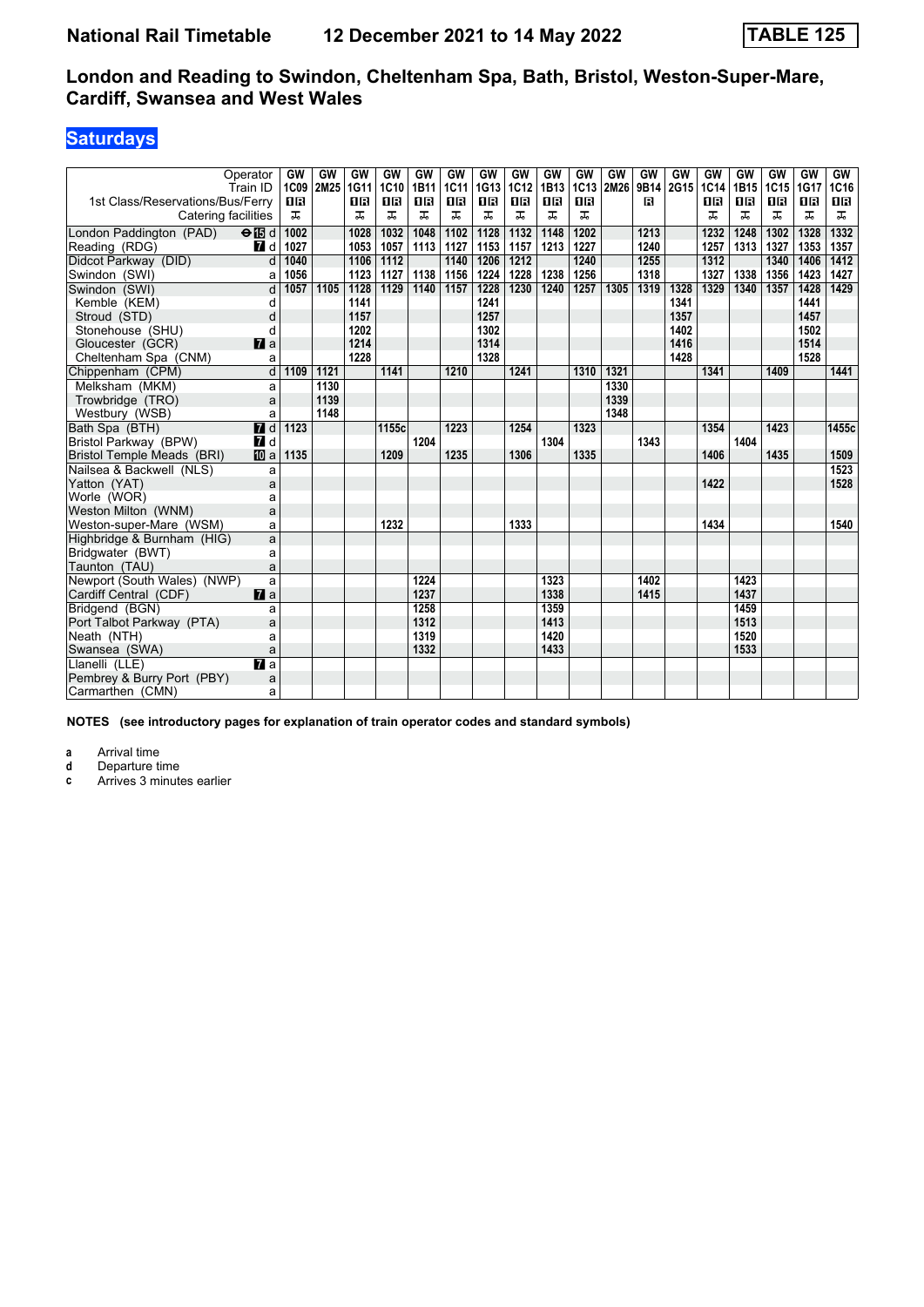# National Rail Timetable    12 December 2021 to 14 May 2022    TABLE 125

## London and Reading to Swindon, Cheltenham Spa, Bath, Bristol, Weston-Super-Mare, Cardiff, Swansea and West Wales

### Saturdays

| Operator | | GW | GW | GW | GW | GW | GW | GW | GW | GW | GW | GW | GW | GW | GW | GW | GW | GW | GW |
|---|---|---|---|---|---|---|---|---|---|---|---|---|---|---|---|---|---|---|---|
| Train ID | | 1C09 | 2M25 | 1G11 | 1C10 | 1B11 | 1C11 | 1G13 | 1C12 | 1B13 | 1C13 | 2M26 | 9B14 | 2G15 | 1C14 | 1B15 | 1C15 | 1G17 | 1C16 |
| 1st Class/Reservations/Bus/Ferry | | 1R | | 1R | 1R | 1R | 1R | 1R | 1R | 1R | 1R | | R | | 1R | 1R | 1R | 1R | 1R |
| Catering facilities | | ⚹ | | ⚹ | ⚹ | ⚹ | ⚹ | ⚹ | ⚹ | ⚹ | ⚹ | | | | ⚹ | ⚹ | ⚹ | ⚹ | ⚹ |
| London Paddington (PAD) ⊖15 | d | 1002 | | 1028 | 1032 | 1048 | 1102 | 1128 | 1132 | 1148 | 1202 | | 1213 | | 1232 | 1248 | 1302 | 1328 | 1332 |
| Reading (RDG) 7 | d | 1027 | | 1053 | 1057 | 1113 | 1127 | 1153 | 1157 | 1213 | 1227 | | 1240 | | 1257 | 1313 | 1327 | 1353 | 1357 |
| Didcot Parkway (DID) | d | 1040 | | 1106 | 1112 | | 1140 | 1206 | 1212 | | 1240 | | 1255 | | 1312 | | 1340 | 1406 | 1412 |
| Swindon (SWI) | a | 1056 | | 1123 | 1127 | 1138 | 1156 | 1224 | 1228 | 1238 | 1256 | | 1318 | | 1327 | 1338 | 1356 | 1423 | 1427 |
| Swindon (SWI) | d | 1057 | 1105 | 1128 | 1129 | 1140 | 1157 | 1228 | 1230 | 1240 | 1257 | 1305 | 1319 | 1328 | 1329 | 1340 | 1357 | 1428 | 1429 |
| Kemble (KEM) | d | | | 1141 | | | | 1241 | | | | | | 1341 | | | | 1441 | |
| Stroud (STD) | d | | | 1157 | | | | 1257 | | | | | | 1357 | | | | 1457 | |
| Stonehouse (SHU) | d | | | 1202 | | | | 1302 | | | | | | 1402 | | | | 1502 | |
| Gloucester (GCR) 7 | a | | | 1214 | | | | 1314 | | | | | | 1416 | | | | 1514 | |
| Cheltenham Spa (CNM) | a | | | 1228 | | | | 1328 | | | | | | 1428 | | | | 1528 | |
| Chippenham (CPM) | d | 1109 | 1121 | | 1141 | | 1210 | | 1241 | | 1310 | 1321 | | | 1341 | | 1409 | | 1441 |
| Melksham (MKM) | a | | 1130 | | | | | | | | | 1330 | | | | | | | |
| Trowbridge (TRO) | a | | 1139 | | | | | | | | | 1339 | | | | | | | |
| Westbury (WSB) | a | | 1148 | | | | | | | | | 1348 | | | | | | | |
| Bath Spa (BTH) 7 | d | 1123 | | | 1155c | | 1223 | | 1254 | | 1323 | | | | 1354 | | 1423 | | 1455c |
| Bristol Parkway (BPW) 7 | d | | | | | 1204 | | | | 1304 | | | 1343 | | | 1404 | | | |
| Bristol Temple Meads (BRI) 10 | a | 1135 | | | 1209 | | 1235 | | 1306 | | 1335 | | | | 1406 | | 1435 | | 1509 |
| Nailsea & Backwell (NLS) | a | | | | | | | | | | | | | | | | | | 1523 |
| Yatton (YAT) | a | | | | | | | | | | | | | | 1422 | | | | 1528 |
| Worle (WOR) | a | | | | | | | | | | | | | | | | | | |
| Weston Milton (WNM) | a | | | | | | | | | | | | | | | | | | |
| Weston-super-Mare (WSM) | a | | | | 1232 | | | | 1333 | | | | | | 1434 | | | | 1540 |
| Highbridge & Burnham (HIG) | a | | | | | | | | | | | | | | | | | | |
| Bridgwater (BWT) | a | | | | | | | | | | | | | | | | | | |
| Taunton (TAU) | a | | | | | | | | | | | | | | | | | | |
| Newport (South Wales) (NWP) | a | | | | | 1224 | | | | 1323 | | | 1402 | | | 1423 | | | |
| Cardiff Central (CDF) 7 | a | | | | | 1237 | | | | 1338 | | | 1415 | | | 1437 | | | |
| Bridgend (BGN) | a | | | | | 1258 | | | | 1359 | | | | | | 1459 | | | |
| Port Talbot Parkway (PTA) | a | | | | | 1312 | | | | 1413 | | | | | | 1513 | | | |
| Neath (NTH) | a | | | | | 1319 | | | | 1420 | | | | | | 1520 | | | |
| Swansea (SWA) | a | | | | | 1332 | | | | 1433 | | | | | | 1533 | | | |
| Llanelli (LLE) 7 | a | | | | | | | | | | | | | | | | | | |
| Pembrey & Burry Port (PBY) | a | | | | | | | | | | | | | | | | | | |
| Carmarthen (CMN) | a | | | | | | | | | | | | | | | | | | |

**NOTES (see introductory pages for explanation of train operator codes and standard symbols)**

- **a** Arrival time
- **d** Departure time
- **c** Arrives 3 minutes earlier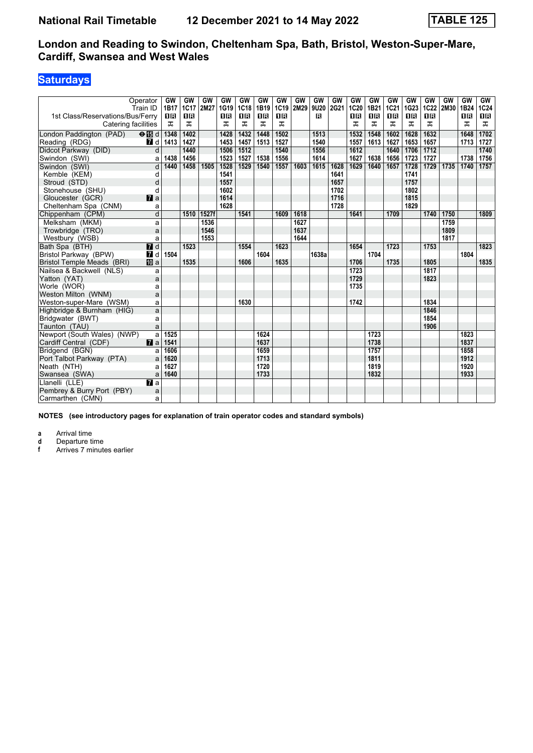# National Rail Timetable — 12 December 2021 to 14 May 2022 — TABLE 125

## London and Reading to Swindon, Cheltenham Spa, Bath, Bristol, Weston-Super-Mare, Cardiff, Swansea and West Wales

### Saturdays

| Operator | | GW | GW | GW | GW | GW | GW | GW | GW | GW | GW | GW | GW | GW | GW | GW | GW | GW | GW |
|---|---|---|---|---|---|---|---|---|---|---|---|---|---|---|---|---|---|---|---|
| Train ID | | 1B17 | 1C17 | 2M27 | 1G19 | 1C18 | 1B19 | 1C19 | 2M29 | 9U20 | 2G21 | 1C20 | 1B21 | 1C21 | 1G23 | 1C22 | 2M30 | 1B24 | 1C24 |
| 1st Class/Reservations/Bus/Ferry | | 1R | 1R | | 1R | 1R | 1R | 1R | | R | | 1R | 1R | 1R | 1R | 1R | | 1R | 1R |
| Catering facilities | | T | T | | T | T | T | T | | | | T | T | T | T | T | | T | T |
| London Paddington (PAD) ⊖15 | d | 1348 | 1402 | | 1428 | 1432 | 1448 | 1502 | | 1513 | | 1532 | 1548 | 1602 | 1628 | 1632 | | 1648 | 1702 |
| Reading (RDG) 7 | d | 1413 | 1427 | | 1453 | 1457 | 1513 | 1527 | | 1540 | | 1557 | 1613 | 1627 | 1653 | 1657 | | 1713 | 1727 |
| Didcot Parkway (DID) | d | | 1440 | | 1506 | 1512 | | 1540 | | 1556 | | 1612 | | 1640 | 1706 | 1712 | | | 1740 |
| Swindon (SWI) | a | 1438 | 1456 | | 1523 | 1527 | 1538 | 1556 | | 1614 | | 1627 | 1638 | 1656 | 1723 | 1727 | | 1738 | 1756 |
| Swindon (SWI) | d | 1440 | 1458 | 1505 | 1528 | 1529 | 1540 | 1557 | 1603 | 1615 | 1628 | 1629 | 1640 | 1657 | 1728 | 1729 | 1735 | 1740 | 1757 |
| Kemble (KEM) | d | | | | 1541 | | | | | | 1641 | | | | 1741 | | | | |
| Stroud (STD) | d | | | | 1557 | | | | | | 1657 | | | | 1757 | | | | |
| Stonehouse (SHU) | d | | | | 1602 | | | | | | 1702 | | | | 1802 | | | | |
| Gloucester (GCR) 7 | a | | | | 1614 | | | | | | 1716 | | | | 1815 | | | | |
| Cheltenham Spa (CNM) | a | | | | 1628 | | | | | | 1728 | | | | 1829 | | | | |
| Chippenham (CPM) | d | | 1510 | 1527f | | 1541 | | 1609 | 1618 | | | 1641 | | 1709 | | 1740 | 1750 | | 1809 |
| Melksham (MKM) | a | | | 1536 | | | | | 1627 | | | | | | | | 1759 | | |
| Trowbridge (TRO) | a | | | 1546 | | | | | 1637 | | | | | | | | 1809 | | |
| Westbury (WSB) | a | | | 1553 | | | | | 1644 | | | | | | | | 1817 | | |
| Bath Spa (BTH) 7 | d | | 1523 | | | 1554 | | 1623 | | | | 1654 | | 1723 | | 1753 | | | 1823 |
| Bristol Parkway (BPW) 7 | d | 1504 | | | | | 1604 | | | 1638a | | | 1704 | | | | | 1804 | |
| Bristol Temple Meads (BRI) 10 | a | | 1535 | | | 1606 | | 1635 | | | | 1706 | | 1735 | | 1805 | | | 1835 |
| Nailsea & Backwell (NLS) | a | | | | | | | | | | | 1723 | | | | 1817 | | | |
| Yatton (YAT) | a | | | | | | | | | | | 1729 | | | | 1823 | | | |
| Worle (WOR) | a | | | | | | | | | | | 1735 | | | | | | | |
| Weston Milton (WNM) | a | | | | | | | | | | | | | | | | | | |
| Weston-super-Mare (WSM) | a | | | | | 1630 | | | | | | 1742 | | | | 1834 | | | |
| Highbridge & Burnham (HIG) | a | | | | | | | | | | | | | | | 1846 | | | |
| Bridgwater (BWT) | a | | | | | | | | | | | | | | | 1854 | | | |
| Taunton (TAU) | a | | | | | | | | | | | | | | | 1906 | | | |
| Newport (South Wales) (NWP) | a | 1525 | | | | | 1624 | | | | | | 1723 | | | | | 1823 | |
| Cardiff Central (CDF) 7 | a | 1541 | | | | | 1637 | | | | | | 1738 | | | | | 1837 | |
| Bridgend (BGN) | a | 1606 | | | | | 1659 | | | | | | 1757 | | | | | 1858 | |
| Port Talbot Parkway (PTA) | a | 1620 | | | | | 1713 | | | | | | 1811 | | | | | 1912 | |
| Neath (NTH) | a | 1627 | | | | | 1720 | | | | | | 1819 | | | | | 1920 | |
| Swansea (SWA) | a | 1640 | | | | | 1733 | | | | | | 1832 | | | | | 1933 | |
| Llanelli (LLE) 7 | a | | | | | | | | | | | | | | | | | | |
| Pembrey & Burry Port (PBY) | a | | | | | | | | | | | | | | | | | | |
| Carmarthen (CMN) | a | | | | | | | | | | | | | | | | | | |

**NOTES (see introductory pages for explanation of train operator codes and standard symbols)**

- **a** Arrival time
- **d** Departure time
- **f** Arrives 7 minutes earlier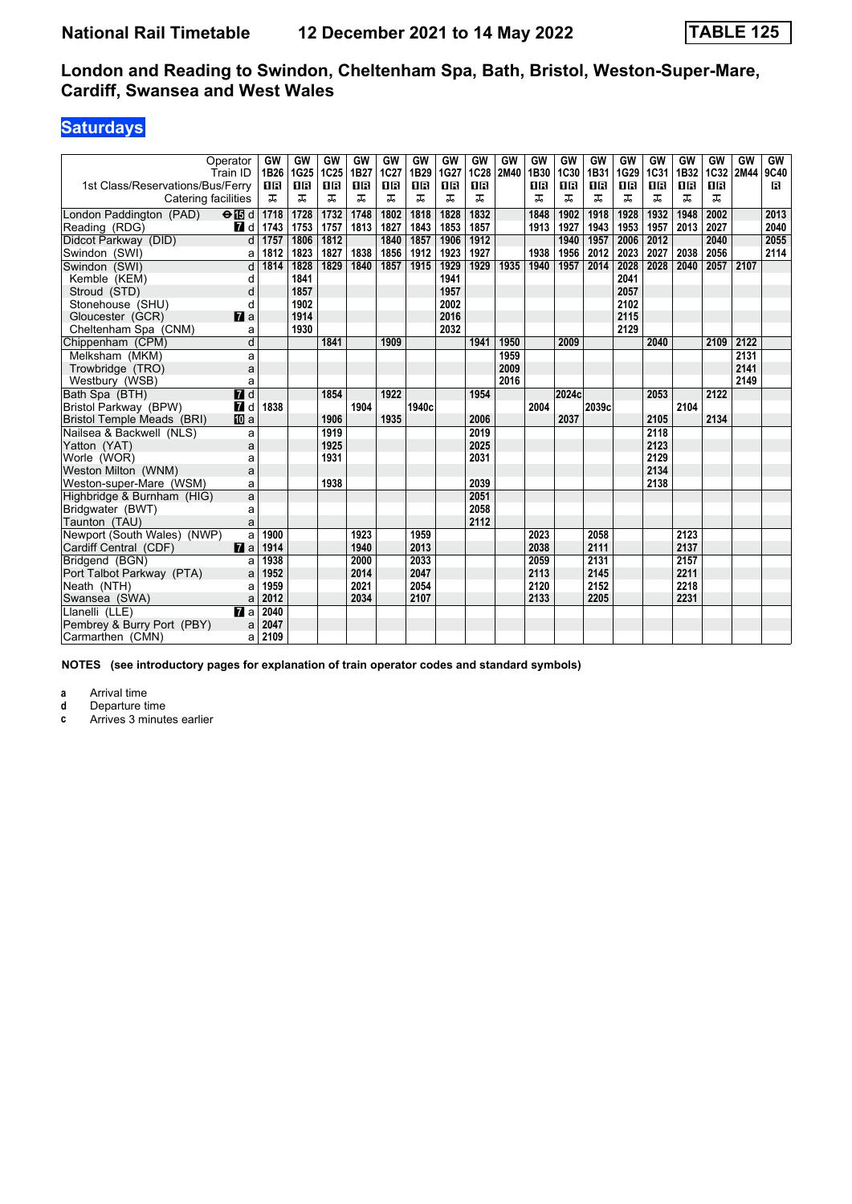# National Rail Timetable 12 December 2021 to 14 May 2022 TABLE 125

## London and Reading to Swindon, Cheltenham Spa, Bath, Bristol, Weston-Super-Mare, Cardiff, Swansea and West Wales

### Saturdays

| Operator | | GW | GW | GW | GW | GW | GW | GW | GW | GW | GW | GW | GW | GW | GW | GW | GW | GW | GW |
|---|---|---|---|---|---|---|---|---|---|---|---|---|---|---|---|---|---|---|---|
| Train ID | | 1B26 | 1G25 | 1C25 | 1B27 | 1C27 | 1B29 | 1G27 | 1C28 | 2M40 | 1B30 | 1C30 | 1B31 | 1G29 | 1C31 | 1B32 | 1C32 | 2M44 | 9C40 |
| 1st Class/Reservations/Bus/Ferry | | 1R | 1R | 1R | 1R | 1R | 1R | 1R | 1R | | 1R | 1R | 1R | 1R | 1R | 1R | 1R | | R |
| Catering facilities | | ⊼ | ⊼ | ⊼ | ⊼ | ⊼ | ⊼ | ⊼ | ⊼ | | ⊼ | ⊼ | ⊼ | ⊼ | ⊼ | ⊼ | ⊼ | | |
| London Paddington (PAD) ⊖15 | d | 1718 | 1728 | 1732 | 1748 | 1802 | 1818 | 1828 | 1832 | | 1848 | 1902 | 1918 | 1928 | 1932 | 1948 | 2002 | | 2013 |
| Reading (RDG) 7 | d | 1743 | 1753 | 1757 | 1813 | 1827 | 1843 | 1853 | 1857 | | 1913 | 1927 | 1943 | 1953 | 1957 | 2013 | 2027 | | 2040 |
| Didcot Parkway (DID) | d | 1757 | 1806 | 1812 | | 1840 | 1857 | 1906 | 1912 | | | 1940 | 1957 | 2006 | 2012 | | 2040 | | 2055 |
| Swindon (SWI) | a | 1812 | 1823 | 1827 | 1838 | 1856 | 1912 | 1923 | 1927 | | 1938 | 1956 | 2012 | 2023 | 2027 | 2038 | 2056 | | 2114 |
| Swindon (SWI) | d | 1814 | 1828 | 1829 | 1840 | 1857 | 1915 | 1929 | 1929 | 1935 | 1940 | 1957 | 2014 | 2028 | 2028 | 2040 | 2057 | 2107 | |
| Kemble (KEM) | d | | 1841 | | | | | 1941 | | | | | | 2041 | | | | | |
| Stroud (STD) | d | | 1857 | | | | | 1957 | | | | | | 2057 | | | | | |
| Stonehouse (SHU) | d | | 1902 | | | | | 2002 | | | | | | 2102 | | | | | |
| Gloucester (GCR) 7 | a | | 1914 | | | | | 2016 | | | | | | 2115 | | | | | |
| Cheltenham Spa (CNM) | a | | 1930 | | | | | 2032 | | | | | | 2129 | | | | | |
| Chippenham (CPM) | d | | | 1841 | | 1909 | | | 1941 | 1950 | | 2009 | | | 2040 | | 2109 | 2122 | |
| Melksham (MKM) | a | | | | | | | | | 1959 | | | | | | | | 2131 | |
| Trowbridge (TRO) | a | | | | | | | | | 2009 | | | | | | | | 2141 | |
| Westbury (WSB) | a | | | | | | | | | 2016 | | | | | | | | 2149 | |
| Bath Spa (BTH) 7 | d | | | 1854 | | 1922 | | | 1954 | | | 2024c | | | 2053 | | 2122 | | |
| Bristol Parkway (BPW) 7 | d | 1838 | | | 1904 | | 1940c | | | | 2004 | | 2039c | | | 2104 | | | |
| Bristol Temple Meads (BRI) 10 | a | | | 1906 | | 1935 | | | 2006 | | | 2037 | | | 2105 | | 2134 | | |
| Nailsea & Backwell (NLS) | a | | | 1919 | | | | | 2019 | | | | | | 2118 | | | | |
| Yatton (YAT) | a | | | 1925 | | | | | 2025 | | | | | | 2123 | | | | |
| Worle (WOR) | a | | | 1931 | | | | | 2031 | | | | | | 2129 | | | | |
| Weston Milton (WNM) | a | | | | | | | | | | | | | | 2134 | | | | |
| Weston-super-Mare (WSM) | a | | | 1938 | | | | | 2039 | | | | | | 2138 | | | | |
| Highbridge & Burnham (HIG) | a | | | | | | | | 2051 | | | | | | | | | | |
| Bridgwater (BWT) | a | | | | | | | | 2058 | | | | | | | | | | |
| Taunton (TAU) | a | | | | | | | | 2112 | | | | | | | | | | |
| Newport (South Wales) (NWP) | a | 1900 | | | 1923 | | 1959 | | | | 2023 | | 2058 | | | 2123 | | | |
| Cardiff Central (CDF) 7 | a | 1914 | | | 1940 | | 2013 | | | | 2038 | | 2111 | | | 2137 | | | |
| Bridgend (BGN) | a | 1938 | | | 2000 | | 2033 | | | | 2059 | | 2131 | | | 2157 | | | |
| Port Talbot Parkway (PTA) | a | 1952 | | | 2014 | | 2047 | | | | 2113 | | 2145 | | | 2211 | | | |
| Neath (NTH) | a | 1959 | | | 2021 | | 2054 | | | | 2120 | | 2152 | | | 2218 | | | |
| Swansea (SWA) | a | 2012 | | | 2034 | | 2107 | | | | 2133 | | 2205 | | | 2231 | | | |
| Llanelli (LLE) 7 | a | 2040 | | | | | | | | | | | | | | | | | |
| Pembrey & Burry Port (PBY) | a | 2047 | | | | | | | | | | | | | | | | | |
| Carmarthen (CMN) | a | 2109 | | | | | | | | | | | | | | | | | |

**NOTES (see introductory pages for explanation of train operator codes and standard symbols)**

- **a** Arrival time
- **d** Departure time
- **c** Arrives 3 minutes earlier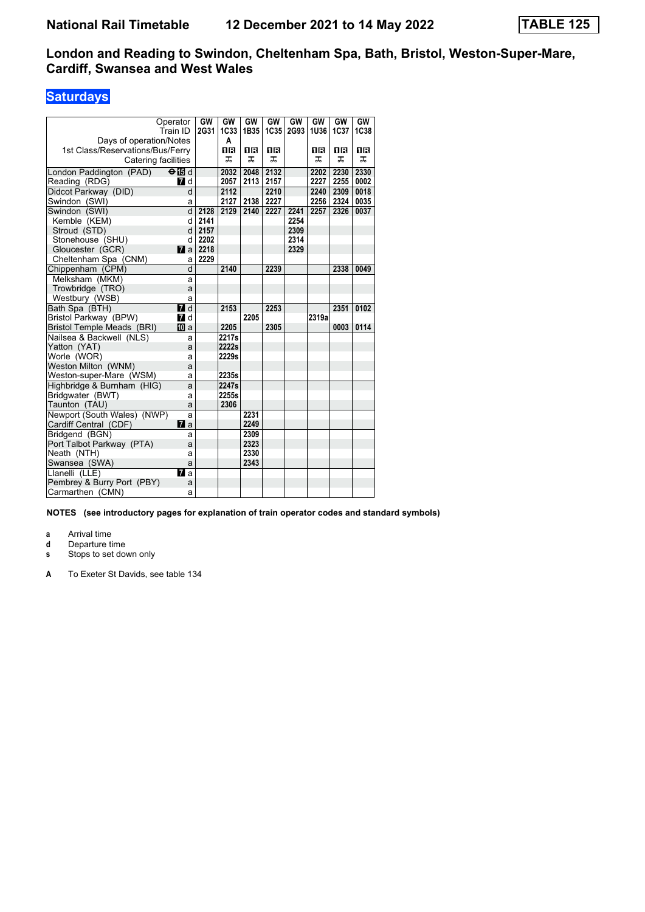# National Rail Timetable    12 December 2021 to 14 May 2022    TABLE 125

## London and Reading to Swindon, Cheltenham Spa, Bath, Bristol, Weston-Super-Mare, Cardiff, Swansea and West Wales

### Saturdays

| Operator | | GW | GW | GW | GW | GW | GW | GW | GW |
|---|---|---|---|---|---|---|---|---|---|
| Train ID | | 2G31 | 1C33 | 1B35 | 1C35 | 2G93 | 1U36 | 1C37 | 1C38 |
| Days of operation/Notes | | | A | | | | | | |
| 1st Class/Reservations/Bus/Ferry | | | ■R | ■R | ■R | | ■R | ■R | ■R |
| Catering facilities | | | ⊼ | ⊼ | ⊼ | | ⊼ | ⊼ | ⊼ |
| London Paddington (PAD) | ⊖15 d | | 2032 | 2048 | 2132 | | 2202 | 2230 | 2330 |
| Reading (RDG) | 7 d | | 2057 | 2113 | 2157 | | 2227 | 2255 | 0002 |
| Didcot Parkway (DID) | d | | 2112 | | 2210 | | 2240 | 2309 | 0018 |
| Swindon (SWI) | a | | 2127 | 2138 | 2227 | | 2256 | 2324 | 0035 |
| Swindon (SWI) | d | 2128 | 2129 | 2140 | 2227 | 2241 | 2257 | 2326 | 0037 |
| Kemble (KEM) | d | 2141 | | | | 2254 | | | |
| Stroud (STD) | d | 2157 | | | | 2309 | | | |
| Stonehouse (SHU) | d | 2202 | | | | 2314 | | | |
| Gloucester (GCR) | 7 a | 2218 | | | | 2329 | | | |
| Cheltenham Spa (CNM) | a | 2229 | | | | | | | |
| Chippenham (CPM) | d | | 2140 | | 2239 | | | 2338 | 0049 |
| Melksham (MKM) | a | | | | | | | | |
| Trowbridge (TRO) | a | | | | | | | | |
| Westbury (WSB) | a | | | | | | | | |
| Bath Spa (BTH) | 7 d | | 2153 | | 2253 | | | 2351 | 0102 |
| Bristol Parkway (BPW) | 7 d | | | 2205 | | | 2319a | | |
| Bristol Temple Meads (BRI) | 10 a | | 2205 | | 2305 | | | 0003 | 0114 |
| Nailsea & Backwell (NLS) | a | | 2217s | | | | | | |
| Yatton (YAT) | a | | 2222s | | | | | | |
| Worle (WOR) | a | | 2229s | | | | | | |
| Weston Milton (WNM) | a | | | | | | | | |
| Weston-super-Mare (WSM) | a | | 2235s | | | | | | |
| Highbridge & Burnham (HIG) | a | | 2247s | | | | | | |
| Bridgwater (BWT) | a | | 2255s | | | | | | |
| Taunton (TAU) | a | | 2306 | | | | | | |
| Newport (South Wales) (NWP) | a | | | 2231 | | | | | |
| Cardiff Central (CDF) | 7 a | | | 2249 | | | | | |
| Bridgend (BGN) | a | | | 2309 | | | | | |
| Port Talbot Parkway (PTA) | a | | | 2323 | | | | | |
| Neath (NTH) | a | | | 2330 | | | | | |
| Swansea (SWA) | a | | | 2343 | | | | | |
| Llanelli (LLE) | 7 a | | | | | | | | |
| Pembrey & Burry Port (PBY) | a | | | | | | | | |
| Carmarthen (CMN) | a | | | | | | | | |

**NOTES (see introductory pages for explanation of train operator codes and standard symbols)**

- **a** Arrival time
- **d** Departure time
- **s** Stops to set down only

**A** To Exeter St Davids, see table 134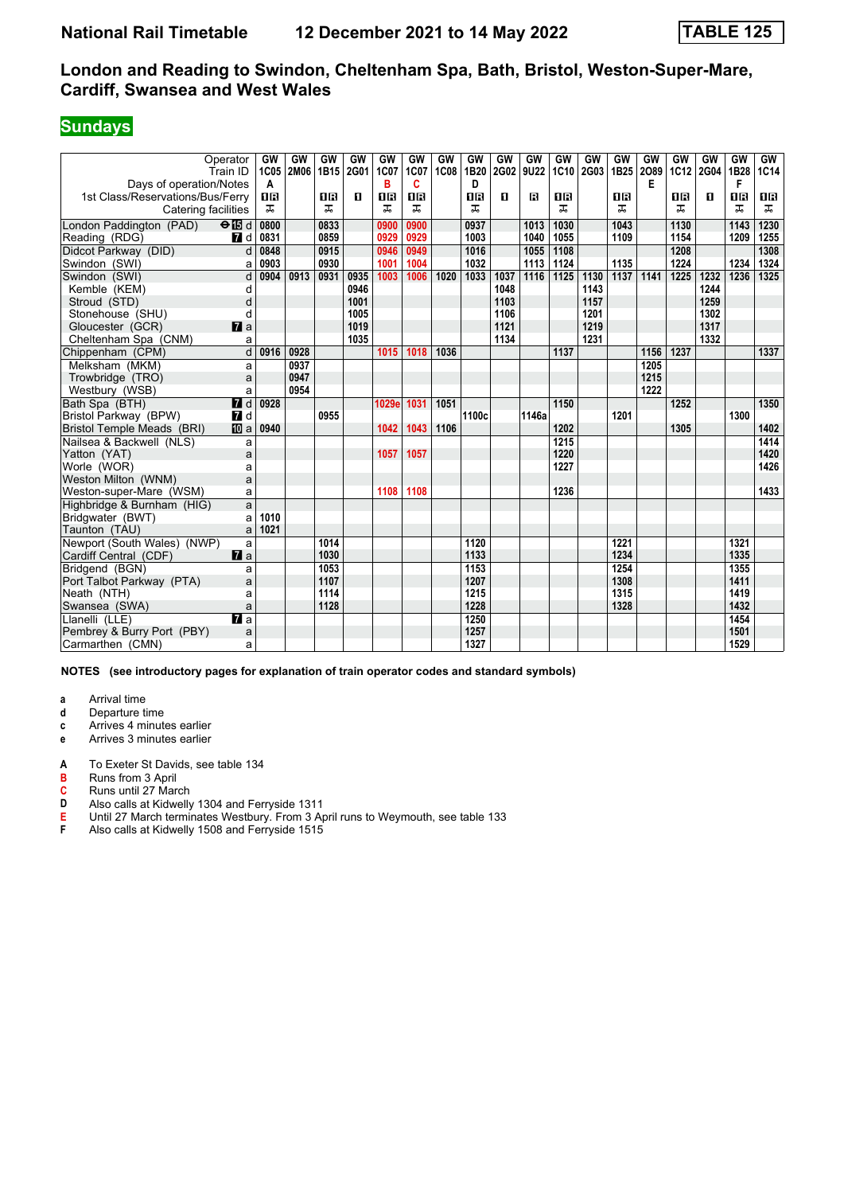# National Rail Timetable 12 December 2021 to 14 May 2022 TABLE 125

## London and Reading to Swindon, Cheltenham Spa, Bath, Bristol, Weston-Super-Mare, Cardiff, Swansea and West Wales

### Sundays

| Operator | | GW | GW | GW | GW | GW | GW | GW | GW | GW | GW | GW | GW | GW | GW | GW | GW | GW | GW |
|---|---|---|---|---|---|---|---|---|---|---|---|---|---|---|---|---|---|---|---|
| Train ID | | 1C05 | 2M06 | 1B15 | 2G01 | 1C07 | 1C07 | 1C08 | 1B20 | 2G02 | 9U22 | 1C10 | 2G03 | 1B25 | 2O89 | 1C12 | 2G04 | 1B28 | 1C14 |
| Days of operation/Notes | | A | | | | B | C | | D | | | | | | E | | | F | |
| 1st Class/Reservations/Bus/Ferry | | 1R | | 1R | 1 | 1R | 1R | | 1R | 1 | R | 1R | | 1R | | 1R | 1 | 1R | 1R |
| Catering facilities | | | | | | | | | | | | | | | | | | | |
| London Paddington (PAD) | 15 d | 0800 | | 0833 | | 0900 | 0900 | | 0937 | | 1013 | 1030 | | 1043 | | 1130 | | 1143 | 1230 |
| Reading (RDG) | 7 d | 0831 | | 0859 | | 0929 | 0929 | | 1003 | | 1040 | 1055 | | 1109 | | 1154 | | 1209 | 1255 |
| Didcot Parkway (DID) | d | 0848 | | 0915 | | 0946 | 0949 | | 1016 | | 1055 | 1108 | | | | 1208 | | | 1308 |
| Swindon (SWI) | a | 0903 | | 0930 | | 1001 | 1004 | | 1032 | | 1113 | 1124 | | 1135 | | 1224 | | 1234 | 1324 |
| Swindon (SWI) | d | 0904 | 0913 | 0931 | 0935 | 1003 | 1006 | 1020 | 1033 | 1037 | 1116 | 1125 | 1130 | 1137 | 1141 | 1225 | 1232 | 1236 | 1325 |
| Kemble (KEM) | d | | | | 0946 | | | | | 1048 | | | 1143 | | | | 1244 | | |
| Stroud (STD) | d | | | | 1001 | | | | | 1103 | | | 1157 | | | | 1259 | | |
| Stonehouse (SHU) | d | | | | 1005 | | | | | 1106 | | | 1201 | | | | 1302 | | |
| Gloucester (GCR) | 7 a | | | | 1019 | | | | | 1121 | | | 1219 | | | | 1317 | | |
| Cheltenham Spa (CNM) | a | | | | 1035 | | | | | 1134 | | | 1231 | | | | 1332 | | |
| Chippenham (CPM) | d | 0916 | 0928 | | | 1015 | 1018 | 1036 | | | | 1137 | | | 1156 | 1237 | | | 1337 |
| Melksham (MKM) | a | | 0937 | | | | | | | | | | | | 1205 | | | | |
| Trowbridge (TRO) | a | | 0947 | | | | | | | | | | | | 1215 | | | | |
| Westbury (WSB) | a | | 0954 | | | | | | | | | | | | 1222 | | | | |
| Bath Spa (BTH) | 7 d | 0928 | | | | 1029e | 1031 | 1051 | | | | 1150 | | | | 1252 | | | 1350 |
| Bristol Parkway (BPW) | 7 d | | | 0955 | | | | | 1100c | | 1146a | | | 1201 | | | | 1300 | |
| Bristol Temple Meads (BRI) | 10 a | 0940 | | | | 1042 | 1043 | 1106 | | | | 1202 | | | | 1305 | | | 1402 |
| Nailsea & Backwell (NLS) | a | | | | | | | | | | | 1215 | | | | | | | 1414 |
| Yatton (YAT) | a | | | | | 1057 | 1057 | | | | | 1220 | | | | | | | 1420 |
| Worle (WOR) | a | | | | | | | | | | | 1227 | | | | | | | 1426 |
| Weston Milton (WNM) | a | | | | | | | | | | | | | | | | | | |
| Weston-super-Mare (WSM) | a | | | | | 1108 | 1108 | | | | | 1236 | | | | | | | 1433 |
| Highbridge & Burnham (HIG) | a | | | | | | | | | | | | | | | | | | |
| Bridgwater (BWT) | a | 1010 | | | | | | | | | | | | | | | | | |
| Taunton (TAU) | a | 1021 | | | | | | | | | | | | | | | | | |
| Newport (South Wales) (NWP) | a | | | 1014 | | | | | 1120 | | | | | 1221 | | | | 1321 | |
| Cardiff Central (CDF) | 7 a | | | 1030 | | | | | 1133 | | | | | 1234 | | | | 1335 | |
| Bridgend (BGN) | a | | | 1053 | | | | | 1153 | | | | | 1254 | | | | 1355 | |
| Port Talbot Parkway (PTA) | a | | | 1107 | | | | | 1207 | | | | | 1308 | | | | 1411 | |
| Neath (NTH) | a | | | 1114 | | | | | 1215 | | | | | 1315 | | | | 1419 | |
| Swansea (SWA) | a | | | 1128 | | | | | 1228 | | | | | 1328 | | | | 1432 | |
| Llanelli (LLE) | 7 a | | | | | | | | 1250 | | | | | | | | | 1454 | |
| Pembrey & Burry Port (PBY) | a | | | | | | | | 1257 | | | | | | | | | 1501 | |
| Carmarthen (CMN) | a | | | | | | | | 1327 | | | | | | | | | 1529 | |

**NOTES (see introductory pages for explanation of train operator codes and standard symbols)**

- **a** Arrival time
- **d** Departure time
- **c** Arrives 4 minutes earlier
- **e** Arrives 3 minutes earlier

- **A** To Exeter St Davids, see table 134
- **B** Runs from 3 April
- **C** Runs until 27 March
- **D** Also calls at Kidwelly 1304 and Ferryside 1311
- **E** Until 27 March terminates Westbury. From 3 April runs to Weymouth, see table 133
- **F** Also calls at Kidwelly 1508 and Ferryside 1515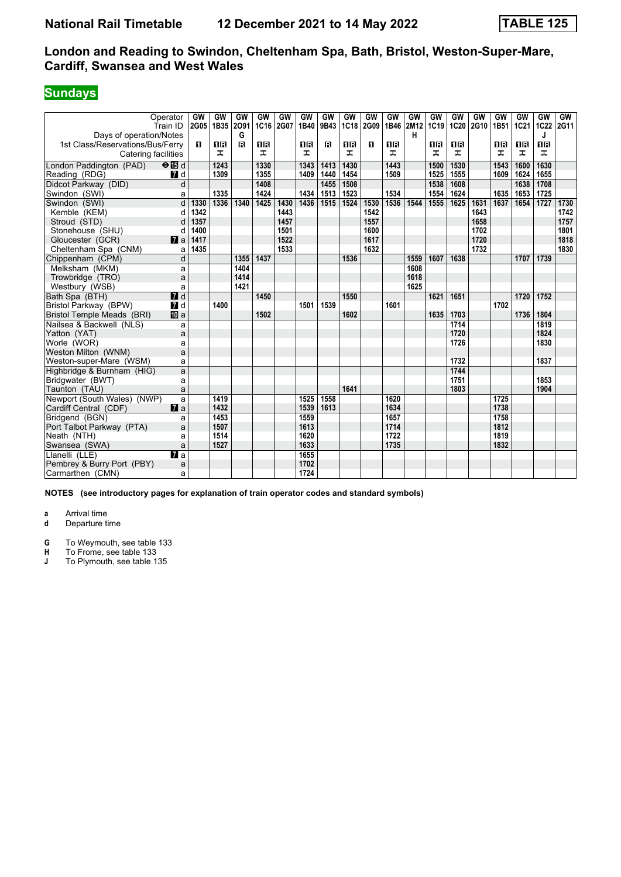# National Rail Timetable 12 December 2021 to 14 May 2022 TABLE 125

## London and Reading to Swindon, Cheltenham Spa, Bath, Bristol, Weston-Super-Mare, Cardiff, Swansea and West Wales

## Sundays

| Operator | | GW | GW | GW | GW | GW | GW | GW | GW | GW | GW | GW | GW | GW | GW | GW | GW | GW | GW |
|---|---|---|---|---|---|---|---|---|---|---|---|---|---|---|---|---|---|---|---|
| Train ID | | 2G05 | 1B35 | 2O91 | 1C16 | 2G07 | 1B40 | 9B43 | 1C18 | 2G09 | 1B46 | 2M12 | 1C19 | 1C20 | 2G10 | 1B51 | 1C21 | 1C22 | 2G11 |
| Days of operation/Notes | | | | G | | | | | | | | H | | | | | | J | |
| 1st Class/Reservations/Bus/Ferry | | 1 | 1R | R | 1R | | 1R | R | 1R | 1 | 1R | | 1R | 1R | | 1R | 1R | 1R | |
| Catering facilities | | | | | | | | | | | | | | | | | | | |
| London Paddington (PAD) | 15 d | | 1243 | | 1330 | | 1343 | 1413 | 1430 | | 1443 | | 1500 | 1530 | | 1543 | 1600 | 1630 | |
| Reading (RDG) | 7 d | | 1309 | | 1355 | | 1409 | 1440 | 1454 | | 1509 | | 1525 | 1555 | | 1609 | 1624 | 1655 | |
| Didcot Parkway (DID) | d | | | | 1408 | | | 1455 | 1508 | | | | 1538 | 1608 | | | 1638 | 1708 | |
| Swindon (SWI) | a | | 1335 | | 1424 | | 1434 | 1513 | 1523 | | 1534 | | 1554 | 1624 | | 1635 | 1653 | 1725 | |
| Swindon (SWI) | d | 1330 | 1336 | 1340 | 1425 | 1430 | 1436 | 1515 | 1524 | 1530 | 1536 | 1544 | 1555 | 1625 | 1631 | 1637 | 1654 | 1727 | 1730 |
| Kemble (KEM) | d | 1342 | | | | 1443 | | | | 1542 | | | | | 1643 | | | | 1742 |
| Stroud (STD) | d | 1357 | | | | 1457 | | | | 1557 | | | | | 1658 | | | | 1757 |
| Stonehouse (SHU) | d | 1400 | | | | 1501 | | | | 1600 | | | | | 1702 | | | | 1801 |
| Gloucester (GCR) | 7 a | 1417 | | | | 1522 | | | | 1617 | | | | | 1720 | | | | 1818 |
| Cheltenham Spa (CNM) | a | 1435 | | | | 1533 | | | | 1632 | | | | | 1732 | | | | 1830 |
| Chippenham (CPM) | d | | | 1355 | 1437 | | | | 1536 | | | 1559 | 1607 | 1638 | | | 1707 | 1739 | |
| Melksham (MKM) | a | | | 1404 | | | | | | | | 1608 | | | | | | | |
| Trowbridge (TRO) | a | | | 1414 | | | | | | | | 1618 | | | | | | | |
| Westbury (WSB) | a | | | 1421 | | | | | | | | 1625 | | | | | | | |
| Bath Spa (BTH) | 7 d | | | | 1450 | | | | 1550 | | | | 1621 | 1651 | | | 1720 | 1752 | |
| Bristol Parkway (BPW) | 7 d | | 1400 | | | | 1501 | 1539 | | | 1601 | | | | | 1702 | | | |
| Bristol Temple Meads (BRI) | 10 a | | | | 1502 | | | | 1602 | | | | 1635 | 1703 | | | 1736 | 1804 | |
| Nailsea & Backwell (NLS) | a | | | | | | | | | | | | | 1714 | | | | 1819 | |
| Yatton (YAT) | a | | | | | | | | | | | | | 1720 | | | | 1824 | |
| Worle (WOR) | a | | | | | | | | | | | | | 1726 | | | | 1830 | |
| Weston Milton (WNM) | a | | | | | | | | | | | | | | | | | | |
| Weston-super-Mare (WSM) | a | | | | | | | | | | | | | 1732 | | | | 1837 | |
| Highbridge & Burnham (HIG) | a | | | | | | | | | | | | | 1744 | | | | | |
| Bridgwater (BWT) | a | | | | | | | | | | | | | 1751 | | | | 1853 | |
| Taunton (TAU) | a | | | | | | | | 1641 | | | | | 1803 | | | | 1904 | |
| Newport (South Wales) (NWP) | a | | 1419 | | | | 1525 | 1558 | | | 1620 | | | | | 1725 | | | |
| Cardiff Central (CDF) | 7 a | | 1432 | | | | 1539 | 1613 | | | 1634 | | | | | 1738 | | | |
| Bridgend (BGN) | a | | 1453 | | | | 1559 | | | | 1657 | | | | | 1758 | | | |
| Port Talbot Parkway (PTA) | a | | 1507 | | | | 1613 | | | | 1714 | | | | | 1812 | | | |
| Neath (NTH) | a | | 1514 | | | | 1620 | | | | 1722 | | | | | 1819 | | | |
| Swansea (SWA) | a | | 1527 | | | | 1633 | | | | 1735 | | | | | 1832 | | | |
| Llanelli (LLE) | 7 a | | | | | | 1655 | | | | | | | | | | | | |
| Pembrey & Burry Port (PBY) | a | | | | | | 1702 | | | | | | | | | | | | |
| Carmarthen (CMN) | a | | | | | | 1724 | | | | | | | | | | | | |

**NOTES (see introductory pages for explanation of train operator codes and standard symbols)**

**a** Arrival time
**d** Departure time

**G** To Weymouth, see table 133
**H** To Frome, see table 133
**J** To Plymouth, see table 135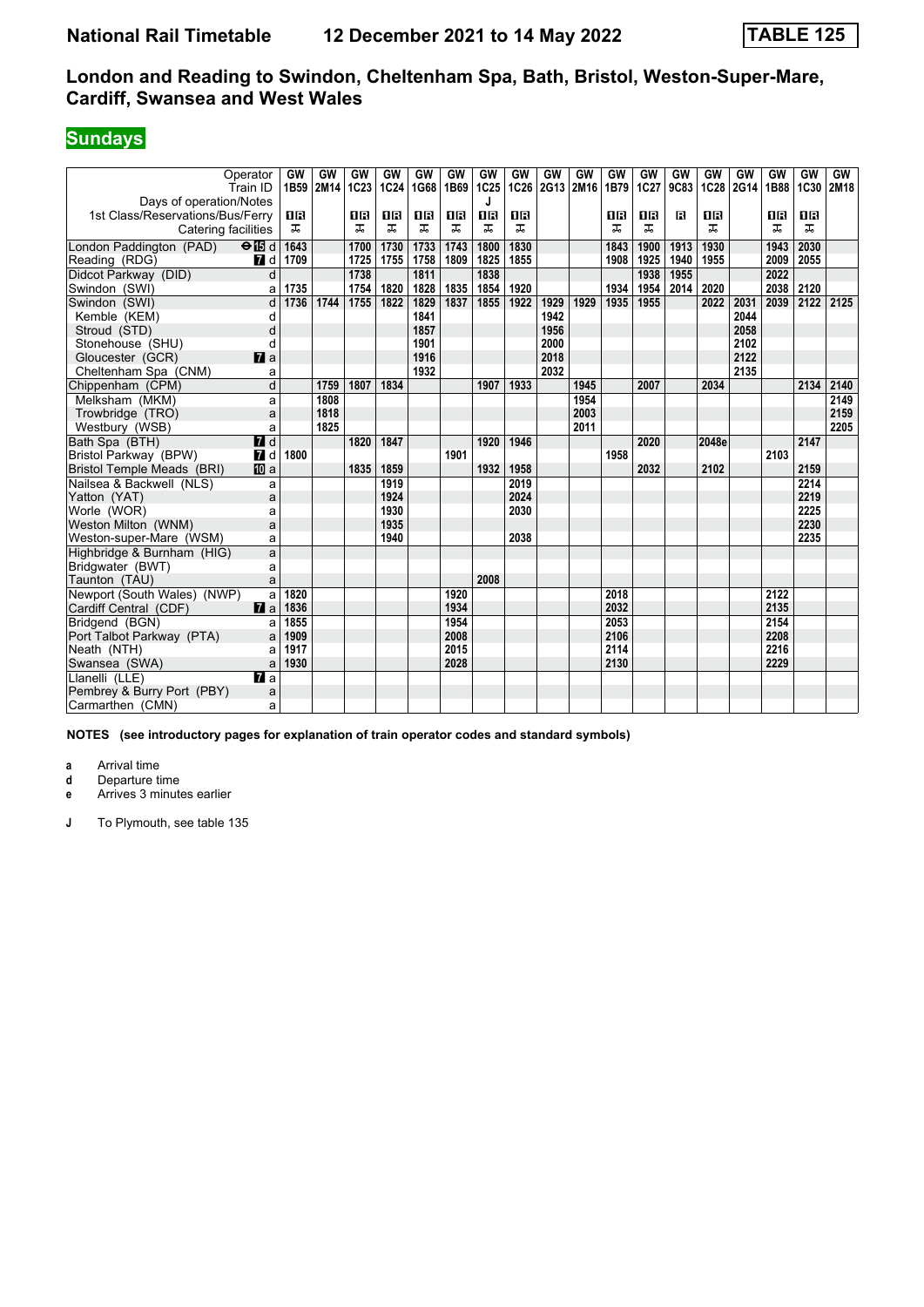# National Rail Timetable 12 December 2021 to 14 May 2022 TABLE 125

## London and Reading to Swindon, Cheltenham Spa, Bath, Bristol, Weston-Super-Mare, Cardiff, Swansea and West Wales

**Sundays**

| Operator | | GW | GW | GW | GW | GW | GW | GW | GW | GW | GW | GW | GW | GW | GW | GW | GW | GW | GW |
|---|---|---|---|---|---|---|---|---|---|---|---|---|---|---|---|---|---|---|---|
| Train ID | | 1B59 | 2M14 | 1C23 | 1C24 | 1G68 | 1B69 | 1C25 | 1C26 | 2G13 | 2M16 | 1B79 | 1C27 | 9C83 | 1C28 | 2G14 | 1B88 | 1C30 | 2M18 |
| Days of operation/Notes | | | | | | | | J | | | | | | | | | | | |
| 1st Class/Reservations/Bus/Ferry | | 1R | | 1R | 1R | 1R | 1R | 1R | 1R | | | 1R | 1R | R | 1R | | 1R | 1R | |
| Catering facilities | | ✠ | | ✠ | ✠ | ✠ | ✠ | ✠ | ✠ | | | ✠ | ✠ | | ✠ | | ✠ | ✠ | |
| London Paddington (PAD) | ⊖15 d | 1643 | | 1700 | 1730 | 1733 | 1743 | 1800 | 1830 | | | 1843 | 1900 | 1913 | 1930 | | 1943 | 2030 | |
| Reading (RDG) | 7 d | 1709 | | 1725 | 1755 | 1758 | 1809 | 1825 | 1855 | | | 1908 | 1925 | 1940 | 1955 | | 2009 | 2055 | |
| Didcot Parkway (DID) | d | | | 1738 | | 1811 | | 1838 | | | | | 1938 | 1955 | | | 2022 | | |
| Swindon (SWI) | a | 1735 | | 1754 | 1820 | 1828 | 1835 | 1854 | 1920 | | | 1934 | 1954 | 2014 | 2020 | | 2038 | 2120 | |
| Swindon (SWI) | d | 1736 | 1744 | 1755 | 1822 | 1829 | 1837 | 1855 | 1922 | 1929 | 1929 | 1935 | 1955 | | 2022 | 2031 | 2039 | 2122 | 2125 |
| Kemble (KEM) | d | | | | | 1841 | | | | 1942 | | | | | | 2044 | | | |
| Stroud (STD) | d | | | | | 1857 | | | | 1956 | | | | | | 2058 | | | |
| Stonehouse (SHU) | d | | | | | 1901 | | | | 2000 | | | | | | 2102 | | | |
| Gloucester (GCR) | 7 a | | | | | 1916 | | | | 2018 | | | | | | 2122 | | | |
| Cheltenham Spa (CNM) | a | | | | | 1932 | | | | 2032 | | | | | | 2135 | | | |
| Chippenham (CPM) | d | | 1759 | 1807 | 1834 | | | 1907 | 1933 | | 1945 | | 2007 | | 2034 | | | 2134 | 2140 |
| Melksham (MKM) | a | | 1808 | | | | | | | | 1954 | | | | | | | | 2149 |
| Trowbridge (TRO) | a | | 1818 | | | | | | | | 2003 | | | | | | | | 2159 |
| Westbury (WSB) | a | | 1825 | | | | | | | | 2011 | | | | | | | | 2205 |
| Bath Spa (BTH) | 7 d | | | 1820 | 1847 | | | 1920 | 1946 | | | | 2020 | | 2048e | | | 2147 | |
| Bristol Parkway (BPW) | 7 d | 1800 | | | | | 1901 | | | | | 1958 | | | | | 2103 | | |
| Bristol Temple Meads (BRI) | 10 a | | | 1835 | 1859 | | | 1932 | 1958 | | | | 2032 | | 2102 | | | 2159 | |
| Nailsea & Backwell (NLS) | a | | | | 1919 | | | | 2019 | | | | | | | | | 2214 | |
| Yatton (YAT) | a | | | | 1924 | | | | 2024 | | | | | | | | | 2219 | |
| Worle (WOR) | a | | | | 1930 | | | | 2030 | | | | | | | | | 2225 | |
| Weston Milton (WNM) | a | | | | 1935 | | | | | | | | | | | | | 2230 | |
| Weston-super-Mare (WSM) | a | | | | 1940 | | | | 2038 | | | | | | | | | 2235 | |
| Highbridge & Burnham (HIG) | a | | | | | | | | | | | | | | | | | | |
| Bridgwater (BWT) | a | | | | | | | | | | | | | | | | | | |
| Taunton (TAU) | a | | | | | | | 2008 | | | | | | | | | | | |
| Newport (South Wales) (NWP) | a | 1820 | | | | | 1920 | | | | | 2018 | | | | | 2122 | | |
| Cardiff Central (CDF) | 7 a | 1836 | | | | | 1934 | | | | | 2032 | | | | | 2135 | | |
| Bridgend (BGN) | a | 1855 | | | | | 1954 | | | | | 2053 | | | | | 2154 | | |
| Port Talbot Parkway (PTA) | a | 1909 | | | | | 2008 | | | | | 2106 | | | | | 2208 | | |
| Neath (NTH) | a | 1917 | | | | | 2015 | | | | | 2114 | | | | | 2216 | | |
| Swansea (SWA) | a | 1930 | | | | | 2028 | | | | | 2130 | | | | | 2229 | | |
| Llanelli (LLE) | 7 a | | | | | | | | | | | | | | | | | | |
| Pembrey & Burry Port (PBY) | a | | | | | | | | | | | | | | | | | | |
| Carmarthen (CMN) | a | | | | | | | | | | | | | | | | | | |

**NOTES (see introductory pages for explanation of train operator codes and standard symbols)**

- **a** Arrival time
- **d** Departure time
- **e** Arrives 3 minutes earlier

- **J** To Plymouth, see table 135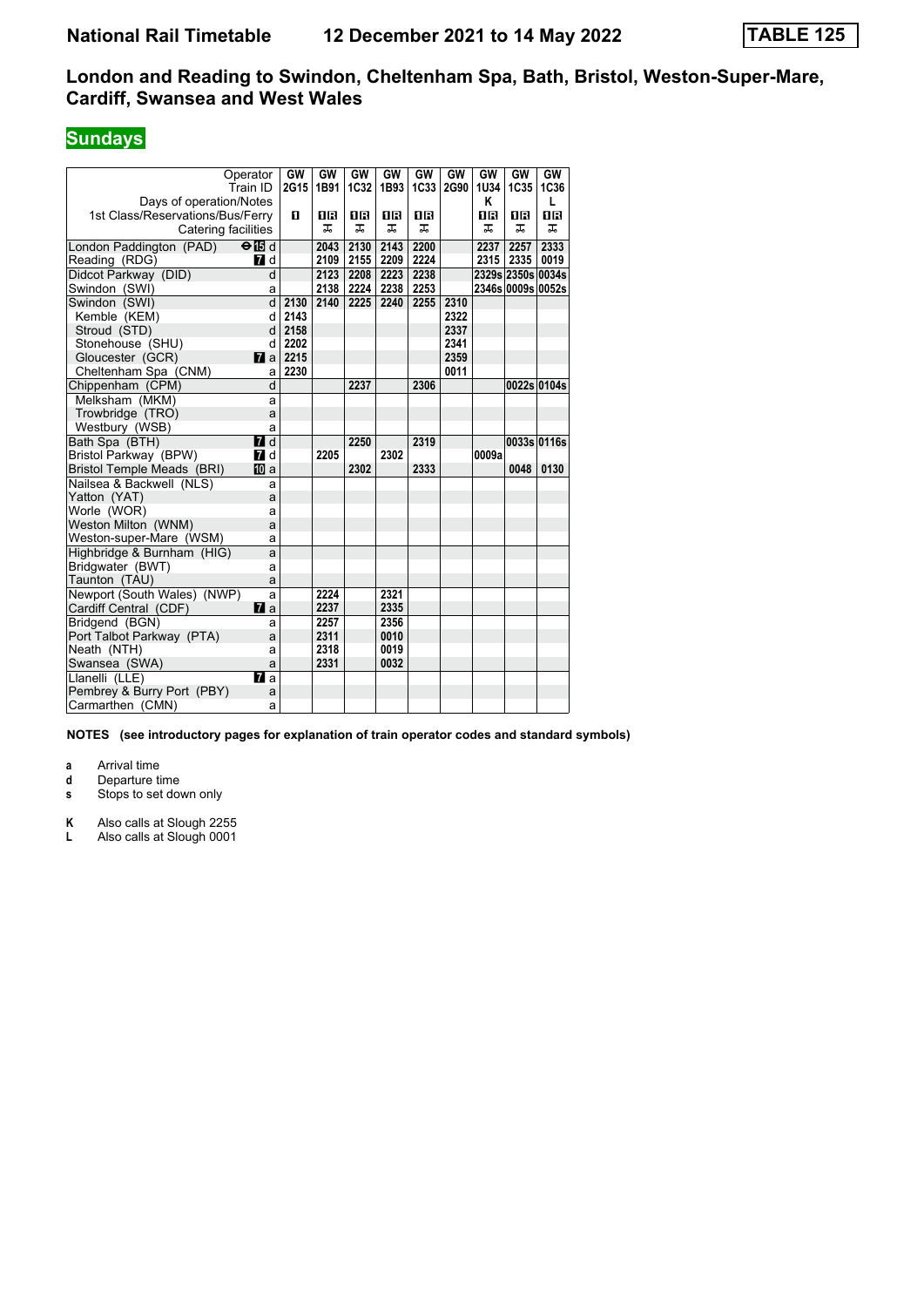# National Rail Timetable 12 December 2021 to 14 May 2022 TABLE 125

## London and Reading to Swindon, Cheltenham Spa, Bath, Bristol, Weston-Super-Mare, Cardiff, Swansea and West Wales

### Sundays

| Operator | | GW | GW | GW | GW | GW | GW | GW | GW | GW |
|---|---|---|---|---|---|---|---|---|---|---|
| Train ID | | 2G15 | 1B91 | 1C32 | 1B93 | 1C33 | 2G90 | 1U34 | 1C35 | 1C36 |
| Days of operation/Notes | | | | | | | | K | | L |
| 1st Class/Reservations/Bus/Ferry | | 1 | 1R | 1R | 1R | 1R | | 1R | 1R | 1R |
| Catering facilities | | | | | | | | | | |
| London Paddington (PAD) | 15 d | | 2043 | 2130 | 2143 | 2200 | | 2237 | 2257 | 2333 |
| Reading (RDG) | 7 d | | 2109 | 2155 | 2209 | 2224 | | 2315 | 2335 | 0019 |
| Didcot Parkway (DID) | d | | 2123 | 2208 | 2223 | 2238 | | 2329s | 2350s | 0034s |
| Swindon (SWI) | a | | 2138 | 2224 | 2238 | 2253 | | 2346s | 0009s | 0052s |
| Swindon (SWI) | d | 2130 | 2140 | 2225 | 2240 | 2255 | 2310 | | | |
| Kemble (KEM) | d | 2143 | | | | | 2322 | | | |
| Stroud (STD) | d | 2158 | | | | | 2337 | | | |
| Stonehouse (SHU) | d | 2202 | | | | | 2341 | | | |
| Gloucester (GCR) | 7 a | 2215 | | | | | 2359 | | | |
| Cheltenham Spa (CNM) | a | 2230 | | | | | 0011 | | | |
| Chippenham (CPM) | d | | | 2237 | | 2306 | | | 0022s | 0104s |
| Melksham (MKM) | a | | | | | | | | | |
| Trowbridge (TRO) | a | | | | | | | | | |
| Westbury (WSB) | a | | | | | | | | | |
| Bath Spa (BTH) | 7 d | | | 2250 | | 2319 | | | 0033s | 0116s |
| Bristol Parkway (BPW) | 7 d | | 2205 | | 2302 | | | 0009a | | |
| Bristol Temple Meads (BRI) | 10 a | | | 2302 | | 2333 | | | 0048 | 0130 |
| Nailsea & Backwell (NLS) | a | | | | | | | | | |
| Yatton (YAT) | a | | | | | | | | | |
| Worle (WOR) | a | | | | | | | | | |
| Weston Milton (WNM) | a | | | | | | | | | |
| Weston-super-Mare (WSM) | a | | | | | | | | | |
| Highbridge & Burnham (HIG) | a | | | | | | | | | |
| Bridgwater (BWT) | a | | | | | | | | | |
| Taunton (TAU) | a | | | | | | | | | |
| Newport (South Wales) (NWP) | a | | 2224 | | 2321 | | | | | |
| Cardiff Central (CDF) | 7 a | | 2237 | | 2335 | | | | | |
| Bridgend (BGN) | a | | 2257 | | 2356 | | | | | |
| Port Talbot Parkway (PTA) | a | | 2311 | | 0010 | | | | | |
| Neath (NTH) | a | | 2318 | | 0019 | | | | | |
| Swansea (SWA) | a | | 2331 | | 0032 | | | | | |
| Llanelli (LLE) | 7 a | | | | | | | | | |
| Pembrey & Burry Port (PBY) | a | | | | | | | | | |
| Carmarthen (CMN) | a | | | | | | | | | |

**NOTES (see introductory pages for explanation of train operator codes and standard symbols)**

- **a** Arrival time
- **d** Departure time
- **s** Stops to set down only

- **K** Also calls at Slough 2255
- **L** Also calls at Slough 0001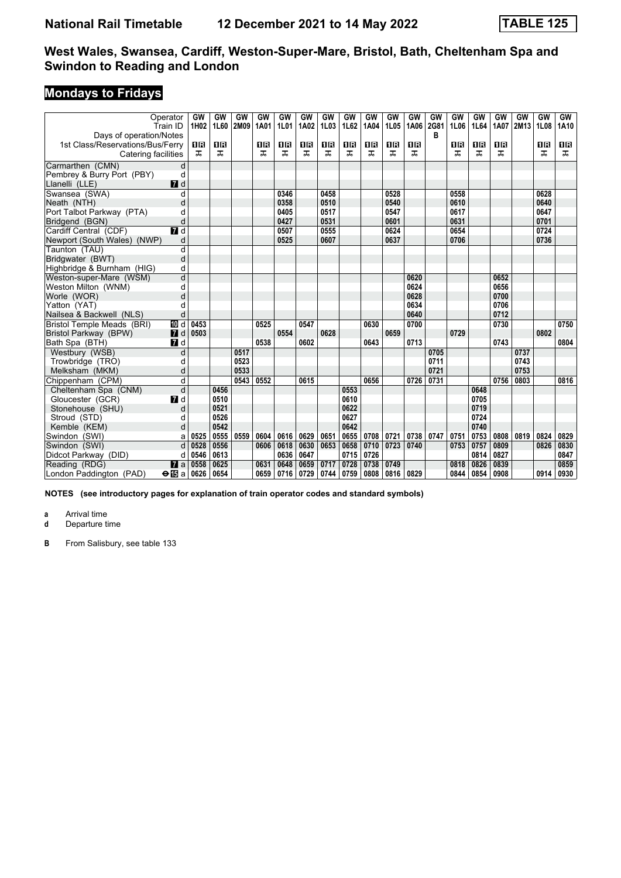# National Rail Timetable 12 December 2021 to 14 May 2022 TABLE 125

## West Wales, Swansea, Cardiff, Weston-Super-Mare, Bristol, Bath, Cheltenham Spa and Swindon to Reading and London

### Mondays to Fridays

| Operator | | GW | GW | GW | GW | GW | GW | GW | GW | GW | GW | GW | GW | GW | GW | GW | GW | GW | GW |
|---|---|---|---|---|---|---|---|---|---|---|---|---|---|---|---|---|---|---|---|
| Train ID | | 1H02 | 1L60 | 2M09 | 1A01 | 1L01 | 1A02 | 1L03 | 1L62 | 1A04 | 1L05 | 1A06 | 2G81 | 1L06 | 1L64 | 1A07 | 2M13 | 1L08 | 1A10 |
| Days of operation/Notes | | | | | | | | | | | | | B | | | | | | |
| 1st Class/Reservations/Bus/Ferry | | 1R | 1R | | 1R | 1R | 1R | 1R | 1R | 1R | 1R | 1R | | 1R | 1R | 1R | | 1R | 1R |
| Catering facilities | | ⊼ | ⊼ | | ⊼ | ⊼ | ⊼ | ⊼ | ⊼ | ⊼ | ⊼ | ⊼ | | ⊼ | ⊼ | ⊼ | | ⊼ | ⊼ |
| Carmarthen (CMN) | d | | | | | | | | | | | | | | | | | | |
| Pembrey & Burry Port (PBY) | d | | | | | | | | | | | | | | | | | | |
| Llanelli (LLE) | 7 d | | | | | | | | | | | | | | | | | | |
| Swansea (SWA) | d | | | | | 0346 | | 0458 | | | 0528 | | | 0558 | | | | 0628 | |
| Neath (NTH) | d | | | | | 0358 | | 0510 | | | 0540 | | | 0610 | | | | 0640 | |
| Port Talbot Parkway (PTA) | d | | | | | 0405 | | 0517 | | | 0547 | | | 0617 | | | | 0647 | |
| Bridgend (BGN) | d | | | | | 0427 | | 0531 | | | 0601 | | | 0631 | | | | 0701 | |
| Cardiff Central (CDF) | 7 d | | | | | 0507 | | 0555 | | | 0624 | | | 0654 | | | | 0724 | |
| Newport (South Wales) (NWP) | d | | | | | 0525 | | 0607 | | | 0637 | | | 0706 | | | | 0736 | |
| Taunton (TAU) | d | | | | | | | | | | | | | | | | | | |
| Bridgwater (BWT) | d | | | | | | | | | | | | | | | | | | |
| Highbridge & Burnham (HIG) | d | | | | | | | | | | | | | | | | | | |
| Weston-super-Mare (WSM) | d | | | | | | | | | | | 0620 | | | | 0652 | | | |
| Weston Milton (WNM) | d | | | | | | | | | | | 0624 | | | | 0656 | | | |
| Worle (WOR) | d | | | | | | | | | | | 0628 | | | | 0700 | | | |
| Yatton (YAT) | d | | | | | | | | | | | 0634 | | | | 0706 | | | |
| Nailsea & Backwell (NLS) | d | | | | | | | | | | | 0640 | | | | 0712 | | | |
| Bristol Temple Meads (BRI) | 10 d | 0453 | | | 0525 | | 0547 | | | 0630 | | 0700 | | | | 0730 | | | 0750 |
| Bristol Parkway (BPW) | 7 d | 0503 | | | | 0554 | | 0628 | | | 0659 | | | 0729 | | | | 0802 | |
| Bath Spa (BTH) | 7 d | | | | 0538 | | 0602 | | | 0643 | | 0713 | | | | 0743 | | | 0804 |
| Westbury (WSB) | d | | | 0517 | | | | | | | | | 0705 | | | | 0737 | | |
| Trowbridge (TRO) | d | | | 0523 | | | | | | | | | 0711 | | | | 0743 | | |
| Melksham (MKM) | d | | | 0533 | | | | | | | | | 0721 | | | | 0753 | | |
| Chippenham (CPM) | d | | | 0543 | 0552 | | 0615 | | | 0656 | | 0726 | 0731 | | | 0756 | 0803 | | 0816 |
| Cheltenham Spa (CNM) | d | | 0456 | | | | | | 0553 | | | | | | 0648 | | | | |
| Gloucester (GCR) | 7 d | | 0510 | | | | | | 0610 | | | | | | 0705 | | | | |
| Stonehouse (SHU) | d | | 0521 | | | | | | 0622 | | | | | | 0719 | | | | |
| Stroud (STD) | d | | 0526 | | | | | | 0627 | | | | | | 0724 | | | | |
| Kemble (KEM) | d | | 0542 | | | | | | 0642 | | | | | | 0740 | | | | |
| Swindon (SWI) | a | 0525 | 0555 | 0559 | 0604 | 0616 | 0629 | 0651 | 0655 | 0708 | 0721 | 0738 | 0747 | 0751 | 0753 | 0808 | 0819 | 0824 | 0829 |
| Swindon (SWI) | d | 0528 | 0556 | | 0606 | 0618 | 0630 | 0653 | 0658 | 0710 | 0723 | 0740 | | 0753 | 0757 | 0809 | | 0826 | 0830 |
| Didcot Parkway (DID) | d | 0546 | 0613 | | | 0636 | 0647 | | 0715 | 0726 | | | | | 0814 | 0827 | | | 0847 |
| Reading (RDG) | 7 a | 0558 | 0625 | | 0631 | 0648 | 0659 | 0717 | 0728 | 0738 | 0749 | | | 0818 | 0826 | 0839 | | | 0859 |
| London Paddington (PAD) | ⊖15 a | 0626 | 0654 | | 0659 | 0716 | 0729 | 0744 | 0759 | 0808 | 0816 | 0829 | | 0844 | 0854 | 0908 | | 0914 | 0930 |

**NOTES (see introductory pages for explanation of train operator codes and standard symbols)**

**a** Arrival time
**d** Departure time

**B** From Salisbury, see table 133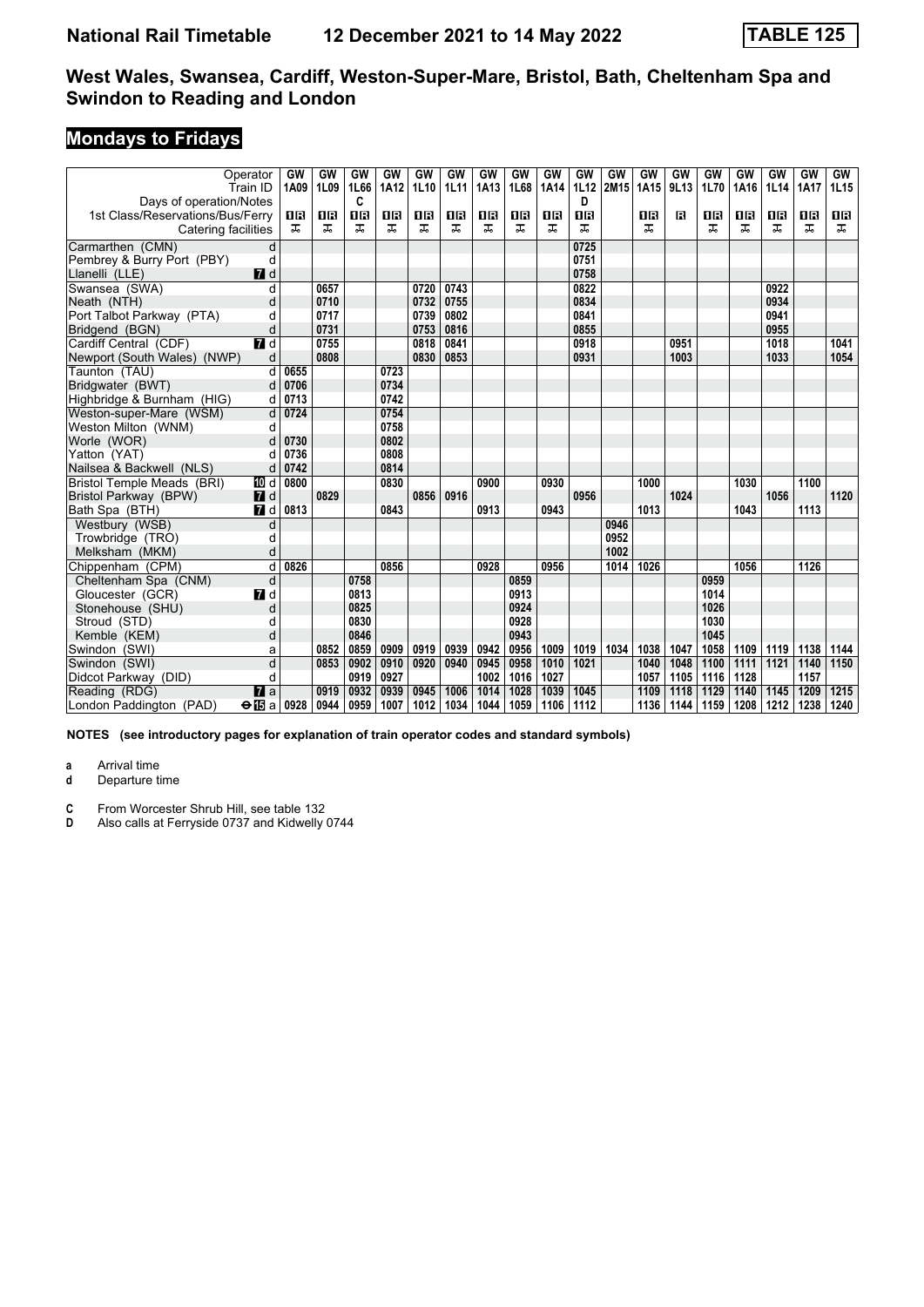# National Rail Timetable 12 December 2021 to 14 May 2022 TABLE 125

## West Wales, Swansea, Cardiff, Weston-Super-Mare, Bristol, Bath, Cheltenham Spa and Swindon to Reading and London

### Mondays to Fridays

| Operator | | GW | GW | GW | GW | GW | GW | GW | GW | GW | GW | GW | GW | GW | GW | GW | GW | GW | GW |
|---|---|---|---|---|---|---|---|---|---|---|---|---|---|---|---|---|---|---|---|
| Train ID | | 1A09 | 1L09 | 1L66 | 1A12 | 1L10 | 1L11 | 1A13 | 1L68 | 1A14 | 1L12 | 2M15 | 1A15 | 9L13 | 1L70 | 1A16 | 1L14 | 1A17 | 1L15 |
| Days of operation/Notes | | | | C | | | | | | | D | | | | | | | | |
| 1st Class/Reservations/Bus/Ferry | | 1R | 1R | 1R | 1R | 1R | 1R | 1R | 1R | 1R | 1R | | 1R | R | 1R | 1R | 1R | 1R | 1R |
| Catering facilities | | ⚹ | ⚹ | ⚹ | ⚹ | ⚹ | ⚹ | ⚹ | ⚹ | ⚹ | ⚹ | | ⚹ | | ⚹ | ⚹ | ⚹ | ⚹ | ⚹ |
| Carmarthen (CMN) | d | | | | | | | | | | 0725 | | | | | | | | |
| Pembrey & Burry Port (PBY) | d | | | | | | | | | | 0751 | | | | | | | | |
| Llanelli (LLE) | 7 d | | | | | | | | | | 0758 | | | | | | | | |
| Swansea (SWA) | d | | 0657 | | | 0720 | 0743 | | | | 0822 | | | | | | 0922 | | |
| Neath (NTH) | d | | 0710 | | | 0732 | 0755 | | | | 0834 | | | | | | 0934 | | |
| Port Talbot Parkway (PTA) | d | | 0717 | | | 0739 | 0802 | | | | 0841 | | | | | | 0941 | | |
| Bridgend (BGN) | d | | 0731 | | | 0753 | 0816 | | | | 0855 | | | | | | 0955 | | |
| Cardiff Central (CDF) | 7 d | | 0755 | | | 0818 | 0841 | | | | 0918 | | | 0951 | | | 1018 | | 1041 |
| Newport (South Wales) (NWP) | d | | 0808 | | | 0830 | 0853 | | | | 0931 | | | 1003 | | | 1033 | | 1054 |
| Taunton (TAU) | d | 0655 | | | 0723 | | | | | | | | | | | | | | |
| Bridgwater (BWT) | d | 0706 | | | 0734 | | | | | | | | | | | | | | |
| Highbridge & Burnham (HIG) | d | 0713 | | | 0742 | | | | | | | | | | | | | | |
| Weston-super-Mare (WSM) | d | 0724 | | | 0754 | | | | | | | | | | | | | | |
| Weston Milton (WNM) | d | | | | 0758 | | | | | | | | | | | | | | |
| Worle (WOR) | d | 0730 | | | 0802 | | | | | | | | | | | | | | |
| Yatton (YAT) | d | 0736 | | | 0808 | | | | | | | | | | | | | | |
| Nailsea & Backwell (NLS) | d | 0742 | | | 0814 | | | | | | | | | | | | | | |
| Bristol Temple Meads (BRI) | 10 d | 0800 | | | 0830 | | | 0900 | | 0930 | | | 1000 | | | 1030 | | 1100 | |
| Bristol Parkway (BPW) | 7 d | | 0829 | | | 0856 | 0916 | | | | 0956 | | | 1024 | | | 1056 | | 1120 |
| Bath Spa (BTH) | 7 d | 0813 | | | 0843 | | | 0913 | | 0943 | | | 1013 | | | 1043 | | 1113 | |
| Westbury (WSB) | d | | | | | | | | | | | 0946 | | | | | | | |
| Trowbridge (TRO) | d | | | | | | | | | | | 0952 | | | | | | | |
| Melksham (MKM) | d | | | | | | | | | | | 1002 | | | | | | | |
| Chippenham (CPM) | d | 0826 | | | 0856 | | | 0928 | | 0956 | | 1014 | 1026 | | | 1056 | | 1126 | |
| Cheltenham Spa (CNM) | d | | | 0758 | | | | | 0859 | | | | | | 0959 | | | | |
| Gloucester (GCR) | 7 d | | | 0813 | | | | | 0913 | | | | | | 1014 | | | | |
| Stonehouse (SHU) | d | | | 0825 | | | | | 0924 | | | | | | 1026 | | | | |
| Stroud (STD) | d | | | 0830 | | | | | 0928 | | | | | | 1030 | | | | |
| Kemble (KEM) | d | | | 0846 | | | | | 0943 | | | | | | 1045 | | | | |
| Swindon (SWI) | a | | 0852 | 0859 | 0909 | 0919 | 0939 | 0942 | 0956 | 1009 | 1019 | 1034 | 1038 | 1047 | 1058 | 1109 | 1119 | 1138 | 1144 |
| Swindon (SWI) | d | | 0853 | 0902 | 0910 | 0920 | 0940 | 0945 | 0958 | 1010 | 1021 | | 1040 | 1048 | 1100 | 1111 | 1121 | 1140 | 1150 |
| Didcot Parkway (DID) | d | | | 0919 | 0927 | | | 1002 | 1016 | 1027 | | | 1057 | 1105 | 1116 | 1128 | | 1157 | |
| Reading (RDG) | 7 a | | 0919 | 0932 | 0939 | 0945 | 1006 | 1014 | 1028 | 1039 | 1045 | | 1109 | 1118 | 1129 | 1140 | 1145 | 1209 | 1215 |
| London Paddington (PAD) | ⊖15 a | 0928 | 0944 | 0959 | 1007 | 1012 | 1034 | 1044 | 1059 | 1106 | 1112 | | 1136 | 1144 | 1159 | 1208 | 1212 | 1238 | 1240 |

**NOTES (see introductory pages for explanation of train operator codes and standard symbols)**

**a** Arrival time
**d** Departure time

**C** From Worcester Shrub Hill, see table 132
**D** Also calls at Ferryside 0737 and Kidwelly 0744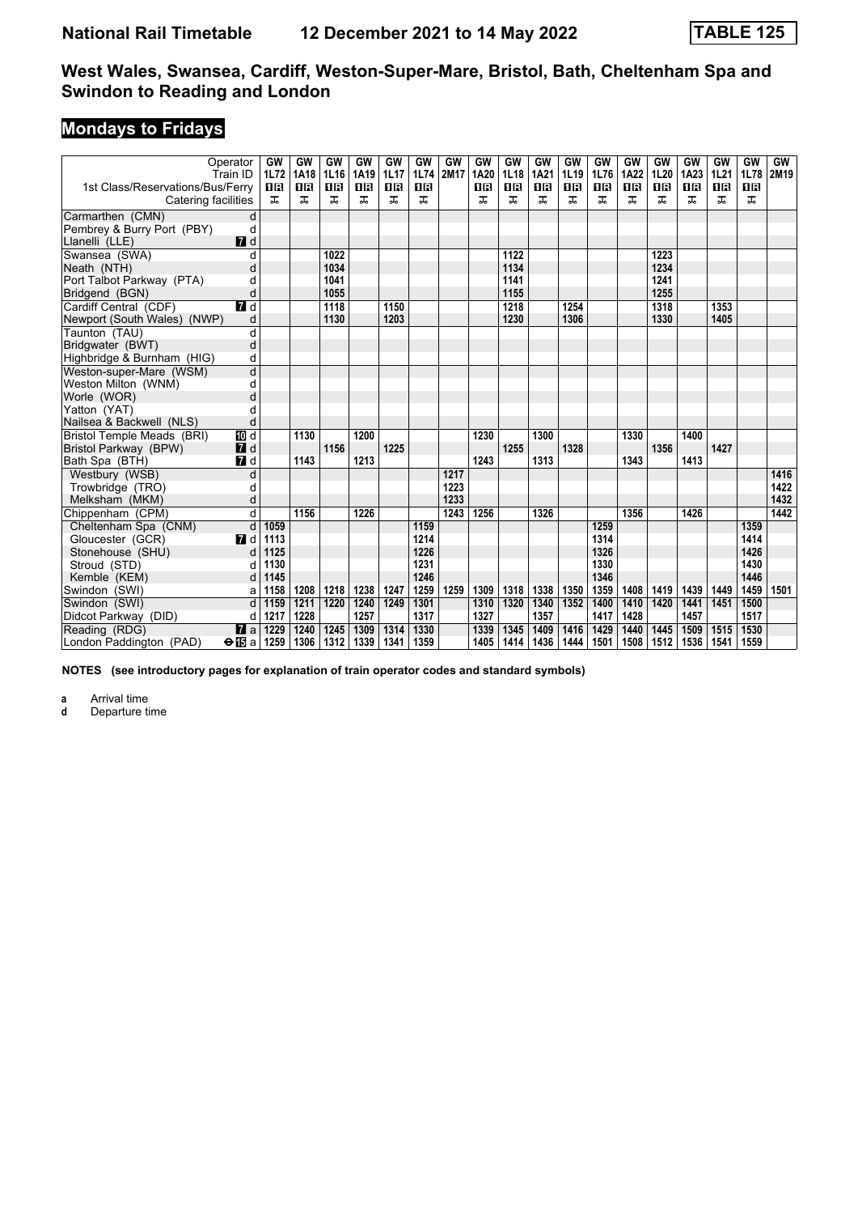# National Rail Timetable 12 December 2021 to 14 May 2022 TABLE 125

## West Wales, Swansea, Cardiff, Weston-Super-Mare, Bristol, Bath, Cheltenham Spa and Swindon to Reading and London

## Mondays to Fridays

| Operator | | GW | GW | GW | GW | GW | GW | GW | GW | GW | GW | GW | GW | GW | GW | GW | GW | GW | GW |
|---|---|---|---|---|---|---|---|---|---|---|---|---|---|---|---|---|---|---|---|
| Train ID | | 1L72 | 1A18 | 1L16 | 1A19 | 1L17 | 1L74 | 2M17 | 1A20 | 1L18 | 1A21 | 1L19 | 1L76 | 1A22 | 1L20 | 1A23 | 1L21 | 1L78 | 2M19 |
| 1st Class/Reservations/Bus/Ferry | | 1R | 1R | 1R | 1R | 1R | 1R | | 1R | 1R | 1R | 1R | 1R | 1R | 1R | 1R | 1R | 1R | |
| Catering facilities | | ⊼ | ⊼ | ⊼ | ⊼ | ⊼ | ⊼ | | ⊼ | ⊼ | ⊼ | ⊼ | ⊼ | ⊼ | ⊼ | ⊼ | ⊼ | ⊼ | |
| Carmarthen (CMN) | d | | | | | | | | | | | | | | | | | | |
| Pembrey & Burry Port (PBY) | d | | | | | | | | | | | | | | | | | | |
| Llanelli (LLE) | 7 d | | | | | | | | | | | | | | | | | | |
| Swansea (SWA) | d | | | 1022 | | | | | | 1122 | | | | | 1223 | | | | |
| Neath (NTH) | d | | | 1034 | | | | | | 1134 | | | | | 1234 | | | | |
| Port Talbot Parkway (PTA) | d | | | 1041 | | | | | | 1141 | | | | | 1241 | | | | |
| Bridgend (BGN) | d | | | 1055 | | | | | | 1155 | | | | | 1255 | | | | |
| Cardiff Central (CDF) | 7 d | | | 1118 | | 1150 | | | | 1218 | | 1254 | | | 1318 | | 1353 | | |
| Newport (South Wales) (NWP) | d | | | 1130 | | 1203 | | | | 1230 | | 1306 | | | 1330 | | 1405 | | |
| Taunton (TAU) | d | | | | | | | | | | | | | | | | | | |
| Bridgwater (BWT) | d | | | | | | | | | | | | | | | | | | |
| Highbridge & Burnham (HIG) | d | | | | | | | | | | | | | | | | | | |
| Weston-super-Mare (WSM) | d | | | | | | | | | | | | | | | | | | |
| Weston Milton (WNM) | d | | | | | | | | | | | | | | | | | | |
| Worle (WOR) | d | | | | | | | | | | | | | | | | | | |
| Yatton (YAT) | d | | | | | | | | | | | | | | | | | | |
| Nailsea & Backwell (NLS) | d | | | | | | | | | | | | | | | | | | |
| Bristol Temple Meads (BRI) | 10 d | | 1130 | | 1200 | | | | 1230 | | 1300 | | | 1330 | | 1400 | | | |
| Bristol Parkway (BPW) | 7 d | | | 1156 | | 1225 | | | | 1255 | | 1328 | | | 1356 | | 1427 | | |
| Bath Spa (BTH) | 7 d | | 1143 | | 1213 | | | | 1243 | | 1313 | | | 1343 | | 1413 | | | |
| Westbury (WSB) | d | | | | | | | 1217 | | | | | | | | | | | 1416 |
| Trowbridge (TRO) | d | | | | | | | 1223 | | | | | | | | | | | 1422 |
| Melksham (MKM) | d | | | | | | | 1233 | | | | | | | | | | | 1432 |
| Chippenham (CPM) | d | | 1156 | | 1226 | | | 1243 | 1256 | | 1326 | | | 1356 | | 1426 | | | 1442 |
| Cheltenham Spa (CNM) | d | 1059 | | | | | 1159 | | | | | | 1259 | | | | | 1359 | |
| Gloucester (GCR) | 7 d | 1113 | | | | | 1214 | | | | | | 1314 | | | | | 1414 | |
| Stonehouse (SHU) | d | 1125 | | | | | 1226 | | | | | | 1326 | | | | | 1426 | |
| Stroud (STD) | d | 1130 | | | | | 1231 | | | | | | 1330 | | | | | 1430 | |
| Kemble (KEM) | d | 1145 | | | | | 1246 | | | | | | 1346 | | | | | 1446 | |
| Swindon (SWI) | a | 1158 | 1208 | 1218 | 1238 | 1247 | 1259 | 1259 | 1309 | 1318 | 1338 | 1350 | 1359 | 1408 | 1419 | 1439 | 1449 | 1459 | 1501 |
| Swindon (SWI) | d | 1159 | 1211 | 1220 | 1240 | 1249 | 1301 | | 1310 | 1320 | 1340 | 1352 | 1400 | 1410 | 1420 | 1441 | 1451 | 1500 | |
| Didcot Parkway (DID) | d | 1217 | 1228 | | 1257 | | 1317 | | 1327 | | 1357 | | 1417 | 1428 | | 1457 | | 1517 | |
| Reading (RDG) | 7 a | 1229 | 1240 | 1245 | 1309 | 1314 | 1330 | | 1339 | 1345 | 1409 | 1416 | 1429 | 1440 | 1445 | 1509 | 1515 | 1530 | |
| London Paddington (PAD) | ⊖15 a | 1259 | 1306 | 1312 | 1339 | 1341 | 1359 | | 1405 | 1414 | 1436 | 1444 | 1501 | 1508 | 1512 | 1536 | 1541 | 1559 | |

**NOTES (see introductory pages for explanation of train operator codes and standard symbols)**

**a** Arrival time
**d** Departure time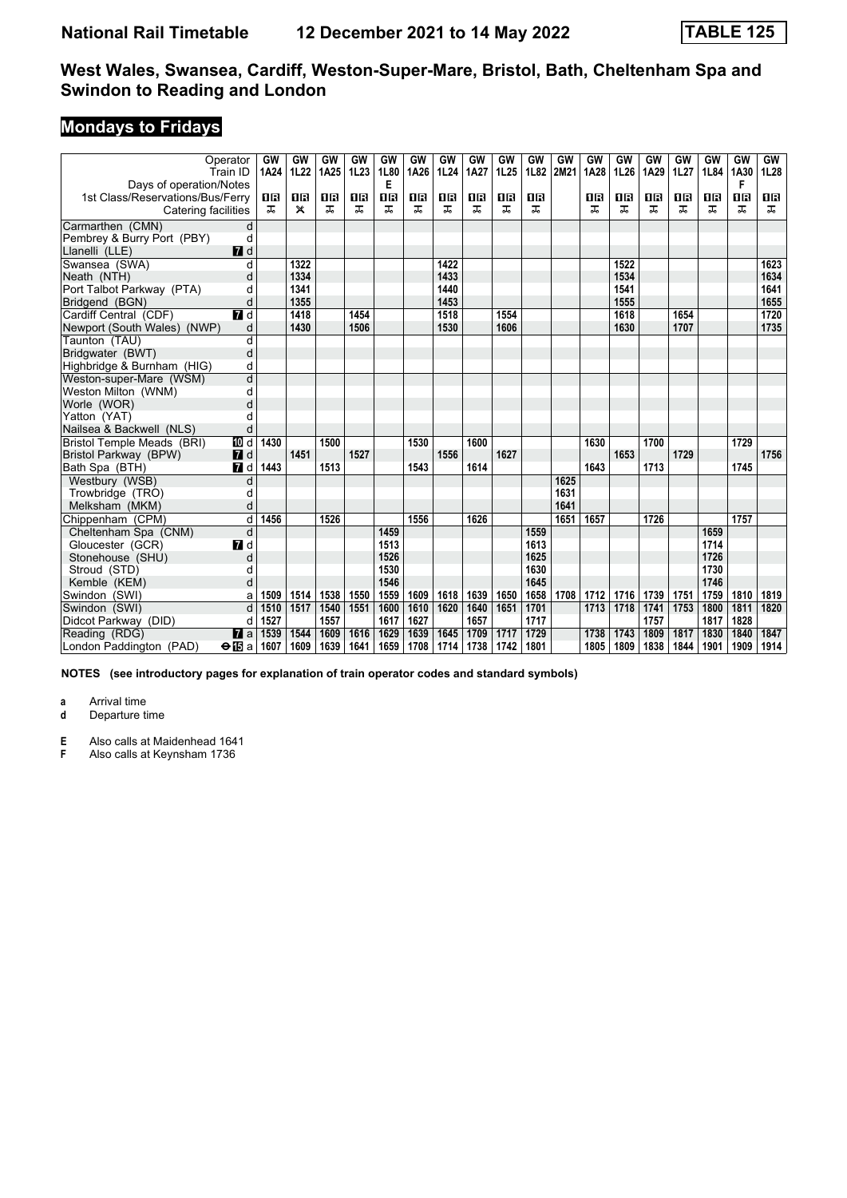# National Rail Timetable 12 December 2021 to 14 May 2022 TABLE 125

## West Wales, Swansea, Cardiff, Weston-Super-Mare, Bristol, Bath, Cheltenham Spa and Swindon to Reading and London

## Mondays to Fridays

| Operator | | GW | GW | GW | GW | GW | GW | GW | GW | GW | GW | GW | GW | GW | GW | GW | GW | GW | GW |
|---|---|---|---|---|---|---|---|---|---|---|---|---|---|---|---|---|---|---|---|
| Train ID | | 1A24 | 1L22 | 1A25 | 1L23 | 1L80 | 1A26 | 1L24 | 1A27 | 1L25 | 1L82 | 2M21 | 1A28 | 1L26 | 1A29 | 1L27 | 1L84 | 1A30 | 1L28 |
| Days of operation/Notes | | | | | | E | | | | | | | | | | | | F | |
| 1st Class/Reservations/Bus/Ferry | | 1R | 1R | 1R | 1R | 1R | 1R | 1R | 1R | 1R | 1R | | 1R | 1R | 1R | 1R | 1R | 1R | 1R |
| Catering facilities | | ⚌ | ✕ | ⚌ | ⚌ | ⚌ | ⚌ | ⚌ | ⚌ | ⚌ | ⚌ | | ⚌ | ⚌ | ⚌ | ⚌ | ⚌ | ⚌ | ⚌ |
| Carmarthen (CMN) | d | | | | | | | | | | | | | | | | | | |
| Pembrey & Burry Port (PBY) | d | | | | | | | | | | | | | | | | | | |
| Llanelli (LLE) | 7 d | | | | | | | | | | | | | | | | | | |
| Swansea (SWA) | d | | 1322 | | | | | 1422 | | | | | | 1522 | | | | | 1623 |
| Neath (NTH) | d | | 1334 | | | | | 1433 | | | | | | 1534 | | | | | 1634 |
| Port Talbot Parkway (PTA) | d | | 1341 | | | | | 1440 | | | | | | 1541 | | | | | 1641 |
| Bridgend (BGN) | d | | 1355 | | | | | 1453 | | | | | | 1555 | | | | | 1655 |
| Cardiff Central (CDF) | 7 d | | 1418 | | 1454 | | | 1518 | | 1554 | | | | 1618 | | 1654 | | | 1720 |
| Newport (South Wales) (NWP) | d | | 1430 | | 1506 | | | 1530 | | 1606 | | | | 1630 | | 1707 | | | 1735 |
| Taunton (TAU) | d | | | | | | | | | | | | | | | | | | |
| Bridgwater (BWT) | d | | | | | | | | | | | | | | | | | | |
| Highbridge & Burnham (HIG) | d | | | | | | | | | | | | | | | | | | |
| Weston-super-Mare (WSM) | d | | | | | | | | | | | | | | | | | | |
| Weston Milton (WNM) | d | | | | | | | | | | | | | | | | | | |
| Worle (WOR) | d | | | | | | | | | | | | | | | | | | |
| Yatton (YAT) | d | | | | | | | | | | | | | | | | | | |
| Nailsea & Backwell (NLS) | d | | | | | | | | | | | | | | | | | | |
| Bristol Temple Meads (BRI) | 10 d | 1430 | | 1500 | | | 1530 | | 1600 | | | | 1630 | | 1700 | | | 1729 | |
| Bristol Parkway (BPW) | 7 d | | 1451 | | 1527 | | | 1556 | | 1627 | | | | 1653 | | 1729 | | | 1756 |
| Bath Spa (BTH) | 7 d | 1443 | | 1513 | | | 1543 | | 1614 | | | | 1643 | | 1713 | | | 1745 | |
| Westbury (WSB) | d | | | | | | | | | | | 1625 | | | | | | | |
| Trowbridge (TRO) | d | | | | | | | | | | | 1631 | | | | | | | |
| Melksham (MKM) | d | | | | | | | | | | | 1641 | | | | | | | |
| Chippenham (CPM) | d | 1456 | | 1526 | | | 1556 | | 1626 | | | 1651 | 1657 | | 1726 | | | 1757 | |
| Cheltenham Spa (CNM) | d | | | | | 1459 | | | | | 1559 | | | | | | 1659 | | |
| Gloucester (GCR) | 7 d | | | | | 1513 | | | | | 1613 | | | | | | 1714 | | |
| Stonehouse (SHU) | d | | | | | 1526 | | | | | 1625 | | | | | | 1726 | | |
| Stroud (STD) | d | | | | | 1530 | | | | | 1630 | | | | | | 1730 | | |
| Kemble (KEM) | d | | | | | 1546 | | | | | 1645 | | | | | | 1746 | | |
| Swindon (SWI) | a | 1509 | 1514 | 1538 | 1550 | 1559 | 1609 | 1618 | 1639 | 1650 | 1658 | 1708 | 1712 | 1716 | 1739 | 1751 | 1759 | 1810 | 1819 |
| Swindon (SWI) | d | 1510 | 1517 | 1540 | 1551 | 1600 | 1610 | 1620 | 1640 | 1651 | 1701 | | 1713 | 1718 | 1741 | 1753 | 1800 | 1811 | 1820 |
| Didcot Parkway (DID) | d | 1527 | | 1557 | | 1617 | 1627 | | 1657 | | 1717 | | | | 1757 | | 1817 | 1828 | |
| Reading (RDG) | 7 a | 1539 | 1544 | 1609 | 1616 | 1629 | 1639 | 1645 | 1709 | 1717 | 1729 | | 1738 | 1743 | 1809 | 1817 | 1830 | 1840 | 1847 |
| London Paddington (PAD) | ⊖15 a | 1607 | 1609 | 1639 | 1641 | 1659 | 1708 | 1714 | 1738 | 1742 | 1801 | | 1805 | 1809 | 1838 | 1844 | 1901 | 1909 | 1914 |

**NOTES (see introductory pages for explanation of train operator codes and standard symbols)**

**a** Arrival time
**d** Departure time

**E** Also calls at Maidenhead 1641
**F** Also calls at Keynsham 1736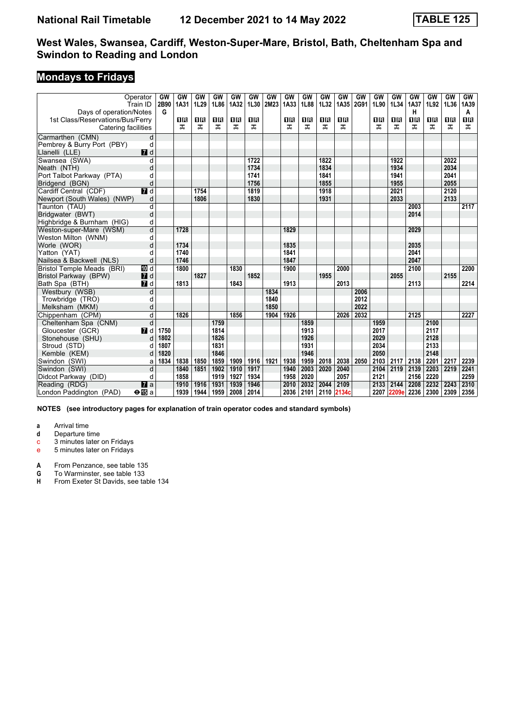# National Rail Timetable 12 December 2021 to 14 May 2022 TABLE 125

## West Wales, Swansea, Cardiff, Weston-Super-Mare, Bristol, Bath, Cheltenham Spa and Swindon to Reading and London

## Mondays to Fridays

| Operator | | GW | GW | GW | GW | GW | GW | GW | GW | GW | GW | GW | GW | GW | GW | GW | GW | GW | GW |
|---|---|---|---|---|---|---|---|---|---|---|---|---|---|---|---|---|---|---|---|
| Train ID | | 2B90 | 1A31 | 1L29 | 1L86 | 1A32 | 1L30 | 2M23 | 1A33 | 1L88 | 1L32 | 1A35 | 2G91 | 1L90 | 1L34 | 1A37 | 1L92 | 1L36 | 1A39 |
| Days of operation/Notes | | G | | | | | | | | | | | | | | H | | | A |
| 1st Class/Reservations/Bus/Ferry | | | 1R | 1R | 1R | 1R | 1R | | 1R | 1R | 1R | 1R | | 1R | 1R | 1R | 1R | 1R | 1R |
| Catering facilities | | | ✕ | ✕ | ✕ | ✕ | ✕ | | ✕ | ✕ | ✕ | ✕ | | ✕ | ✕ | ✕ | ✕ | ✕ | ✕ |
| Carmarthen (CMN) | d | | | | | | | | | | | | | | | | | | |
| Pembrey & Burry Port (PBY) | d | | | | | | | | | | | | | | | | | | |
| Llanelli (LLE) | 7 d | | | | | | | | | | | | | | | | | | |
| Swansea (SWA) | d | | | | | | 1722 | | | | 1822 | | | | 1922 | | | 2022 | |
| Neath (NTH) | d | | | | | | 1734 | | | | 1834 | | | | 1934 | | | 2034 | |
| Port Talbot Parkway (PTA) | d | | | | | | 1741 | | | | 1841 | | | | 1941 | | | 2041 | |
| Bridgend (BGN) | d | | | | | | 1756 | | | | 1855 | | | | 1955 | | | 2055 | |
| Cardiff Central (CDF) | 7 d | | | 1754 | | | 1819 | | | | 1918 | | | | 2021 | | | 2120 | |
| Newport (South Wales) (NWP) | d | | | 1806 | | | 1830 | | | | 1931 | | | | 2033 | | | 2133 | |
| Taunton (TAU) | d | | | | | | | | | | | | | | | 2003 | | | 2117 |
| Bridgwater (BWT) | d | | | | | | | | | | | | | | | 2014 | | | |
| Highbridge & Burnham (HIG) | d | | | | | | | | | | | | | | | | | | |
| Weston-super-Mare (WSM) | d | | 1728 | | | | | | 1829 | | | | | | | 2029 | | | |
| Weston Milton (WNM) | d | | | | | | | | | | | | | | | | | | |
| Worle (WOR) | d | | 1734 | | | | | | 1835 | | | | | | | 2035 | | | |
| Yatton (YAT) | d | | 1740 | | | | | | 1841 | | | | | | | 2041 | | | |
| Nailsea & Backwell (NLS) | d | | 1746 | | | | | | 1847 | | | | | | | 2047 | | | |
| Bristol Temple Meads (BRI) | 10 d | | 1800 | | | 1830 | | | 1900 | | | 2000 | | | | 2100 | | | 2200 |
| Bristol Parkway (BPW) | 7 d | | | 1827 | | | 1852 | | | | 1955 | | | | 2055 | | | 2155 | |
| Bath Spa (BTH) | 7 d | | 1813 | | | 1843 | | | 1913 | | | 2013 | | | | 2113 | | | 2214 |
| Westbury (WSB) | d | | | | | | | 1834 | | | | | 2006 | | | | | | |
| Trowbridge (TRO) | d | | | | | | | 1840 | | | | | 2012 | | | | | | |
| Melksham (MKM) | d | | | | | | | 1850 | | | | | 2022 | | | | | | |
| Chippenham (CPM) | d | | 1826 | | | 1856 | | 1904 | 1926 | | | 2026 | 2032 | | | 2125 | | | 2227 |
| Cheltenham Spa (CNM) | d | | | | 1759 | | | | | 1859 | | | | 1959 | | | 2100 | | |
| Gloucester (GCR) | 7 d | 1750 | | | 1814 | | | | | 1913 | | | | 2017 | | | 2117 | | |
| Stonehouse (SHU) | d | 1802 | | | 1826 | | | | | 1926 | | | | 2029 | | | 2128 | | |
| Stroud (STD) | d | 1807 | | | 1831 | | | | | 1931 | | | | 2034 | | | 2133 | | |
| Kemble (KEM) | d | 1820 | | | 1846 | | | | | 1946 | | | | 2050 | | | 2148 | | |
| Swindon (SWI) | a | 1834 | 1838 | 1850 | 1859 | 1909 | 1916 | 1921 | 1938 | 1959 | 2018 | 2038 | 2050 | 2103 | 2117 | 2138 | 2201 | 2217 | 2239 |
| Swindon (SWI) | d | | 1840 | 1851 | 1902 | 1910 | 1917 | | 1940 | 2003 | 2020 | 2040 | | 2104 | 2119 | 2139 | 2203 | 2219 | 2241 |
| Didcot Parkway (DID) | d | | 1858 | | 1919 | 1927 | 1934 | | 1958 | 2020 | | 2057 | | 2121 | | 2156 | 2220 | | 2259 |
| Reading (RDG) | 7 a | | 1910 | 1916 | 1931 | 1939 | 1946 | | 2010 | 2032 | 2044 | 2109 | | 2133 | 2144 | 2208 | 2232 | 2243 | 2310 |
| London Paddington (PAD) | ⊖15 a | | 1939 | 1944 | 1959 | 2008 | 2014 | | 2036 | 2101 | 2110 | 2134c | | 2207 | 2209e | 2236 | 2300 | 2309 | 2356 |

**NOTES (see introductory pages for explanation of train operator codes and standard symbols)**

- **a** Arrival time
- **d** Departure time
- **c** 3 minutes later on Fridays
- **e** 5 minutes later on Fridays

- **A** From Penzance, see table 135
- **G** To Warminster, see table 133
- **H** From Exeter St Davids, see table 134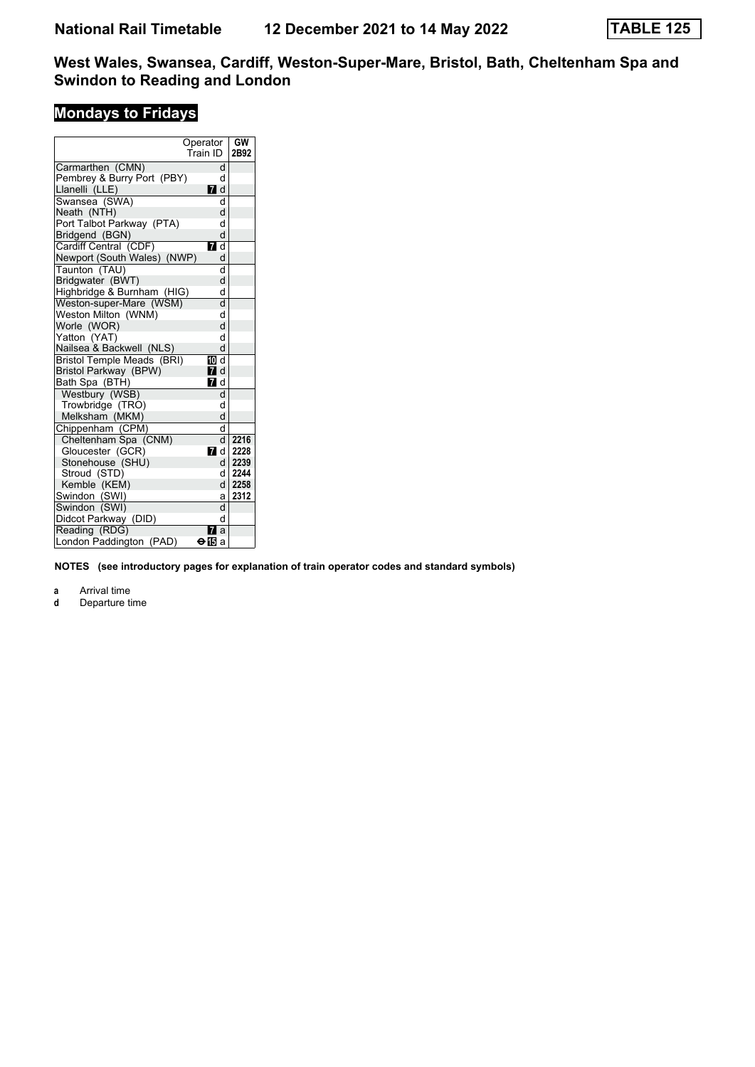**National Rail Timetable     12 December 2021 to 14 May 2022     TABLE 125**

## West Wales, Swansea, Cardiff, Weston-Super-Mare, Bristol, Bath, Cheltenham Spa and Swindon to Reading and London

### Mondays to Fridays

| Operator / Train ID | | GW 2B92 |
|---|---|---|
| Carmarthen (CMN) | d | |
| Pembrey & Burry Port (PBY) | d | |
| Llanelli (LLE) | 7 d | |
| Swansea (SWA) | d | |
| Neath (NTH) | d | |
| Port Talbot Parkway (PTA) | d | |
| Bridgend (BGN) | d | |
| Cardiff Central (CDF) | 7 d | |
| Newport (South Wales) (NWP) | d | |
| Taunton (TAU) | d | |
| Bridgwater (BWT) | d | |
| Highbridge & Burnham (HIG) | d | |
| Weston-super-Mare (WSM) | d | |
| Weston Milton (WNM) | d | |
| Worle (WOR) | d | |
| Yatton (YAT) | d | |
| Nailsea & Backwell (NLS) | d | |
| Bristol Temple Meads (BRI) | 10 d | |
| Bristol Parkway (BPW) | 7 d | |
| Bath Spa (BTH) | 7 d | |
| Westbury (WSB) | d | |
| Trowbridge (TRO) | d | |
| Melksham (MKM) | d | |
| Chippenham (CPM) | d | |
| Cheltenham Spa (CNM) | d | 2216 |
| Gloucester (GCR) | 7 d | 2228 |
| Stonehouse (SHU) | d | 2239 |
| Stroud (STD) | d | 2244 |
| Kemble (KEM) | d | 2258 |
| Swindon (SWI) | a | 2312 |
| Swindon (SWI) | d | |
| Didcot Parkway (DID) | d | |
| Reading (RDG) | 7 a | |
| London Paddington (PAD) | ⊖15 a | |

**NOTES (see introductory pages for explanation of train operator codes and standard symbols)**

**a** Arrival time
**d** Departure time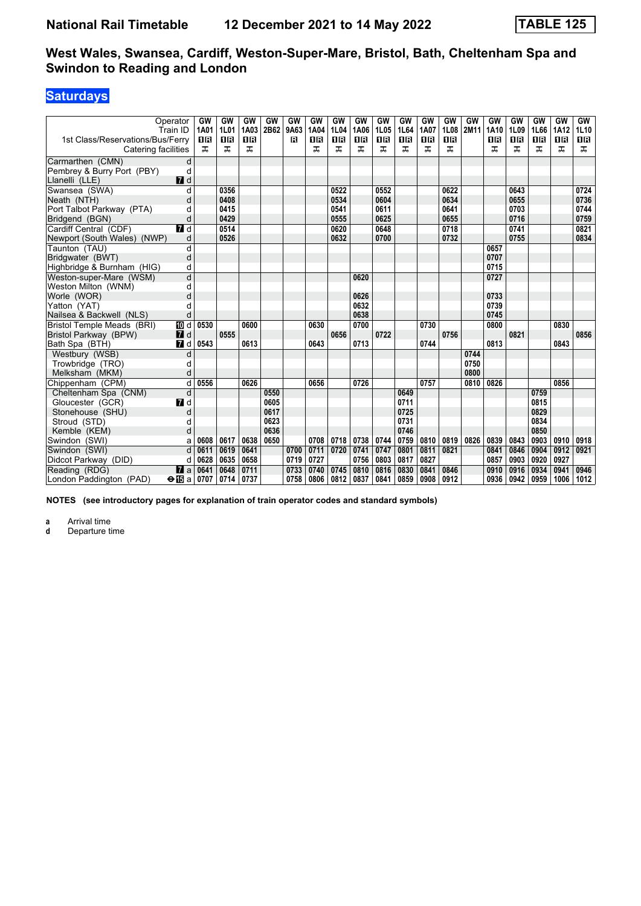# National Rail Timetable — 12 December 2021 to 14 May 2022 — TABLE 125

## West Wales, Swansea, Cardiff, Weston-Super-Mare, Bristol, Bath, Cheltenham Spa and Swindon to Reading and London

### Saturdays

| Operator | | GW | GW | GW | GW | GW | GW | GW | GW | GW | GW | GW | GW | GW | GW | GW | GW | GW | GW |
|---|---|---|---|---|---|---|---|---|---|---|---|---|---|---|---|---|---|---|---|
| Train ID | | 1A01 | 1L01 | 1A03 | 2B62 | 9A63 | 1A04 | 1L04 | 1A06 | 1L05 | 1L64 | 1A07 | 1L08 | 2M11 | 1A10 | 1L09 | 1L66 | 1A12 | 1L10 |
| 1st Class/Reservations/Bus/Ferry | | 1R | 1R | 1R | | R | 1R | 1R | 1R | 1R | 1R | 1R | 1R | | 1R | 1R | 1R | 1R | 1R |
| Catering facilities | | 🍴 | 🍴 | 🍴 | | | 🍴 | 🍴 | 🍴 | 🍴 | 🍴 | 🍴 | 🍴 | | 🍴 | 🍴 | 🍴 | 🍴 | 🍴 |
| Carmarthen (CMN) | d | | | | | | | | | | | | | | | | | | |
| Pembrey & Burry Port (PBY) | d | | | | | | | | | | | | | | | | | | |
| Llanelli (LLE) | 7 d | | | | | | | | | | | | | | | | | | |
| Swansea (SWA) | d | | 0356 | | | | | 0522 | | 0552 | | | 0622 | | | 0643 | | | 0724 |
| Neath (NTH) | d | | 0408 | | | | | 0534 | | 0604 | | | 0634 | | | 0655 | | | 0736 |
| Port Talbot Parkway (PTA) | d | | 0415 | | | | | 0541 | | 0611 | | | 0641 | | | 0703 | | | 0744 |
| Bridgend (BGN) | d | | 0429 | | | | | 0555 | | 0625 | | | 0655 | | | 0716 | | | 0759 |
| Cardiff Central (CDF) | 7 d | | 0514 | | | | | 0620 | | 0648 | | | 0718 | | | 0741 | | | 0821 |
| Newport (South Wales) (NWP) | d | | 0526 | | | | | 0632 | | 0700 | | | 0732 | | | 0755 | | | 0834 |
| Taunton (TAU) | d | | | | | | | | | | | | | | 0657 | | | | |
| Bridgwater (BWT) | d | | | | | | | | | | | | | | 0707 | | | | |
| Highbridge & Burnham (HIG) | d | | | | | | | | | | | | | | 0715 | | | | |
| Weston-super-Mare (WSM) | d | | | | | | | | 0620 | | | | | | 0727 | | | | |
| Weston Milton (WNM) | d | | | | | | | | | | | | | | | | | | |
| Worle (WOR) | d | | | | | | | | 0626 | | | | | | 0733 | | | | |
| Yatton (YAT) | d | | | | | | | | 0632 | | | | | | 0739 | | | | |
| Nailsea & Backwell (NLS) | d | | | | | | | | 0638 | | | | | | 0745 | | | | |
| Bristol Temple Meads (BRI) | 10 d | 0530 | | 0600 | | | 0630 | | 0700 | | | 0730 | | | 0800 | | | 0830 | |
| Bristol Parkway (BPW) | 7 d | | 0555 | | | | | 0656 | | 0722 | | | 0756 | | | 0821 | | | 0856 |
| Bath Spa (BTH) | 7 d | 0543 | | 0613 | | | 0643 | | 0713 | | | 0744 | | | 0813 | | | 0843 | |
| Westbury (WSB) | d | | | | | | | | | | | | | 0744 | | | | | |
| Trowbridge (TRO) | d | | | | | | | | | | | | | 0750 | | | | | |
| Melksham (MKM) | d | | | | | | | | | | | | | 0800 | | | | | |
| Chippenham (CPM) | d | 0556 | | 0626 | | | 0656 | | 0726 | | | 0757 | | 0810 | 0826 | | | 0856 | |
| Cheltenham Spa (CNM) | d | | | | 0550 | | | | | | 0649 | | | | | | 0759 | | |
| Gloucester (GCR) | 7 d | | | | 0605 | | | | | | 0711 | | | | | | 0815 | | |
| Stonehouse (SHU) | d | | | | 0617 | | | | | | 0725 | | | | | | 0829 | | |
| Stroud (STD) | d | | | | 0623 | | | | | | 0731 | | | | | | 0834 | | |
| Kemble (KEM) | d | | | | 0636 | | | | | | 0746 | | | | | | 0850 | | |
| Swindon (SWI) | a | 0608 | 0617 | 0638 | 0650 | | 0708 | 0718 | 0738 | 0744 | 0759 | 0810 | 0819 | 0826 | 0839 | 0843 | 0903 | 0910 | 0918 |
| Swindon (SWI) | d | 0611 | 0619 | 0641 | | 0700 | 0711 | 0720 | 0741 | 0747 | 0801 | 0811 | 0821 | | 0841 | 0846 | 0904 | 0912 | 0921 |
| Didcot Parkway (DID) | d | 0628 | 0635 | 0658 | | 0719 | 0727 | | 0756 | 0803 | 0817 | 0827 | | | 0857 | 0903 | 0920 | 0927 | |
| Reading (RDG) | 7 a | 0641 | 0648 | 0711 | | 0733 | 0740 | 0745 | 0810 | 0816 | 0830 | 0841 | 0846 | | 0910 | 0916 | 0934 | 0941 | 0946 |
| London Paddington (PAD) | ⊖15 a | 0707 | 0714 | 0737 | | 0758 | 0806 | 0812 | 0837 | 0841 | 0859 | 0908 | 0912 | | 0936 | 0942 | 0959 | 1006 | 1012 |

**NOTES (see introductory pages for explanation of train operator codes and standard symbols)**

**a** Arrival time
**d** Departure time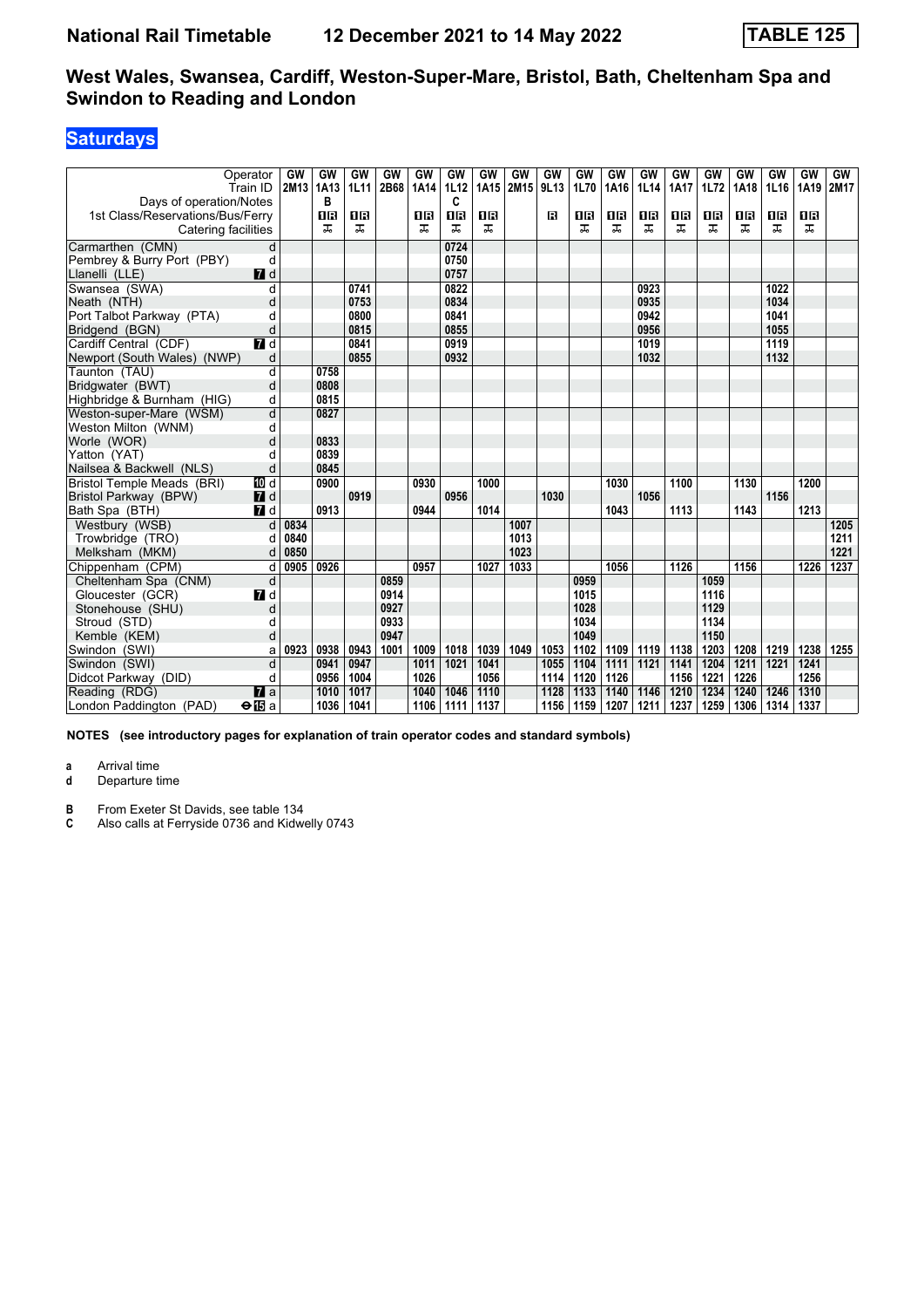# National Rail Timetable 12 December 2021 to 14 May 2022 TABLE 125

## West Wales, Swansea, Cardiff, Weston-Super-Mare, Bristol, Bath, Cheltenham Spa and Swindon to Reading and London

### Saturdays

| Operator | | GW | GW | GW | GW | GW | GW | GW | GW | GW | GW | GW | GW | GW | GW | GW | GW | GW | GW |
|---|---|---|---|---|---|---|---|---|---|---|---|---|---|---|---|---|---|---|---|
| Train ID | | 2M13 | 1A13 | 1L11 | 2B68 | 1A14 | 1L12 | 1A15 | 2M15 | 9L13 | 1L70 | 1A16 | 1L14 | 1A17 | 1L72 | 1A18 | 1L16 | 1A19 | 2M17 |
| Days of operation/Notes | | | B | | | | C | | | | | | | | | | | | |
| 1st Class/Reservations/Bus/Ferry | | | 1R | 1R | | 1R | 1R | 1R | | R | 1R | 1R | 1R | 1R | 1R | 1R | 1R | 1R | |
| Catering facilities | | | ⊼ | ⊼ | | ⊼ | ⊼ | ⊼ | | | ⊼ | ⊼ | ⊼ | ⊼ | ⊼ | ⊼ | ⊼ | ⊼ | |
| Carmarthen (CMN) | d | | | | | | 0724 | | | | | | | | | | | | |
| Pembrey & Burry Port (PBY) | d | | | | | | 0750 | | | | | | | | | | | | |
| Llanelli (LLE) | 7 d | | | | | | 0757 | | | | | | | | | | | | |
| Swansea (SWA) | d | | | 0741 | | | 0822 | | | | | | 0923 | | | | 1022 | | |
| Neath (NTH) | d | | | 0753 | | | 0834 | | | | | | 0935 | | | | 1034 | | |
| Port Talbot Parkway (PTA) | d | | | 0800 | | | 0841 | | | | | | 0942 | | | | 1041 | | |
| Bridgend (BGN) | d | | | 0815 | | | 0855 | | | | | | 0956 | | | | 1055 | | |
| Cardiff Central (CDF) | 7 d | | | 0841 | | | 0919 | | | | | | 1019 | | | | 1119 | | |
| Newport (South Wales) (NWP) | d | | | 0855 | | | 0932 | | | | | | 1032 | | | | 1132 | | |
| Taunton (TAU) | d | | 0758 | | | | | | | | | | | | | | | | |
| Bridgwater (BWT) | d | | 0808 | | | | | | | | | | | | | | | | |
| Highbridge & Burnham (HIG) | d | | 0815 | | | | | | | | | | | | | | | | |
| Weston-super-Mare (WSM) | d | | 0827 | | | | | | | | | | | | | | | | |
| Weston Milton (WNM) | d | | | | | | | | | | | | | | | | | | |
| Worle (WOR) | d | | 0833 | | | | | | | | | | | | | | | | |
| Yatton (YAT) | d | | 0839 | | | | | | | | | | | | | | | | |
| Nailsea & Backwell (NLS) | d | | 0845 | | | | | | | | | | | | | | | | |
| Bristol Temple Meads (BRI) | 10 d | | 0900 | | | 0930 | | 1000 | | | | 1030 | | 1100 | | 1130 | | 1200 | |
| Bristol Parkway (BPW) | 7 d | | | 0919 | | | 0956 | | | 1030 | | | 1056 | | | | 1156 | | |
| Bath Spa (BTH) | 7 d | | 0913 | | | 0944 | | 1014 | | | | 1043 | | 1113 | | 1143 | | 1213 | |
| Westbury (WSB) | d | 0834 | | | | | | | 1007 | | | | | | | | | | 1205 |
| Trowbridge (TRO) | d | 0840 | | | | | | | 1013 | | | | | | | | | | 1211 |
| Melksham (MKM) | d | 0850 | | | | | | | 1023 | | | | | | | | | | 1221 |
| Chippenham (CPM) | d | 0905 | 0926 | | | 0957 | | 1027 | 1033 | | | 1056 | | 1126 | | 1156 | | 1226 | 1237 |
| Cheltenham Spa (CNM) | d | | | | 0859 | | | | | | 0959 | | | | 1059 | | | | |
| Gloucester (GCR) | 7 d | | | | 0914 | | | | | | 1015 | | | | 1116 | | | | |
| Stonehouse (SHU) | d | | | | 0927 | | | | | | 1028 | | | | 1129 | | | | |
| Stroud (STD) | d | | | | 0933 | | | | | | 1034 | | | | 1134 | | | | |
| Kemble (KEM) | d | | | | 0947 | | | | | | 1049 | | | | 1150 | | | | |
| Swindon (SWI) | a | 0923 | 0938 | 0943 | 1001 | 1009 | 1018 | 1039 | 1049 | 1053 | 1102 | 1109 | 1119 | 1138 | 1203 | 1208 | 1219 | 1238 | 1255 |
| Swindon (SWI) | d | | 0941 | 0947 | | 1011 | 1021 | 1041 | | 1055 | 1104 | 1111 | 1121 | 1141 | 1204 | 1211 | 1221 | 1241 | |
| Didcot Parkway (DID) | d | | 0956 | 1004 | | 1026 | | 1056 | | 1114 | 1120 | 1126 | | 1156 | 1221 | 1226 | | 1256 | |
| Reading (RDG) | 7 a | | 1010 | 1017 | | 1040 | 1046 | 1110 | | 1128 | 1133 | 1140 | 1146 | 1210 | 1234 | 1240 | 1246 | 1310 | |
| London Paddington (PAD) | ⊖15 a | | 1036 | 1041 | | 1106 | 1111 | 1137 | | 1156 | 1159 | 1207 | 1211 | 1237 | 1259 | 1306 | 1314 | 1337 | |

**NOTES (see introductory pages for explanation of train operator codes and standard symbols)**

**a** Arrival time
**d** Departure time

**B** From Exeter St Davids, see table 134
**C** Also calls at Ferryside 0736 and Kidwelly 0743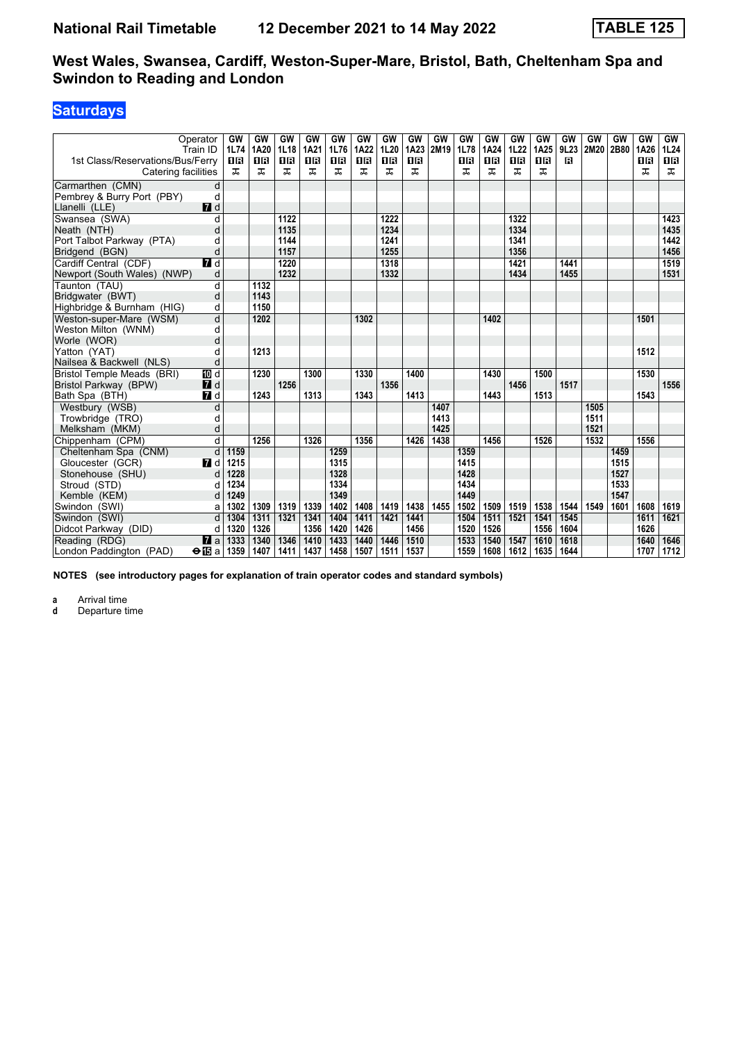# National Rail Timetable — 12 December 2021 to 14 May 2022 — TABLE 125

## West Wales, Swansea, Cardiff, Weston-Super-Mare, Bristol, Bath, Cheltenham Spa and Swindon to Reading and London

**Saturdays**

| Operator | | GW | GW | GW | GW | GW | GW | GW | GW | GW | GW | GW | GW | GW | GW | GW | GW | GW | GW |
|---|---|---|---|---|---|---|---|---|---|---|---|---|---|---|---|---|---|---|---|
| Train ID | | 1L74 | 1A20 | 1L18 | 1A21 | 1L76 | 1A22 | 1L20 | 1A23 | 2M19 | 1L78 | 1A24 | 1L22 | 1A25 | 9L23 | 2M20 | 2B80 | 1A26 | 1L24 |
| 1st Class/Reservations/Bus/Ferry | | 1R | 1R | 1R | 1R | 1R | 1R | 1R | 1R | | 1R | 1R | 1R | 1R | R | | | 1R | 1R |
| Catering facilities | | ⚹ | ⚹ | ⚹ | ⚹ | ⚹ | ⚹ | ⚹ | ⚹ | | ⚹ | ⚹ | ⚹ | ⚹ | | | | ⚹ | ⚹ |
| Carmarthen (CMN) | d | | | | | | | | | | | | | | | | | | |
| Pembrey & Burry Port (PBY) | d | | | | | | | | | | | | | | | | | | |
| Llanelli (LLE) | 7 d | | | | | | | | | | | | | | | | | | |
| Swansea (SWA) | d | | | 1122 | | | | 1222 | | | | | 1322 | | | | | | 1423 |
| Neath (NTH) | d | | | 1135 | | | | 1234 | | | | | 1334 | | | | | | 1435 |
| Port Talbot Parkway (PTA) | d | | | 1144 | | | | 1241 | | | | | 1341 | | | | | | 1442 |
| Bridgend (BGN) | d | | | 1157 | | | | 1255 | | | | | 1356 | | | | | | 1456 |
| Cardiff Central (CDF) | 7 d | | | 1220 | | | | 1318 | | | | | 1421 | | 1441 | | | | 1519 |
| Newport (South Wales) (NWP) | d | | | 1232 | | | | 1332 | | | | | 1434 | | 1455 | | | | 1531 |
| Taunton (TAU) | d | | 1132 | | | | | | | | | | | | | | | | |
| Bridgwater (BWT) | d | | 1143 | | | | | | | | | | | | | | | | |
| Highbridge & Burnham (HIG) | d | | 1150 | | | | | | | | | | | | | | | | |
| Weston-super-Mare (WSM) | d | | 1202 | | | | 1302 | | | | | 1402 | | | | | | 1501 | |
| Weston Milton (WNM) | d | | | | | | | | | | | | | | | | | | |
| Worle (WOR) | d | | | | | | | | | | | | | | | | | | |
| Yatton (YAT) | d | | 1213 | | | | | | | | | | | | | | | 1512 | |
| Nailsea & Backwell (NLS) | d | | | | | | | | | | | | | | | | | | |
| Bristol Temple Meads (BRI) | 10 d | | 1230 | | 1300 | | 1330 | | 1400 | | | 1430 | | 1500 | | | | 1530 | |
| Bristol Parkway (BPW) | 7 d | | | 1256 | | | | 1356 | | | | | 1456 | | 1517 | | | | 1556 |
| Bath Spa (BTH) | 7 d | | 1243 | | 1313 | | 1343 | | 1413 | | | 1443 | | 1513 | | | | 1543 | |
| Westbury (WSB) | d | | | | | | | | | 1407 | | | | | | 1505 | | | |
| Trowbridge (TRO) | d | | | | | | | | | 1413 | | | | | | 1511 | | | |
| Melksham (MKM) | d | | | | | | | | | 1425 | | | | | | 1521 | | | |
| Chippenham (CPM) | d | | 1256 | | 1326 | | 1356 | | 1426 | 1438 | | 1456 | | 1526 | | 1532 | | 1556 | |
| Cheltenham Spa (CNM) | d | 1159 | | | | 1259 | | | | | 1359 | | | | | | 1459 | | |
| Gloucester (GCR) | 7 d | 1215 | | | | 1315 | | | | | 1415 | | | | | | 1515 | | |
| Stonehouse (SHU) | d | 1228 | | | | 1328 | | | | | 1428 | | | | | | 1527 | | |
| Stroud (STD) | d | 1234 | | | | 1334 | | | | | 1434 | | | | | | 1533 | | |
| Kemble (KEM) | d | 1249 | | | | 1349 | | | | | 1449 | | | | | | 1547 | | |
| Swindon (SWI) | a | 1302 | 1309 | 1319 | 1339 | 1402 | 1408 | 1419 | 1438 | 1455 | 1502 | 1509 | 1519 | 1538 | 1544 | 1549 | 1601 | 1608 | 1619 |
| Swindon (SWI) | d | 1304 | 1311 | 1321 | 1341 | 1404 | 1411 | 1421 | 1441 | | 1504 | 1511 | 1521 | 1541 | 1545 | | | 1611 | 1621 |
| Didcot Parkway (DID) | d | 1320 | 1326 | | 1356 | 1420 | 1426 | | 1456 | | 1520 | 1526 | | 1556 | 1604 | | | 1626 | |
| Reading (RDG) | 7 a | 1333 | 1340 | 1346 | 1410 | 1433 | 1440 | 1446 | 1510 | | 1533 | 1540 | 1547 | 1610 | 1618 | | | 1640 | 1646 |
| London Paddington (PAD) | ⊖15 a | 1359 | 1407 | 1411 | 1437 | 1458 | 1507 | 1511 | 1537 | | 1559 | 1608 | 1612 | 1635 | 1644 | | | 1707 | 1712 |

**NOTES** (see introductory pages for explanation of train operator codes and standard symbols)

**a** Arrival time
**d** Departure time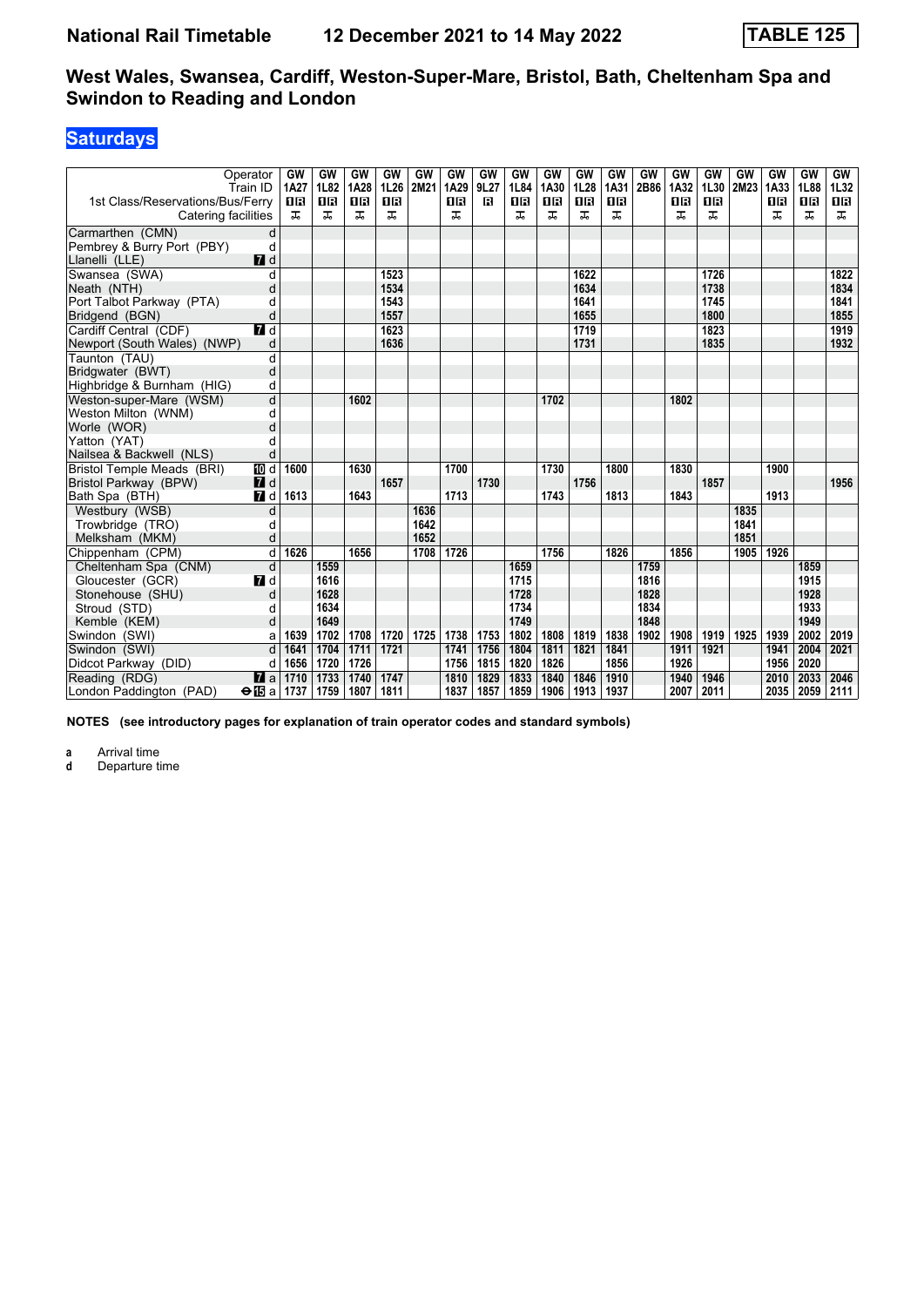# National Rail Timetable 12 December 2021 to 14 May 2022 TABLE 125

## West Wales, Swansea, Cardiff, Weston-Super-Mare, Bristol, Bath, Cheltenham Spa and Swindon to Reading and London

### Saturdays

| Operator | | GW | GW | GW | GW | GW | GW | GW | GW | GW | GW | GW | GW | GW | GW | GW | GW | GW | GW |
|---|---|---|---|---|---|---|---|---|---|---|---|---|---|---|---|---|---|---|---|
| Train ID | | 1A27 | 1L82 | 1A28 | 1L26 | 2M21 | 1A29 | 9L27 | 1L84 | 1A30 | 1L28 | 1A31 | 2B86 | 1A32 | 1L30 | 2M23 | 1A33 | 1L88 | 1L32 |
| 1st Class/Reservations/Bus/Ferry | | 1R | 1R | 1R | 1R | | 1R | R | 1R | 1R | 1R | 1R | | 1R | 1R | | 1R | 1R | 1R |
| Catering facilities | | ⚹ | ⚹ | ⚹ | ⚹ | | ⚹ | | ⚹ | ⚹ | ⚹ | ⚹ | | ⚹ | ⚹ | | ⚹ | ⚹ | ⚹ |
| Carmarthen (CMN) | d | | | | | | | | | | | | | | | | | | |
| Pembrey & Burry Port (PBY) | d | | | | | | | | | | | | | | | | | | |
| Llanelli (LLE) | 7 d | | | | | | | | | | | | | | | | | | |
| Swansea (SWA) | d | | | | 1523 | | | | | | 1622 | | | | 1726 | | | | 1822 |
| Neath (NTH) | d | | | | 1534 | | | | | | 1634 | | | | 1738 | | | | 1834 |
| Port Talbot Parkway (PTA) | d | | | | 1543 | | | | | | 1641 | | | | 1745 | | | | 1841 |
| Bridgend (BGN) | d | | | | 1557 | | | | | | 1655 | | | | 1800 | | | | 1855 |
| Cardiff Central (CDF) | 7 d | | | | 1623 | | | | | | 1719 | | | | 1823 | | | | 1919 |
| Newport (South Wales) (NWP) | d | | | | 1636 | | | | | | 1731 | | | | 1835 | | | | 1932 |
| Taunton (TAU) | d | | | | | | | | | | | | | | | | | | |
| Bridgwater (BWT) | d | | | | | | | | | | | | | | | | | | |
| Highbridge & Burnham (HIG) | d | | | | | | | | | | | | | | | | | | |
| Weston-super-Mare (WSM) | d | | | 1602 | | | | | | 1702 | | | | 1802 | | | | | |
| Weston Milton (WNM) | d | | | | | | | | | | | | | | | | | | |
| Worle (WOR) | d | | | | | | | | | | | | | | | | | | |
| Yatton (YAT) | d | | | | | | | | | | | | | | | | | | |
| Nailsea & Backwell (NLS) | d | | | | | | | | | | | | | | | | | | |
| Bristol Temple Meads (BRI) | 10 d | 1600 | | 1630 | | | 1700 | | | 1730 | | 1800 | | 1830 | | | 1900 | | |
| Bristol Parkway (BPW) | 7 d | | | | 1657 | | | 1730 | | | 1756 | | | | 1857 | | | | 1956 |
| Bath Spa (BTH) | 7 d | 1613 | | 1643 | | | 1713 | | | 1743 | | 1813 | | 1843 | | | 1913 | | |
| Westbury (WSB) | d | | | | | 1636 | | | | | | | | | | 1835 | | | |
| Trowbridge (TRO) | d | | | | | 1642 | | | | | | | | | | 1841 | | | |
| Melksham (MKM) | d | | | | | 1652 | | | | | | | | | | 1851 | | | |
| Chippenham (CPM) | d | 1626 | | 1656 | | 1708 | 1726 | | | 1756 | | 1826 | | 1856 | | 1905 | 1926 | | |
| Cheltenham Spa (CNM) | d | | 1559 | | | | | | 1659 | | | | 1759 | | | | | 1859 | |
| Gloucester (GCR) | 7 d | | 1616 | | | | | | 1715 | | | | 1816 | | | | | 1915 | |
| Stonehouse (SHU) | d | | 1628 | | | | | | 1728 | | | | 1828 | | | | | 1928 | |
| Stroud (STD) | d | | 1634 | | | | | | 1734 | | | | 1834 | | | | | 1933 | |
| Kemble (KEM) | d | | 1649 | | | | | | 1749 | | | | 1848 | | | | | 1949 | |
| Swindon (SWI) | a | 1639 | 1702 | 1708 | 1720 | 1725 | 1738 | 1753 | 1802 | 1808 | 1819 | 1838 | 1902 | 1908 | 1919 | 1925 | 1939 | 2002 | 2019 |
| Swindon (SWI) | d | 1641 | 1704 | 1711 | 1721 | | 1741 | 1756 | 1804 | 1811 | 1821 | 1841 | | 1911 | 1921 | | 1941 | 2004 | 2021 |
| Didcot Parkway (DID) | d | 1656 | 1720 | 1726 | | | 1756 | 1815 | 1820 | 1826 | | 1856 | | 1926 | | | 1956 | 2020 | |
| Reading (RDG) | 7 a | 1710 | 1733 | 1740 | 1747 | | 1810 | 1829 | 1833 | 1840 | 1846 | 1910 | | 1940 | 1946 | | 2010 | 2033 | 2046 |
| London Paddington (PAD) | ⊖15 a | 1737 | 1759 | 1807 | 1811 | | 1837 | 1857 | 1859 | 1906 | 1913 | 1937 | | 2007 | 2011 | | 2035 | 2059 | 2111 |

**NOTES (see introductory pages for explanation of train operator codes and standard symbols)**

**a** Arrival time
**d** Departure time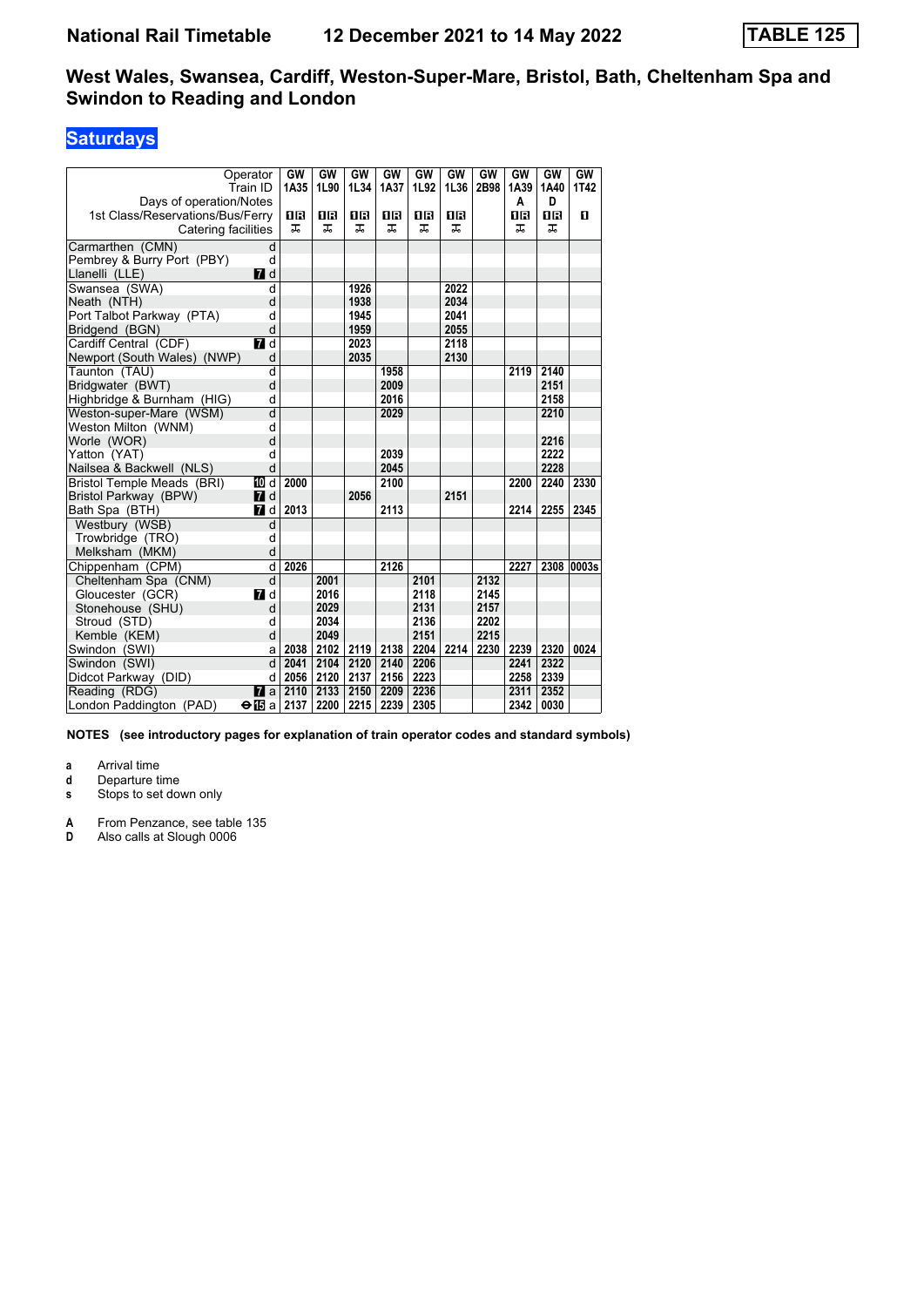# National Rail Timetable 12 December 2021 to 14 May 2022 TABLE 125

## West Wales, Swansea, Cardiff, Weston-Super-Mare, Bristol, Bath, Cheltenham Spa and Swindon to Reading and London

### Saturdays

| Operator | | GW | GW | GW | GW | GW | GW | GW | GW | GW | GW |
|---|---|---|---|---|---|---|---|---|---|---|---|
| Train ID | | 1A35 | 1L90 | 1L34 | 1A37 | 1L92 | 1L36 | 2B98 | 1A39 | 1A40 | 1T42 |
| Days of operation/Notes | | | | | | | | | A | D | |
| 1st Class/Reservations/Bus/Ferry | | 1R | 1R | 1R | 1R | 1R | 1R | | 1R | 1R | 1 |
| Catering facilities | | ⚹ | ⚹ | ⚹ | ⚹ | ⚹ | ⚹ | | ⚹ | ⚹ | |
| Carmarthen (CMN) | d | | | | | | | | | | |
| Pembrey & Burry Port (PBY) | d | | | | | | | | | | |
| Llanelli (LLE) | 7 d | | | | | | | | | | |
| Swansea (SWA) | d | | | 1926 | | | 2022 | | | | |
| Neath (NTH) | d | | | 1938 | | | 2034 | | | | |
| Port Talbot Parkway (PTA) | d | | | 1945 | | | 2041 | | | | |
| Bridgend (BGN) | d | | | 1959 | | | 2055 | | | | |
| Cardiff Central (CDF) | 7 d | | | 2023 | | | 2118 | | | | |
| Newport (South Wales) (NWP) | d | | | 2035 | | | 2130 | | | | |
| Taunton (TAU) | d | | | | 1958 | | | | 2119 | 2140 | |
| Bridgwater (BWT) | d | | | | 2009 | | | | | 2151 | |
| Highbridge & Burnham (HIG) | d | | | | 2016 | | | | | 2158 | |
| Weston-super-Mare (WSM) | d | | | | 2029 | | | | | 2210 | |
| Weston Milton (WNM) | d | | | | | | | | | | |
| Worle (WOR) | d | | | | | | | | | 2216 | |
| Yatton (YAT) | d | | | | 2039 | | | | | 2222 | |
| Nailsea & Backwell (NLS) | d | | | | 2045 | | | | | 2228 | |
| Bristol Temple Meads (BRI) | 10 d | 2000 | | | 2100 | | | | 2200 | 2240 | 2330 |
| Bristol Parkway (BPW) | 7 d | | | 2056 | | | 2151 | | | | |
| Bath Spa (BTH) | 7 d | 2013 | | | 2113 | | | | 2214 | 2255 | 2345 |
| Westbury (WSB) | d | | | | | | | | | | |
| Trowbridge (TRO) | d | | | | | | | | | | |
| Melksham (MKM) | d | | | | | | | | | | |
| Chippenham (CPM) | d | 2026 | | | 2126 | | | | 2227 | 2308 | 0003s |
| Cheltenham Spa (CNM) | d | | 2001 | | | 2101 | | 2132 | | | |
| Gloucester (GCR) | 7 d | | 2016 | | | 2118 | | 2145 | | | |
| Stonehouse (SHU) | d | | 2029 | | | 2131 | | 2157 | | | |
| Stroud (STD) | d | | 2034 | | | 2136 | | 2202 | | | |
| Kemble (KEM) | d | | 2049 | | | 2151 | | 2215 | | | |
| Swindon (SWI) | a | 2038 | 2102 | 2119 | 2138 | 2204 | 2214 | 2230 | 2239 | 2320 | 0024 |
| Swindon (SWI) | d | 2041 | 2104 | 2120 | 2140 | 2206 | | | 2241 | 2322 | |
| Didcot Parkway (DID) | d | 2056 | 2120 | 2137 | 2156 | 2223 | | | 2258 | 2339 | |
| Reading (RDG) | 7 a | 2110 | 2133 | 2150 | 2209 | 2236 | | | 2311 | 2352 | |
| London Paddington (PAD) | ⊖15 a | 2137 | 2200 | 2215 | 2239 | 2305 | | | 2342 | 0030 | |

**NOTES (see introductory pages for explanation of train operator codes and standard symbols)**

- **a** Arrival time
- **d** Departure time
- **s** Stops to set down only

- **A** From Penzance, see table 135
- **D** Also calls at Slough 0006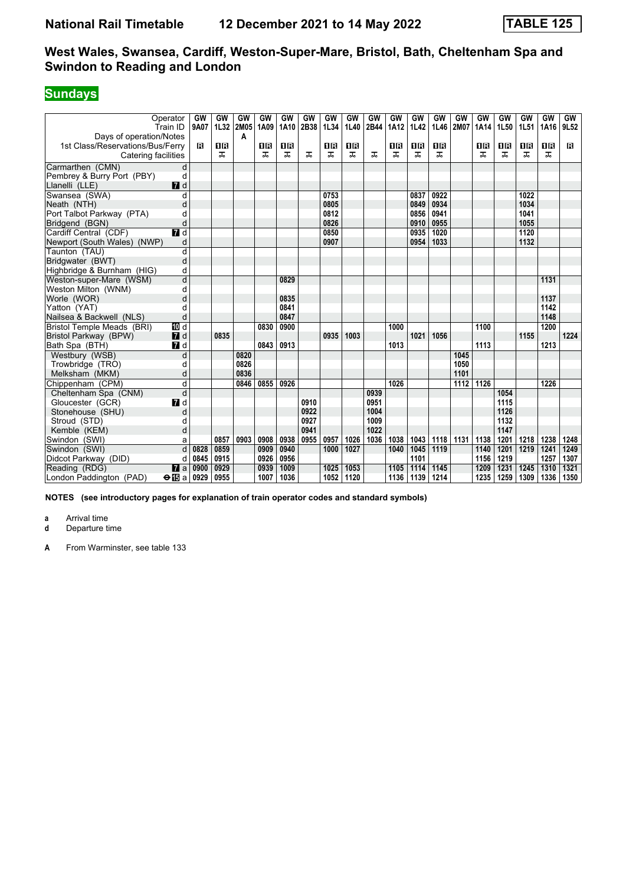# National Rail Timetable 12 December 2021 to 14 May 2022 TABLE 125

## West Wales, Swansea, Cardiff, Weston-Super-Mare, Bristol, Bath, Cheltenham Spa and Swindon to Reading and London

### Sundays

| Operator | | GW | GW | GW | GW | GW | GW | GW | GW | GW | GW | GW | GW | GW | GW | GW | GW | GW | GW |
|---|---|---|---|---|---|---|---|---|---|---|---|---|---|---|---|---|---|---|---|
| Train ID | | 9A07 | 1L32 | 2M05 | 1A09 | 1A10 | 2B38 | 1L34 | 1L40 | 2B44 | 1A12 | 1L42 | 1L46 | 2M07 | 1A14 | 1L50 | 1L51 | 1A16 | 9L52 |
| Days of operation/Notes | | | | A | | | | | | | | | | | | | | | |
| 1st Class/Reservations/Bus/Ferry | | R | 1R | | 1R | 1R | | 1R | 1R | | 1R | 1R | 1R | | 1R | 1R | 1R | 1R | R |
| Catering facilities | | | ⚹ | | ⚹ | ⚹ | ⚹ | ⚹ | ⚹ | ⚹ | ⚹ | ⚹ | ⚹ | | ⚹ | ⚹ | ⚹ | ⚹ | |
| Carmarthen (CMN) | d | | | | | | | | | | | | | | | | | | |
| Pembrey & Burry Port (PBY) | d | | | | | | | | | | | | | | | | | | |
| Llanelli (LLE) | 7 d | | | | | | | | | | | | | | | | | | |
| Swansea (SWA) | d | | | | | | | 0753 | | | | 0837 | 0922 | | | | 1022 | | |
| Neath (NTH) | d | | | | | | | 0805 | | | | 0849 | 0934 | | | | 1034 | | |
| Port Talbot Parkway (PTA) | d | | | | | | | 0812 | | | | 0856 | 0941 | | | | 1041 | | |
| Bridgend (BGN) | d | | | | | | | 0826 | | | | 0910 | 0955 | | | | 1055 | | |
| Cardiff Central (CDF) | 7 d | | | | | | | 0850 | | | | 0935 | 1020 | | | | 1120 | | |
| Newport (South Wales) (NWP) | d | | | | | | | 0907 | | | | 0954 | 1033 | | | | 1132 | | |
| Taunton (TAU) | d | | | | | | | | | | | | | | | | | | |
| Bridgwater (BWT) | d | | | | | | | | | | | | | | | | | | |
| Highbridge & Burnham (HIG) | d | | | | | | | | | | | | | | | | | | |
| Weston-super-Mare (WSM) | d | | | | | 0829 | | | | | | | | | | | | 1131 | |
| Weston Milton (WNM) | d | | | | | | | | | | | | | | | | | | |
| Worle (WOR) | d | | | | | 0835 | | | | | | | | | | | | 1137 | |
| Yatton (YAT) | d | | | | | 0841 | | | | | | | | | | | | 1142 | |
| Nailsea & Backwell (NLS) | d | | | | | 0847 | | | | | | | | | | | | 1148 | |
| Bristol Temple Meads (BRI) | 10 d | | | | 0830 | 0900 | | | | | 1000 | | | | 1100 | | | 1200 | |
| Bristol Parkway (BPW) | 7 d | | 0835 | | | | | 0935 | 1003 | | | 1021 | 1056 | | | | 1155 | | 1224 |
| Bath Spa (BTH) | 7 d | | | | 0843 | 0913 | | | | | 1013 | | | | 1113 | | | 1213 | |
| Westbury (WSB) | d | | | 0820 | | | | | | | | | | 1045 | | | | | |
| Trowbridge (TRO) | d | | | 0826 | | | | | | | | | | 1050 | | | | | |
| Melksham (MKM) | d | | | 0836 | | | | | | | | | | 1101 | | | | | |
| Chippenham (CPM) | d | | | 0846 | 0855 | 0926 | | | | | 1026 | | | 1112 | 1126 | | | 1226 | |
| Cheltenham Spa (CNM) | d | | | | | | | | | 0939 | | | | | | 1054 | | | |
| Gloucester (GCR) | 7 d | | | | | | 0910 | | | 0951 | | | | | | 1115 | | | |
| Stonehouse (SHU) | d | | | | | | 0922 | | | 1004 | | | | | | 1126 | | | |
| Stroud (STD) | d | | | | | | 0927 | | | 1009 | | | | | | 1132 | | | |
| Kemble (KEM) | d | | | | | | 0941 | | | 1022 | | | | | | 1147 | | | |
| Swindon (SWI) | a | | 0857 | 0903 | 0908 | 0938 | 0955 | 0957 | 1026 | 1036 | 1038 | 1043 | 1118 | 1131 | 1138 | 1201 | 1218 | 1238 | 1248 |
| Swindon (SWI) | d | 0828 | 0859 | | 0909 | 0940 | | 1000 | 1027 | | 1040 | 1045 | 1119 | | 1140 | 1201 | 1219 | 1241 | 1249 |
| Didcot Parkway (DID) | d | 0845 | 0915 | | 0926 | 0956 | | | | | | 1101 | | | 1156 | 1219 | | 1257 | 1307 |
| Reading (RDG) | 7 a | 0900 | 0929 | | 0939 | 1009 | | 1025 | 1053 | | 1105 | 1114 | 1145 | | 1209 | 1231 | 1245 | 1310 | 1321 |
| London Paddington (PAD) | ⊖15 a | 0929 | 0955 | | 1007 | 1036 | | 1052 | 1120 | | 1136 | 1139 | 1214 | | 1235 | 1259 | 1309 | 1336 | 1350 |

**NOTES (see introductory pages for explanation of train operator codes and standard symbols)**

**a** Arrival time
**d** Departure time

**A** From Warminster, see table 133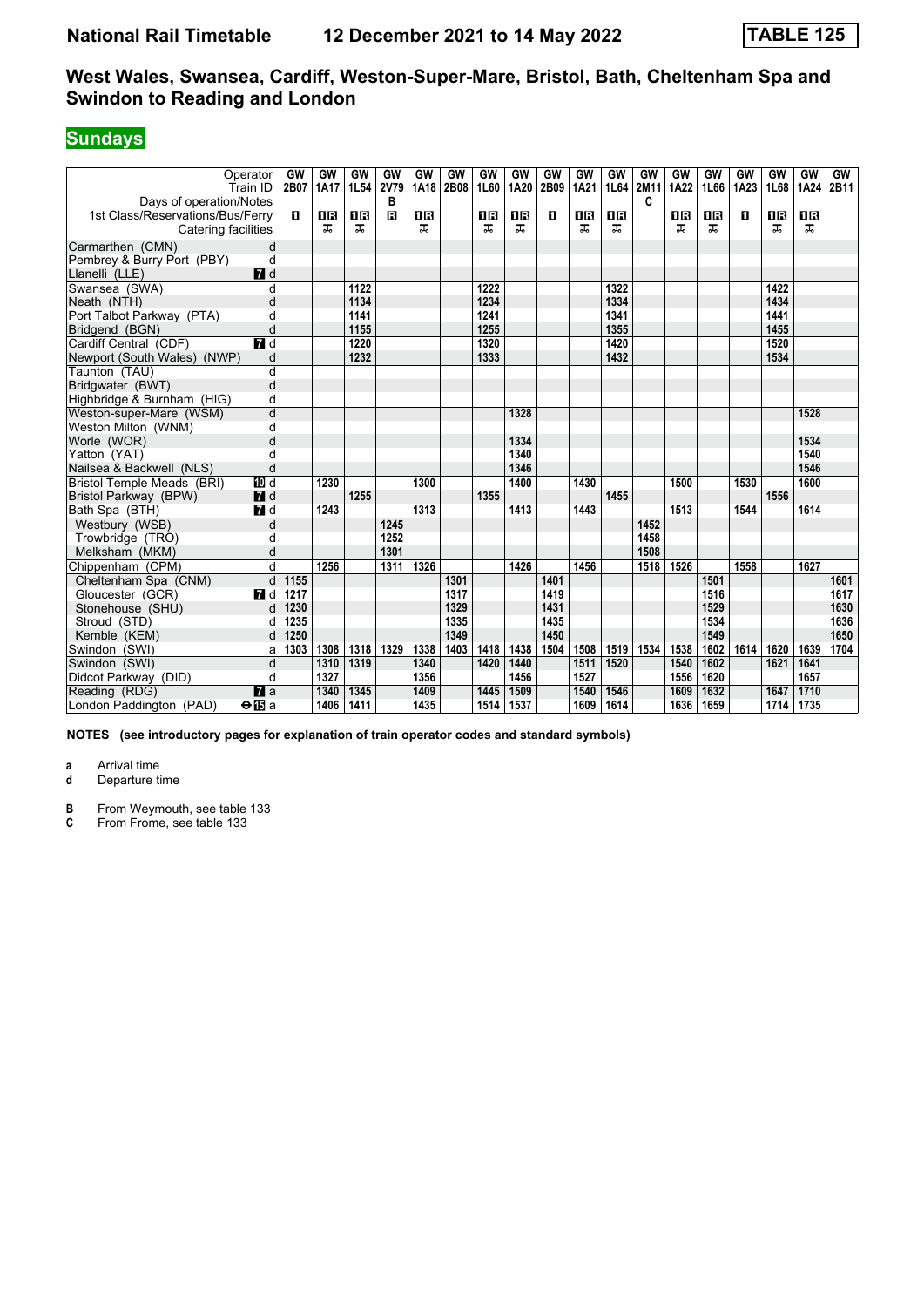# National Rail Timetable — 12 December 2021 to 14 May 2022 — TABLE 125

## West Wales, Swansea, Cardiff, Weston-Super-Mare, Bristol, Bath, Cheltenham Spa and Swindon to Reading and London

**Sundays**

| Operator | | GW | GW | GW | GW | GW | GW | GW | GW | GW | GW | GW | GW | GW | GW | GW | GW | GW | GW |
|---|---|---|---|---|---|---|---|---|---|---|---|---|---|---|---|---|---|---|---|
| Train ID | | 2B07 | 1A17 | 1L54 | 2V79 | 1A18 | 2B08 | 1L60 | 1A20 | 2B09 | 1A21 | 1L64 | 2M11 | 1A22 | 1L66 | 1A23 | 1L68 | 1A24 | 2B11 |
| Days of operation/Notes | | | | | B | | | | | | | | C | | | | | | |
| 1st Class/Reservations/Bus/Ferry | | 1 | 1R | 1R | R | 1R | | 1R | 1R | 1 | 1R | 1R | | 1R | 1R | 1 | 1R | 1R | |
| Catering facilities | | | ⚹ | ⚹ | | ⚹ | | ⚹ | ⚹ | | ⚹ | ⚹ | | ⚹ | ⚹ | | ⚹ | ⚹ | |
| Carmarthen (CMN) | d | | | | | | | | | | | | | | | | | | |
| Pembrey & Burry Port (PBY) | d | | | | | | | | | | | | | | | | | | |
| Llanelli (LLE) | 7 d | | | | | | | | | | | | | | | | | | |
| Swansea (SWA) | d | | | 1122 | | | | 1222 | | | | 1322 | | | | | 1422 | | |
| Neath (NTH) | d | | | 1134 | | | | 1234 | | | | 1334 | | | | | 1434 | | |
| Port Talbot Parkway (PTA) | d | | | 1141 | | | | 1241 | | | | 1341 | | | | | 1441 | | |
| Bridgend (BGN) | d | | | 1155 | | | | 1255 | | | | 1355 | | | | | 1455 | | |
| Cardiff Central (CDF) | 7 d | | | 1220 | | | | 1320 | | | | 1420 | | | | | 1520 | | |
| Newport (South Wales) (NWP) | d | | | 1232 | | | | 1333 | | | | 1432 | | | | | 1534 | | |
| Taunton (TAU) | d | | | | | | | | | | | | | | | | | | |
| Bridgwater (BWT) | d | | | | | | | | | | | | | | | | | | |
| Highbridge & Burnham (HIG) | d | | | | | | | | | | | | | | | | | | |
| Weston-super-Mare (WSM) | d | | | | | | | | 1328 | | | | | | | | | 1528 | |
| Weston Milton (WNM) | d | | | | | | | | | | | | | | | | | | |
| Worle (WOR) | d | | | | | | | | 1334 | | | | | | | | | 1534 | |
| Yatton (YAT) | d | | | | | | | | 1340 | | | | | | | | | 1540 | |
| Nailsea & Backwell (NLS) | d | | | | | | | | 1346 | | | | | | | | | 1546 | |
| Bristol Temple Meads (BRI) | 10 d | | 1230 | | | 1300 | | | 1400 | | 1430 | | | 1500 | | 1530 | | 1600 | |
| Bristol Parkway (BPW) | 7 d | | | 1255 | | | | 1355 | | | | 1455 | | | | | 1556 | | |
| Bath Spa (BTH) | 7 d | | 1243 | | | 1313 | | | 1413 | | 1443 | | | 1513 | | 1544 | | 1614 | |
| Westbury (WSB) | d | | | | 1245 | | | | | | | | 1452 | | | | | | |
| Trowbridge (TRO) | d | | | | 1252 | | | | | | | | 1458 | | | | | | |
| Melksham (MKM) | d | | | | 1301 | | | | | | | | 1508 | | | | | | |
| Chippenham (CPM) | d | | 1256 | | 1311 | 1326 | | | 1426 | | 1456 | | 1518 | 1526 | | 1558 | | 1627 | |
| Cheltenham Spa (CNM) | d | 1155 | | | | | 1301 | | | 1401 | | | | | 1501 | | | | 1601 |
| Gloucester (GCR) | 7 d | 1217 | | | | | 1317 | | | 1419 | | | | | 1516 | | | | 1617 |
| Stonehouse (SHU) | d | 1230 | | | | | 1329 | | | 1431 | | | | | 1529 | | | | 1630 |
| Stroud (STD) | d | 1235 | | | | | 1335 | | | 1435 | | | | | 1534 | | | | 1636 |
| Kemble (KEM) | d | 1250 | | | | | 1349 | | | 1450 | | | | | 1549 | | | | 1650 |
| Swindon (SWI) | a | 1303 | 1308 | 1318 | 1329 | 1338 | 1403 | 1418 | 1438 | 1504 | 1508 | 1519 | 1534 | 1538 | 1602 | 1614 | 1620 | 1639 | 1704 |
| Swindon (SWI) | d | | 1310 | 1319 | | 1340 | | 1420 | 1440 | | 1511 | 1520 | | 1540 | 1602 | | 1621 | 1641 | |
| Didcot Parkway (DID) | d | | 1327 | | | 1356 | | | 1456 | | 1527 | | | 1556 | 1620 | | | 1657 | |
| Reading (RDG) | 7 a | | 1340 | 1345 | | 1409 | | 1445 | 1509 | | 1540 | 1546 | | 1609 | 1632 | | 1647 | 1710 | |
| London Paddington (PAD) | ⊖15 a | | 1406 | 1411 | | 1435 | | 1514 | 1537 | | 1609 | 1614 | | 1636 | 1659 | | 1714 | 1735 | |

**NOTES (see introductory pages for explanation of train operator codes and standard symbols)**

**a** Arrival time
**d** Departure time

**B** From Weymouth, see table 133
**C** From Frome, see table 133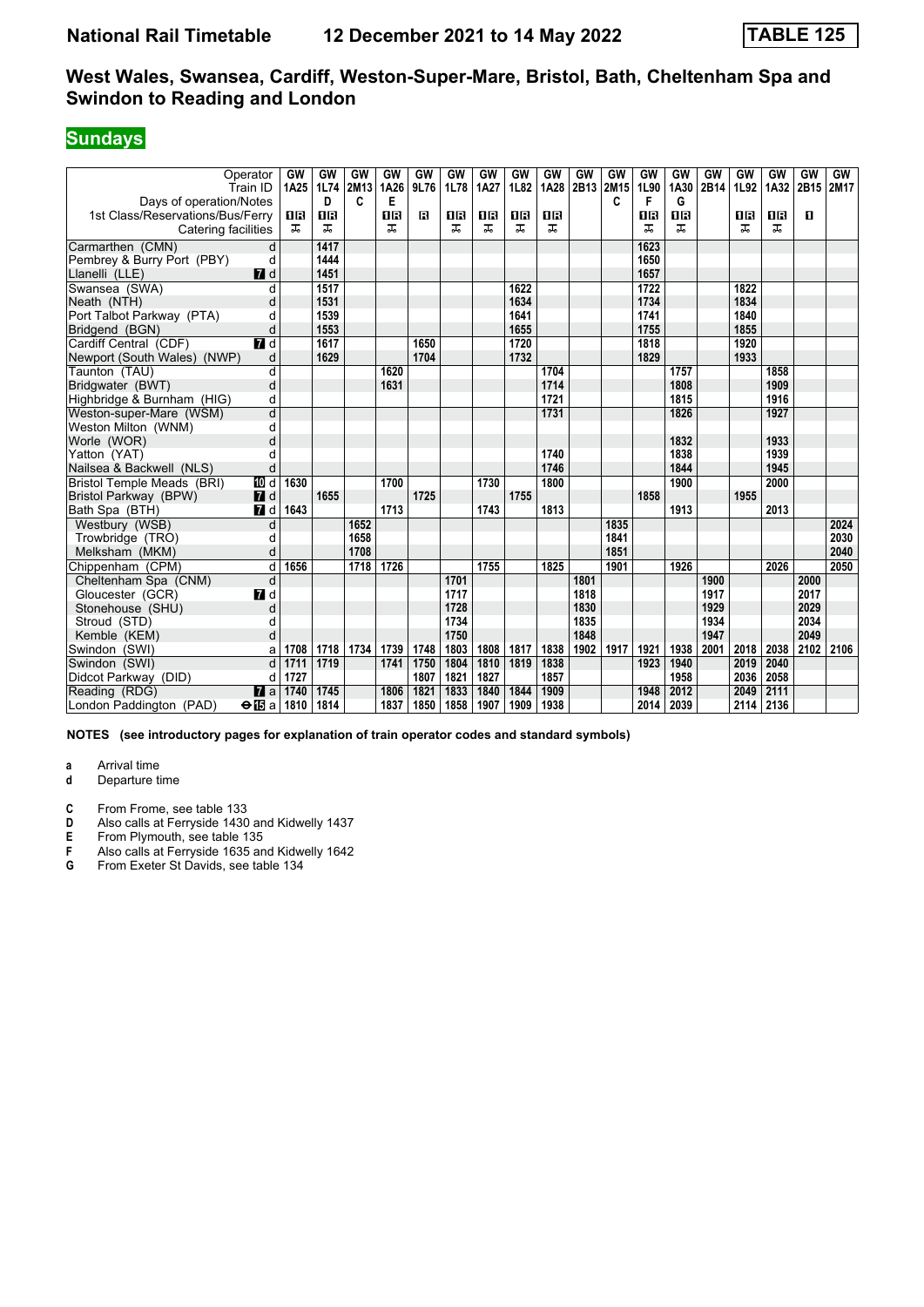# National Rail Timetable 12 December 2021 to 14 May 2022 TABLE 125

## West Wales, Swansea, Cardiff, Weston-Super-Mare, Bristol, Bath, Cheltenham Spa and Swindon to Reading and London

### Sundays

| Operator | | GW | GW | GW | GW | GW | GW | GW | GW | GW | GW | GW | GW | GW | GW | GW | GW | GW | GW |
|---|---|---|---|---|---|---|---|---|---|---|---|---|---|---|---|---|---|---|---|
| Train ID | | 1A25 | 1L74 | 2M13 | 1A26 | 9L76 | 1L78 | 1A27 | 1L82 | 1A28 | 2B13 | 2M15 | 1L90 | 1A30 | 2B14 | 1L92 | 1A32 | 2B15 | 2M17 |
| Days of operation/Notes | | | D | C | E | | | | | | | C | F | G | | | | | |
| 1st Class/Reservations/Bus/Ferry | | 1R | 1R | | 1R | R | 1R | 1R | 1R | 1R | | | 1R | 1R | | 1R | 1R | 1 | |
| Catering facilities | | T | T | | T | | T | T | T | T | | | T | T | | T | T | | |
| Carmarthen (CMN) | d | | 1417 | | | | | | | | | | 1623 | | | | | | |
| Pembrey & Burry Port (PBY) | d | | 1444 | | | | | | | | | | 1650 | | | | | | |
| Llanelli (LLE) | 7 d | | 1451 | | | | | | | | | | 1657 | | | | | | |
| Swansea (SWA) | d | | 1517 | | | | | | 1622 | | | | 1722 | | | 1822 | | | |
| Neath (NTH) | d | | 1531 | | | | | | 1634 | | | | 1734 | | | 1834 | | | |
| Port Talbot Parkway (PTA) | d | | 1539 | | | | | | 1641 | | | | 1741 | | | 1840 | | | |
| Bridgend (BGN) | d | | 1553 | | | | | | 1655 | | | | 1755 | | | 1855 | | | |
| Cardiff Central (CDF) | 7 d | | 1617 | | | 1650 | | | 1720 | | | | 1818 | | | 1920 | | | |
| Newport (South Wales) (NWP) | d | | 1629 | | | 1704 | | | 1732 | | | | 1829 | | | 1933 | | | |
| Taunton (TAU) | d | | | | 1620 | | | | | 1704 | | | | 1757 | | | 1858 | | |
| Bridgwater (BWT) | d | | | | 1631 | | | | | 1714 | | | | 1808 | | | 1909 | | |
| Highbridge & Burnham (HIG) | d | | | | | | | | | 1721 | | | | 1815 | | | 1916 | | |
| Weston-super-Mare (WSM) | d | | | | | | | | | 1731 | | | | 1826 | | | 1927 | | |
| Weston Milton (WNM) | d | | | | | | | | | | | | | | | | | | |
| Worle (WOR) | d | | | | | | | | | | | | | 1832 | | | 1933 | | |
| Yatton (YAT) | d | | | | | | | | | 1740 | | | | 1838 | | | 1939 | | |
| Nailsea & Backwell (NLS) | d | | | | | | | | | 1746 | | | | 1844 | | | 1945 | | |
| Bristol Temple Meads (BRI) | 10 d | 1630 | | | 1700 | | | 1730 | | 1800 | | | | 1900 | | | 2000 | | |
| Bristol Parkway (BPW) | 7 d | | 1655 | | | 1725 | | | 1755 | | | | 1858 | | | 1955 | | | |
| Bath Spa (BTH) | 7 d | 1643 | | | 1713 | | | 1743 | | 1813 | | | | 1913 | | | 2013 | | |
| Westbury (WSB) | d | | | 1652 | | | | | | | | 1835 | | | | | | | 2024 |
| Trowbridge (TRO) | d | | | 1658 | | | | | | | | 1841 | | | | | | | 2030 |
| Melksham (MKM) | d | | | 1708 | | | | | | | | 1851 | | | | | | | 2040 |
| Chippenham (CPM) | d | 1656 | | 1718 | 1726 | | | 1755 | | 1825 | | 1901 | | 1926 | | | 2026 | | 2050 |
| Cheltenham Spa (CNM) | d | | | | | | 1701 | | | | 1801 | | | | 1900 | | | 2000 | |
| Gloucester (GCR) | 7 d | | | | | | 1717 | | | | 1818 | | | | 1917 | | | 2017 | |
| Stonehouse (SHU) | d | | | | | | 1728 | | | | 1830 | | | | 1929 | | | 2029 | |
| Stroud (STD) | d | | | | | | 1734 | | | | 1835 | | | | 1934 | | | 2034 | |
| Kemble (KEM) | d | | | | | | 1750 | | | | 1848 | | | | 1947 | | | 2049 | |
| Swindon (SWI) | a | 1708 | 1718 | 1734 | 1739 | 1748 | 1803 | 1808 | 1817 | 1838 | 1902 | 1917 | 1921 | 1938 | 2001 | 2018 | 2038 | 2102 | 2106 |
| Swindon (SWI) | d | 1711 | 1719 | | 1741 | 1750 | 1804 | 1810 | 1819 | 1838 | | | 1923 | 1940 | | 2019 | 2040 | | |
| Didcot Parkway (DID) | d | 1727 | | | | 1807 | 1821 | 1827 | | 1857 | | | | 1958 | | 2036 | 2058 | | |
| Reading (RDG) | 7 a | 1740 | 1745 | | 1806 | 1821 | 1833 | 1840 | 1844 | 1909 | | | 1948 | 2012 | | 2049 | 2111 | | |
| London Paddington (PAD) | ⊖15 a | 1810 | 1814 | | 1837 | 1850 | 1858 | 1907 | 1909 | 1938 | | | 2014 | 2039 | | 2114 | 2136 | | |

**NOTES (see introductory pages for explanation of train operator codes and standard symbols)**

**a** Arrival time
**d** Departure time

**C** From Frome, see table 133
**D** Also calls at Ferryside 1430 and Kidwelly 1437
**E** From Plymouth, see table 135
**F** Also calls at Ferryside 1635 and Kidwelly 1642
**G** From Exeter St Davids, see table 134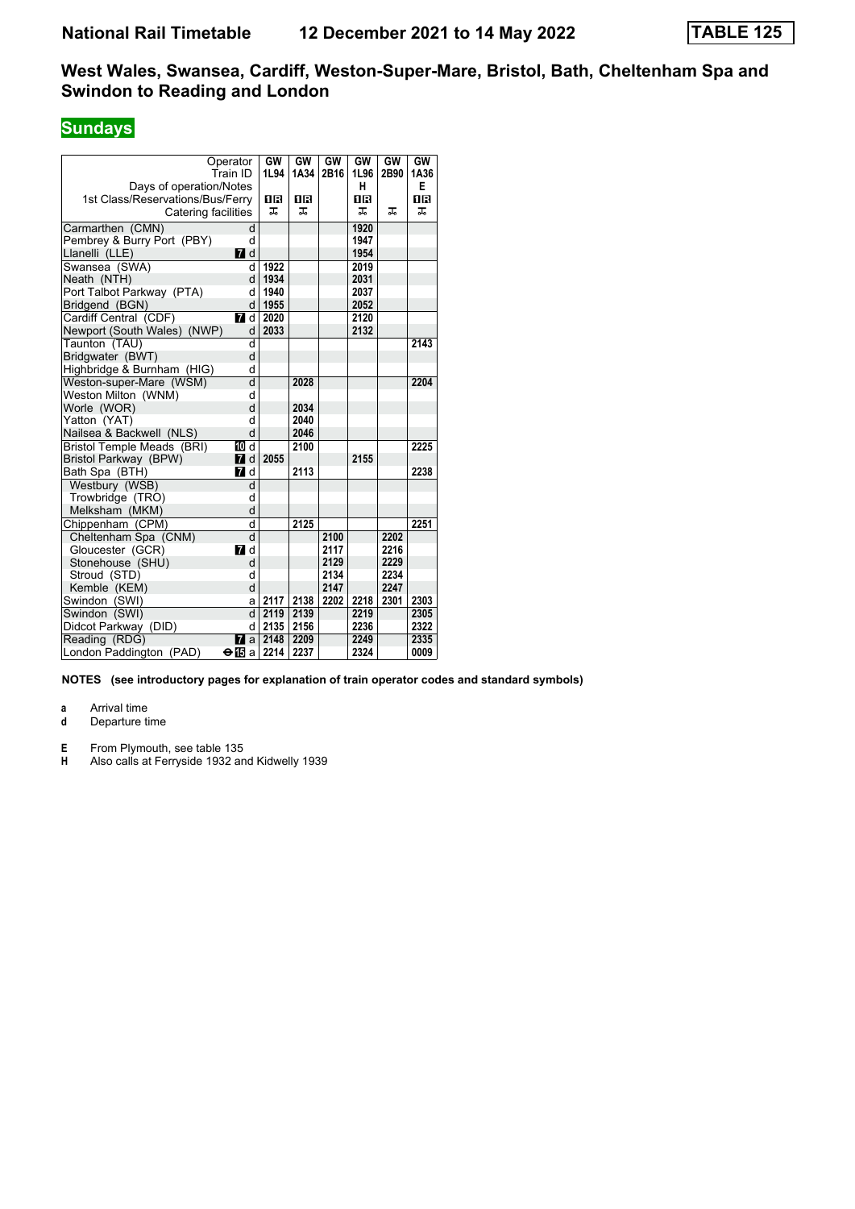# National Rail Timetable 12 December 2021 to 14 May 2022 TABLE 125

## West Wales, Swansea, Cardiff, Weston-Super-Mare, Bristol, Bath, Cheltenham Spa and Swindon to Reading and London

### Sundays

| Operator | | GW | GW | GW | GW | GW | GW |
|---|---|---|---|---|---|---|---|
| Train ID | | 1L94 | 1A34 | 2B16 | 1L96 | 2B90 | 1A36 |
| Days of operation/Notes | | | | | H | | E |
| 1st Class/Reservations/Bus/Ferry | | 1R | 1R | | 1R | | 1R |
| Catering facilities | | ⁂ | ⁂ | | ⁂ | ⁂ | ⁂ |
| Carmarthen (CMN) | d | | | | 1920 | | |
| Pembrey & Burry Port (PBY) | d | | | | 1947 | | |
| Llanelli (LLE) | 7 d | | | | 1954 | | |
| Swansea (SWA) | d | 1922 | | | 2019 | | |
| Neath (NTH) | d | 1934 | | | 2031 | | |
| Port Talbot Parkway (PTA) | d | 1940 | | | 2037 | | |
| Bridgend (BGN) | d | 1955 | | | 2052 | | |
| Cardiff Central (CDF) | 7 d | 2020 | | | 2120 | | |
| Newport (South Wales) (NWP) | d | 2033 | | | 2132 | | |
| Taunton (TAU) | d | | | | | | 2143 |
| Bridgwater (BWT) | d | | | | | | |
| Highbridge & Burnham (HIG) | d | | | | | | |
| Weston-super-Mare (WSM) | d | | 2028 | | | | 2204 |
| Weston Milton (WNM) | d | | | | | | |
| Worle (WOR) | d | | 2034 | | | | |
| Yatton (YAT) | d | | 2040 | | | | |
| Nailsea & Backwell (NLS) | d | | 2046 | | | | |
| Bristol Temple Meads (BRI) | 10 d | | 2100 | | | | 2225 |
| Bristol Parkway (BPW) | 7 d | 2055 | | | 2155 | | |
| Bath Spa (BTH) | 7 d | | 2113 | | | | 2238 |
| Westbury (WSB) | d | | | | | | |
| Trowbridge (TRO) | d | | | | | | |
| Melksham (MKM) | d | | | | | | |
| Chippenham (CPM) | d | | 2125 | | | | 2251 |
| Cheltenham Spa (CNM) | d | | | 2100 | | 2202 | |
| Gloucester (GCR) | 7 d | | | 2117 | | 2216 | |
| Stonehouse (SHU) | d | | | 2129 | | 2229 | |
| Stroud (STD) | d | | | 2134 | | 2234 | |
| Kemble (KEM) | d | | | 2147 | | 2247 | |
| Swindon (SWI) | a | 2117 | 2138 | 2202 | 2218 | 2301 | 2303 |
| Swindon (SWI) | d | 2119 | 2139 | | 2219 | | 2305 |
| Didcot Parkway (DID) | d | 2135 | 2156 | | 2236 | | 2322 |
| Reading (RDG) | 7 a | 2148 | 2209 | | 2249 | | 2335 |
| London Paddington (PAD) | ⊖15 a | 2214 | 2237 | | 2324 | | 0009 |

**NOTES (see introductory pages for explanation of train operator codes and standard symbols)**

**a** Arrival time
**d** Departure time

**E** From Plymouth, see table 135
**H** Also calls at Ferryside 1932 and Kidwelly 1939